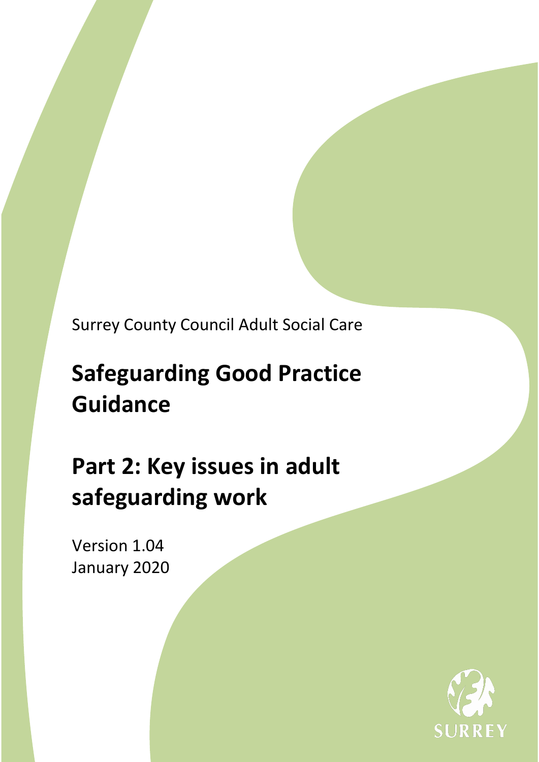Surrey County Council Adult Social Care

# Safeguarding Good Practice Guidance

# Part 2: Key issues in adult safeguarding work

Version 1.04
January 2020

SURREY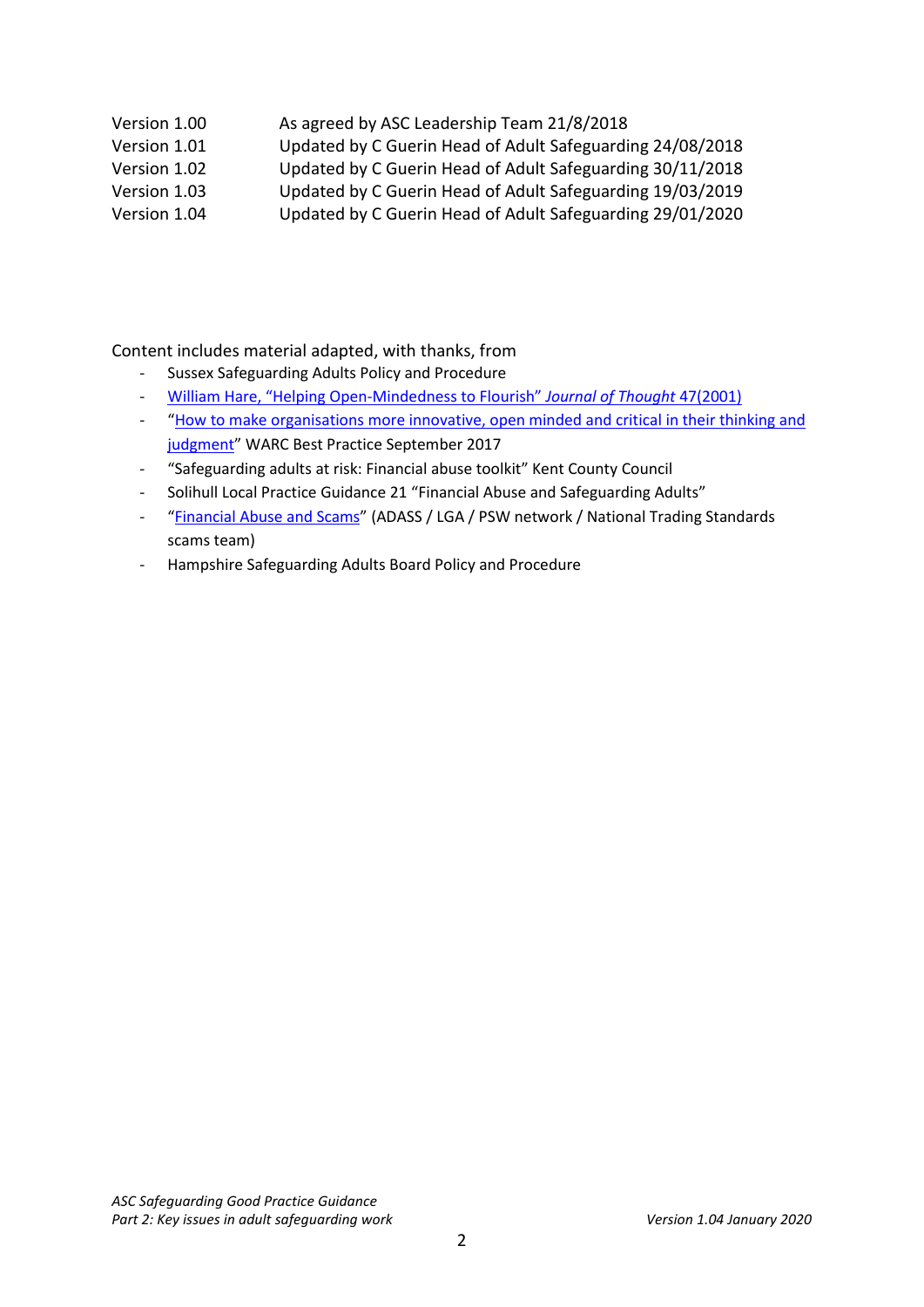| | |
|---|---|
| Version 1.00 | As agreed by ASC Leadership Team 21/8/2018 |
| Version 1.01 | Updated by C Guerin Head of Adult Safeguarding 24/08/2018 |
| Version 1.02 | Updated by C Guerin Head of Adult Safeguarding 30/11/2018 |
| Version 1.03 | Updated by C Guerin Head of Adult Safeguarding 19/03/2019 |
| Version 1.04 | Updated by C Guerin Head of Adult Safeguarding 29/01/2020 |

Content includes material adapted, with thanks, from

- Sussex Safeguarding Adults Policy and Procedure
- William Hare, "Helping Open-Mindedness to Flourish" *Journal of Thought* 47(2001)
- "How to make organisations more innovative, open minded and critical in their thinking and judgment" WARC Best Practice September 2017
- "Safeguarding adults at risk: Financial abuse toolkit" Kent County Council
- Solihull Local Practice Guidance 21 "Financial Abuse and Safeguarding Adults"
- "Financial Abuse and Scams" (ADASS / LGA / PSW network / National Trading Standards scams team)
- Hampshire Safeguarding Adults Board Policy and Procedure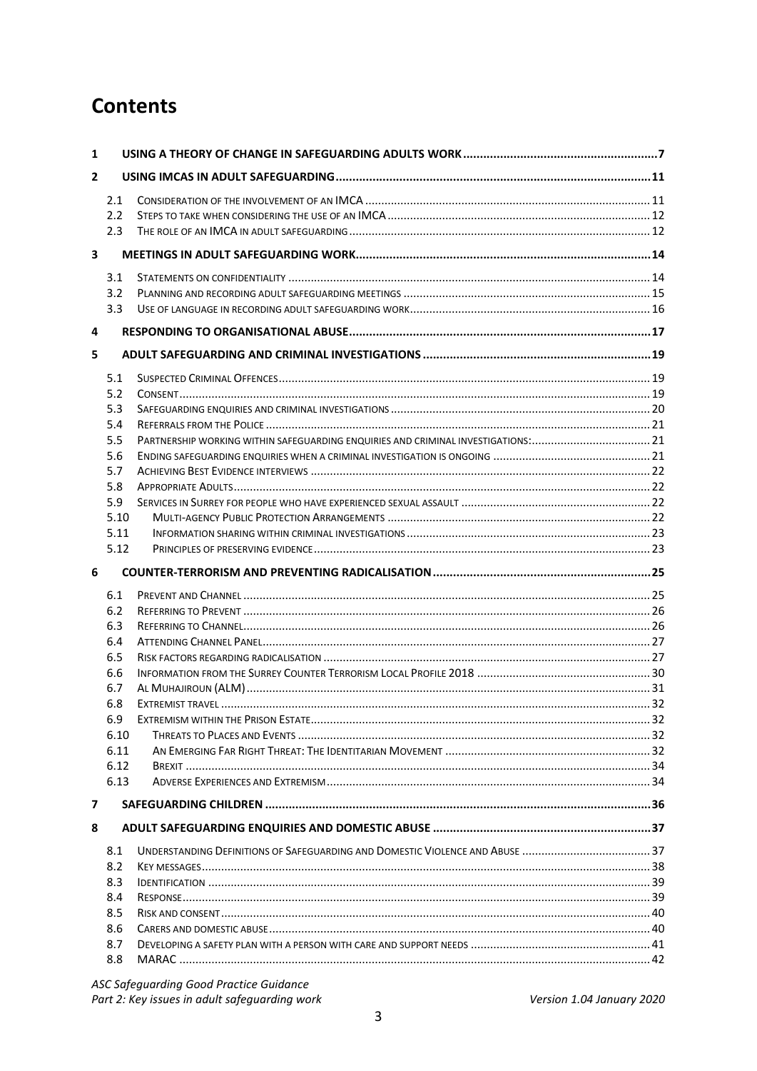# Contents

1 USING A THEORY OF CHANGE IN SAFEGUARDING ADULTS WORK ........ 7

2 USING IMCAS IN ADULT SAFEGUARDING ........ 11

- 2.1 CONSIDERATION OF THE INVOLVEMENT OF AN IMCA ........ 11
- 2.2 STEPS TO TAKE WHEN CONSIDERING THE USE OF AN IMCA ........ 12
- 2.3 THE ROLE OF AN IMCA IN ADULT SAFEGUARDING ........ 12

3 MEETINGS IN ADULT SAFEGUARDING WORK ........ 14

- 3.1 STATEMENTS ON CONFIDENTIALITY ........ 14
- 3.2 PLANNING AND RECORDING ADULT SAFEGUARDING MEETINGS ........ 15
- 3.3 USE OF LANGUAGE IN RECORDING ADULT SAFEGUARDING WORK ........ 16

4 RESPONDING TO ORGANISATIONAL ABUSE ........ 17

5 ADULT SAFEGUARDING AND CRIMINAL INVESTIGATIONS ........ 19

- 5.1 SUSPECTED CRIMINAL OFFENCES ........ 19
- 5.2 CONSENT ........ 19
- 5.3 SAFEGUARDING ENQUIRIES AND CRIMINAL INVESTIGATIONS ........ 20
- 5.4 REFERRALS FROM THE POLICE ........ 21
- 5.5 PARTNERSHIP WORKING WITHIN SAFEGUARDING ENQUIRIES AND CRIMINAL INVESTIGATIONS: ........ 21
- 5.6 ENDING SAFEGUARDING ENQUIRIES WHEN A CRIMINAL INVESTIGATION IS ONGOING ........ 21
- 5.7 ACHIEVING BEST EVIDENCE INTERVIEWS ........ 22
- 5.8 APPROPRIATE ADULTS ........ 22
- 5.9 SERVICES IN SURREY FOR PEOPLE WHO HAVE EXPERIENCED SEXUAL ASSAULT ........ 22
- 5.10 MULTI-AGENCY PUBLIC PROTECTION ARRANGEMENTS ........ 22
- 5.11 INFORMATION SHARING WITHIN CRIMINAL INVESTIGATIONS ........ 23
- 5.12 PRINCIPLES OF PRESERVING EVIDENCE ........ 23

6 COUNTER-TERRORISM AND PREVENTING RADICALISATION ........ 25

- 6.1 PREVENT AND CHANNEL ........ 25
- 6.2 REFERRING TO PREVENT ........ 26
- 6.3 REFERRING TO CHANNEL ........ 26
- 6.4 ATTENDING CHANNEL PANEL ........ 27
- 6.5 RISK FACTORS REGARDING RADICALISATION ........ 27
- 6.6 INFORMATION FROM THE SURREY COUNTER TERRORISM LOCAL PROFILE 2018 ........ 30
- 6.7 AL MUHAJIROUN (ALM) ........ 31
- 6.8 EXTREMIST TRAVEL ........ 32
- 6.9 EXTREMISM WITHIN THE PRISON ESTATE ........ 32
- 6.10 THREATS TO PLACES AND EVENTS ........ 32
- 6.11 AN EMERGING FAR RIGHT THREAT: THE IDENTITARIAN MOVEMENT ........ 32
- 6.12 BREXIT ........ 34
- 6.13 ADVERSE EXPERIENCES AND EXTREMISM ........ 34

7 SAFEGUARDING CHILDREN ........ 36

8 ADULT SAFEGUARDING ENQUIRIES AND DOMESTIC ABUSE ........ 37

- 8.1 UNDERSTANDING DEFINITIONS OF SAFEGUARDING AND DOMESTIC VIOLENCE AND ABUSE ........ 37
- 8.2 KEY MESSAGES ........ 38
- 8.3 IDENTIFICATION ........ 39
- 8.4 RESPONSE ........ 39
- 8.5 RISK AND CONSENT ........ 40
- 8.6 CARERS AND DOMESTIC ABUSE ........ 40
- 8.7 DEVELOPING A SAFETY PLAN WITH A PERSON WITH CARE AND SUPPORT NEEDS ........ 41
- 8.8 MARAC ........ 42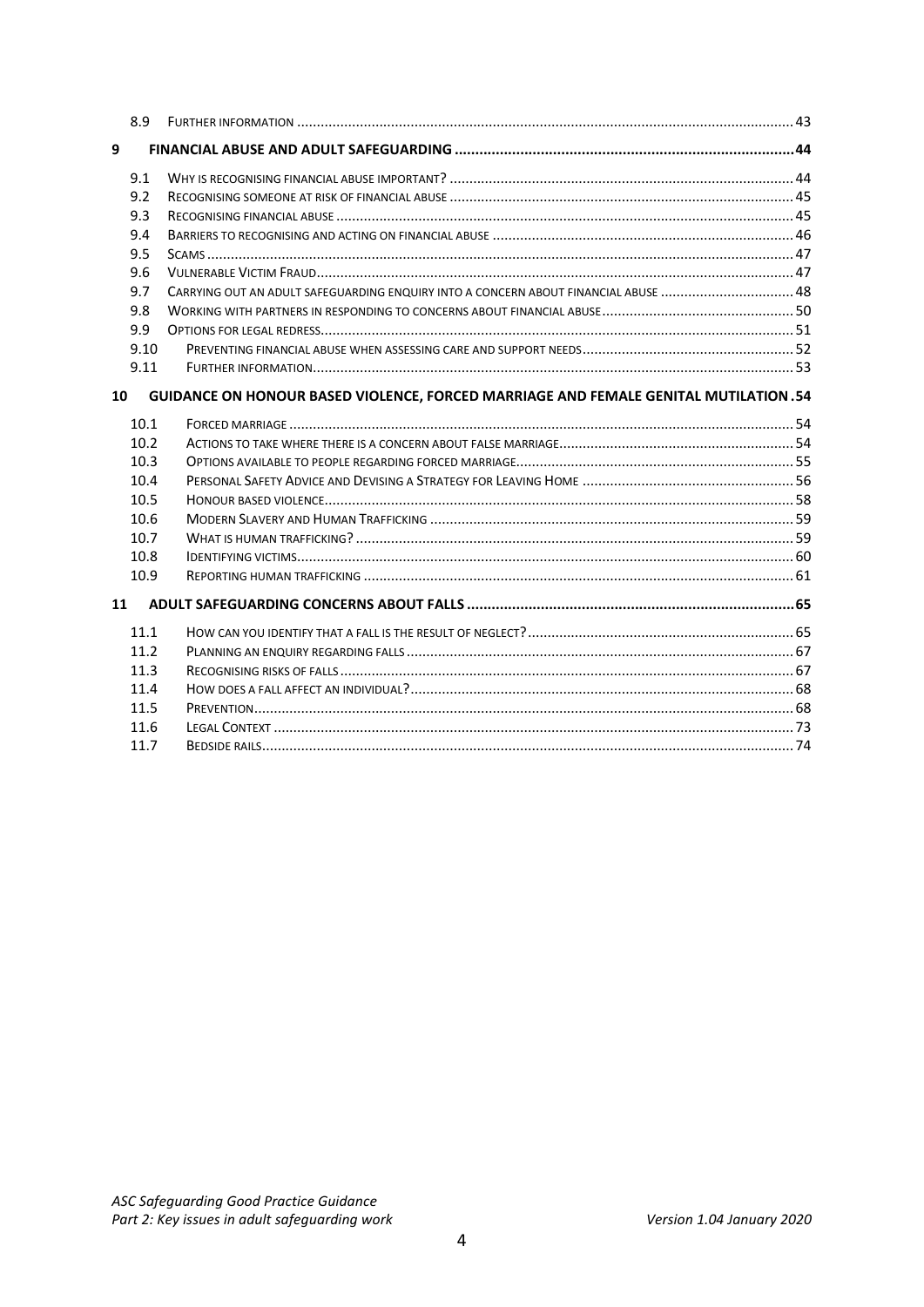| | | |
|---|---|---|
| 8.9 | Further information | 43 |
| **9** | **Financial abuse and adult safeguarding** | **44** |
| 9.1 | Why is recognising financial abuse important? | 44 |
| 9.2 | Recognising someone at risk of financial abuse | 45 |
| 9.3 | Recognising financial abuse | 45 |
| 9.4 | Barriers to recognising and acting on financial abuse | 46 |
| 9.5 | Scams | 47 |
| 9.6 | Vulnerable Victim Fraud | 47 |
| 9.7 | Carrying out an adult safeguarding enquiry into a concern about financial abuse | 48 |
| 9.8 | Working with partners in responding to concerns about financial abuse | 50 |
| 9.9 | Options for legal redress | 51 |
| 9.10 | Preventing financial abuse when assessing care and support needs | 52 |
| 9.11 | Further information | 53 |
| **10** | **Guidance on honour based violence, forced marriage and female genital mutilation** | **54** |
| 10.1 | Forced marriage | 54 |
| 10.2 | Actions to take where there is a concern about false marriage | 54 |
| 10.3 | Options available to people regarding forced marriage | 55 |
| 10.4 | Personal Safety Advice and Devising a Strategy for Leaving Home | 56 |
| 10.5 | Honour based violence | 58 |
| 10.6 | Modern Slavery and Human Trafficking | 59 |
| 10.7 | What is human trafficking? | 59 |
| 10.8 | Identifying victims | 60 |
| 10.9 | Reporting human trafficking | 61 |
| **11** | **Adult safeguarding concerns about falls** | **65** |
| 11.1 | How can you identify that a fall is the result of neglect? | 65 |
| 11.2 | Planning an enquiry regarding falls | 67 |
| 11.3 | Recognising risks of falls | 67 |
| 11.4 | How does a fall affect an individual? | 68 |
| 11.5 | Prevention | 68 |
| 11.6 | Legal Context | 73 |
| 11.7 | Bedside rails | 74 |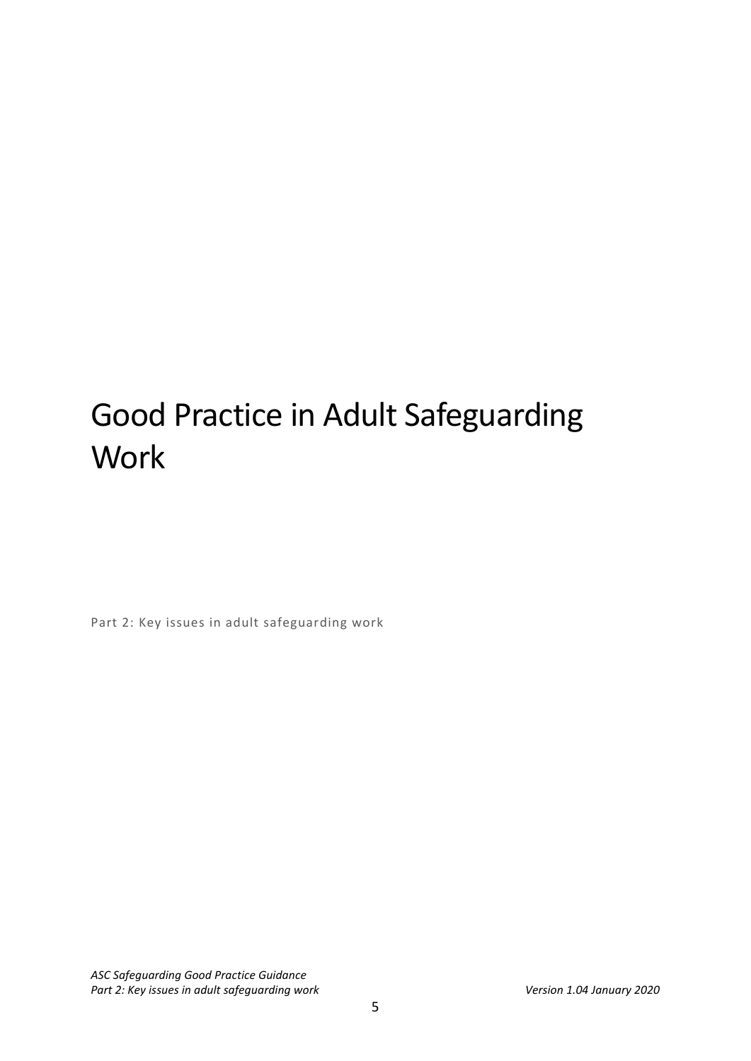# Good Practice in Adult Safeguarding Work

Part 2: Key issues in adult safeguarding work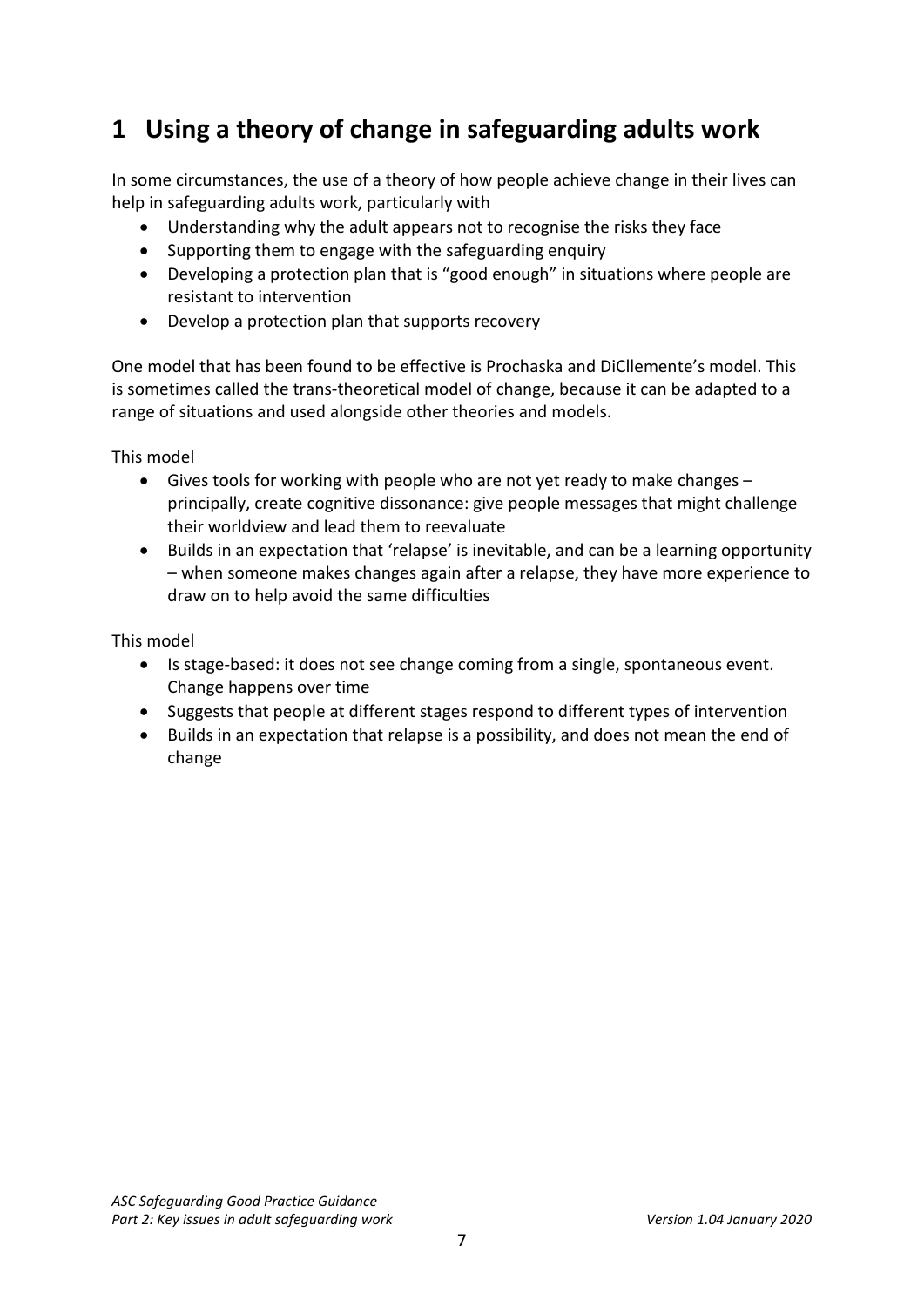# 1 Using a theory of change in safeguarding adults work

In some circumstances, the use of a theory of how people achieve change in their lives can help in safeguarding adults work, particularly with

- Understanding why the adult appears not to recognise the risks they face
- Supporting them to engage with the safeguarding enquiry
- Developing a protection plan that is "good enough" in situations where people are resistant to intervention
- Develop a protection plan that supports recovery

One model that has been found to be effective is Prochaska and DiCllemente's model. This is sometimes called the trans-theoretical model of change, because it can be adapted to a range of situations and used alongside other theories and models.

This model

- Gives tools for working with people who are not yet ready to make changes – principally, create cognitive dissonance: give people messages that might challenge their worldview and lead them to reevaluate
- Builds in an expectation that 'relapse' is inevitable, and can be a learning opportunity – when someone makes changes again after a relapse, they have more experience to draw on to help avoid the same difficulties

This model

- Is stage-based: it does not see change coming from a single, spontaneous event. Change happens over time
- Suggests that people at different stages respond to different types of intervention
- Builds in an expectation that relapse is a possibility, and does not mean the end of change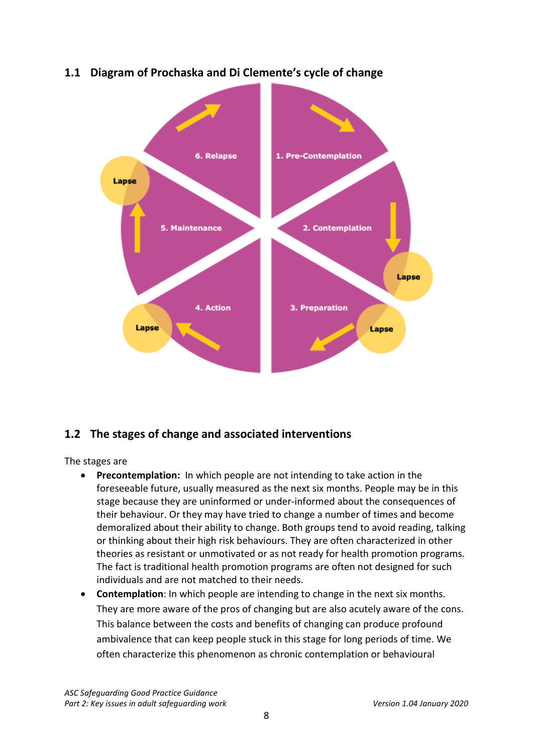## 1.1 Diagram of Prochaska and Di Clemente's cycle of change

6. Relapse

1. Pre-Contemplation

Lapse

5. Maintenance

2. Contemplation

Lapse

4. Action

3. Preparation

Lapse

Lapse

## 1.2 The stages of change and associated interventions

The stages are

- **Precontemplation:** In which people are not intending to take action in the foreseeable future, usually measured as the next six months. People may be in this stage because they are uninformed or under-informed about the consequences of their behaviour. Or they may have tried to change a number of times and become demoralized about their ability to change. Both groups tend to avoid reading, talking or thinking about their high risk behaviours. They are often characterized in other theories as resistant or unmotivated or as not ready for health promotion programs. The fact is traditional health promotion programs are often not designed for such individuals and are not matched to their needs.
- **Contemplation**: In which people are intending to change in the next six months. They are more aware of the pros of changing but are also acutely aware of the cons. This balance between the costs and benefits of changing can produce profound ambivalence that can keep people stuck in this stage for long periods of time. We often characterize this phenomenon as chronic contemplation or behavioural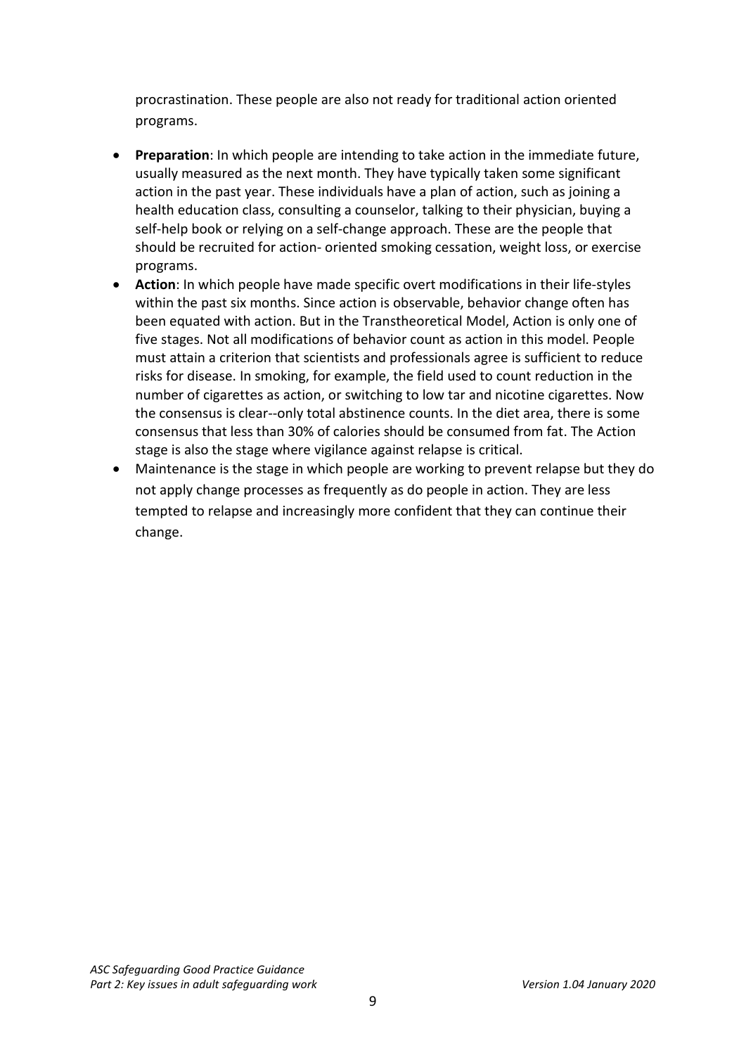procrastination. These people are also not ready for traditional action oriented programs.

- **Preparation**: In which people are intending to take action in the immediate future, usually measured as the next month. They have typically taken some significant action in the past year. These individuals have a plan of action, such as joining a health education class, consulting a counselor, talking to their physician, buying a self-help book or relying on a self-change approach. These are the people that should be recruited for action- oriented smoking cessation, weight loss, or exercise programs.
- **Action**: In which people have made specific overt modifications in their life-styles within the past six months. Since action is observable, behavior change often has been equated with action. But in the Transtheoretical Model, Action is only one of five stages. Not all modifications of behavior count as action in this model. People must attain a criterion that scientists and professionals agree is sufficient to reduce risks for disease. In smoking, for example, the field used to count reduction in the number of cigarettes as action, or switching to low tar and nicotine cigarettes. Now the consensus is clear--only total abstinence counts. In the diet area, there is some consensus that less than 30% of calories should be consumed from fat. The Action stage is also the stage where vigilance against relapse is critical.
- Maintenance is the stage in which people are working to prevent relapse but they do not apply change processes as frequently as do people in action. They are less tempted to relapse and increasingly more confident that they can continue their change.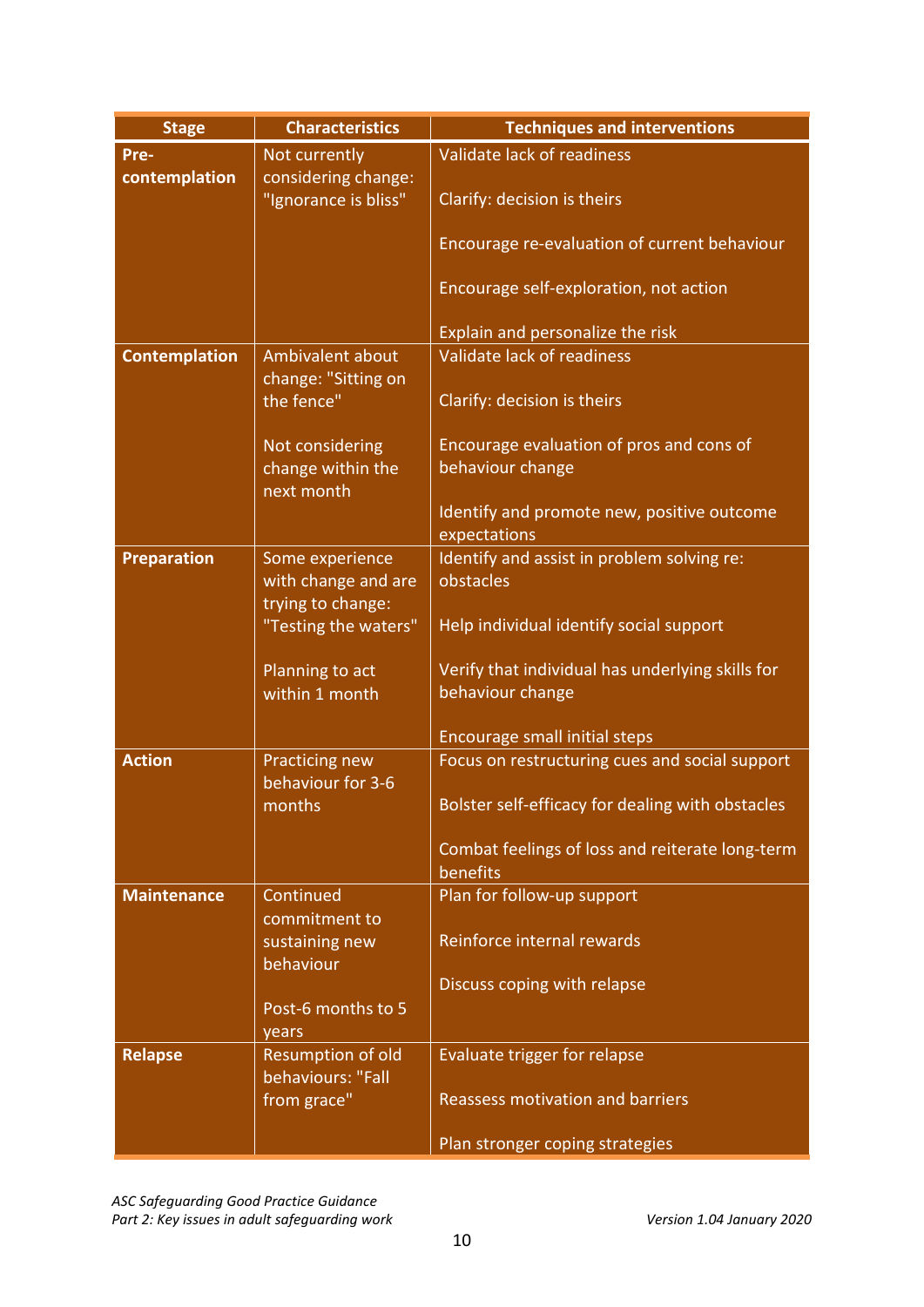| Stage | Characteristics | Techniques and interventions |
|---|---|---|
| **Pre-contemplation** | Not currently considering change: "Ignorance is bliss" | Validate lack of readiness<br><br>Clarify: decision is theirs<br><br>Encourage re-evaluation of current behaviour<br><br>Encourage self-exploration, not action<br><br>Explain and personalize the risk |
| **Contemplation** | Ambivalent about change: "Sitting on the fence"<br><br>Not considering change within the next month | Validate lack of readiness<br><br>Clarify: decision is theirs<br><br>Encourage evaluation of pros and cons of behaviour change<br><br>Identify and promote new, positive outcome expectations |
| **Preparation** | Some experience with change and are trying to change: "Testing the waters"<br><br>Planning to act within 1 month | Identify and assist in problem solving re: obstacles<br><br>Help individual identify social support<br><br>Verify that individual has underlying skills for behaviour change<br><br>Encourage small initial steps |
| **Action** | Practicing new behaviour for 3-6 months | Focus on restructuring cues and social support<br><br>Bolster self-efficacy for dealing with obstacles<br><br>Combat feelings of loss and reiterate long-term benefits |
| **Maintenance** | Continued commitment to sustaining new behaviour<br><br>Post-6 months to 5 years | Plan for follow-up support<br><br>Reinforce internal rewards<br><br>Discuss coping with relapse |
| **Relapse** | Resumption of old behaviours: "Fall from grace" | Evaluate trigger for relapse<br><br>Reassess motivation and barriers<br><br>Plan stronger coping strategies |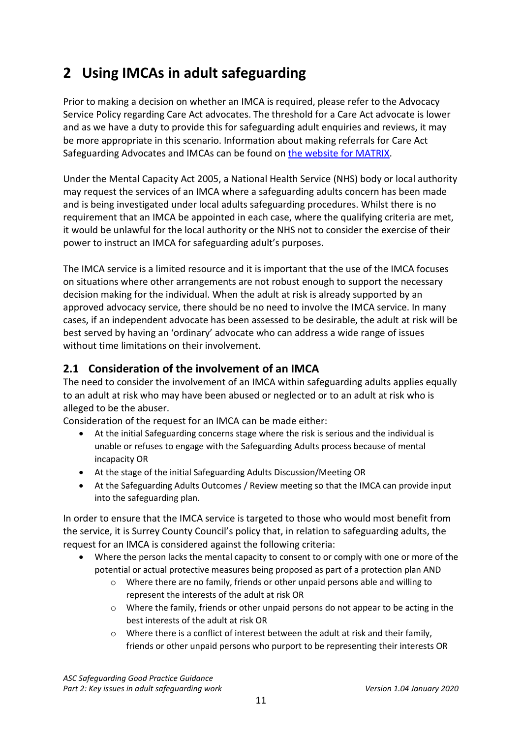# 2 Using IMCAs in adult safeguarding

Prior to making a decision on whether an IMCA is required, please refer to the Advocacy Service Policy regarding Care Act advocates. The threshold for a Care Act advocate is lower and as we have a duty to provide this for safeguarding adult enquiries and reviews, it may be more appropriate in this scenario. Information about making referrals for Care Act Safeguarding Advocates and IMCAs can be found on [the website for MATRIX](#).

Under the Mental Capacity Act 2005, a National Health Service (NHS) body or local authority may request the services of an IMCA where a safeguarding adults concern has been made and is being investigated under local adults safeguarding procedures. Whilst there is no requirement that an IMCA be appointed in each case, where the qualifying criteria are met, it would be unlawful for the local authority or the NHS not to consider the exercise of their power to instruct an IMCA for safeguarding adult's purposes.

The IMCA service is a limited resource and it is important that the use of the IMCA focuses on situations where other arrangements are not robust enough to support the necessary decision making for the individual. When the adult at risk is already supported by an approved advocacy service, there should be no need to involve the IMCA service. In many cases, if an independent advocate has been assessed to be desirable, the adult at risk will be best served by having an 'ordinary' advocate who can address a wide range of issues without time limitations on their involvement.

## 2.1 Consideration of the involvement of an IMCA

The need to consider the involvement of an IMCA within safeguarding adults applies equally to an adult at risk who may have been abused or neglected or to an adult at risk who is alleged to be the abuser.

Consideration of the request for an IMCA can be made either:

- At the initial Safeguarding concerns stage where the risk is serious and the individual is unable or refuses to engage with the Safeguarding Adults process because of mental incapacity OR
- At the stage of the initial Safeguarding Adults Discussion/Meeting OR
- At the Safeguarding Adults Outcomes / Review meeting so that the IMCA can provide input into the safeguarding plan.

In order to ensure that the IMCA service is targeted to those who would most benefit from the service, it is Surrey County Council's policy that, in relation to safeguarding adults, the request for an IMCA is considered against the following criteria:

- Where the person lacks the mental capacity to consent to or comply with one or more of the potential or actual protective measures being proposed as part of a protection plan AND
  - Where there are no family, friends or other unpaid persons able and willing to represent the interests of the adult at risk OR
  - Where the family, friends or other unpaid persons do not appear to be acting in the best interests of the adult at risk OR
  - Where there is a conflict of interest between the adult at risk and their family, friends or other unpaid persons who purport to be representing their interests OR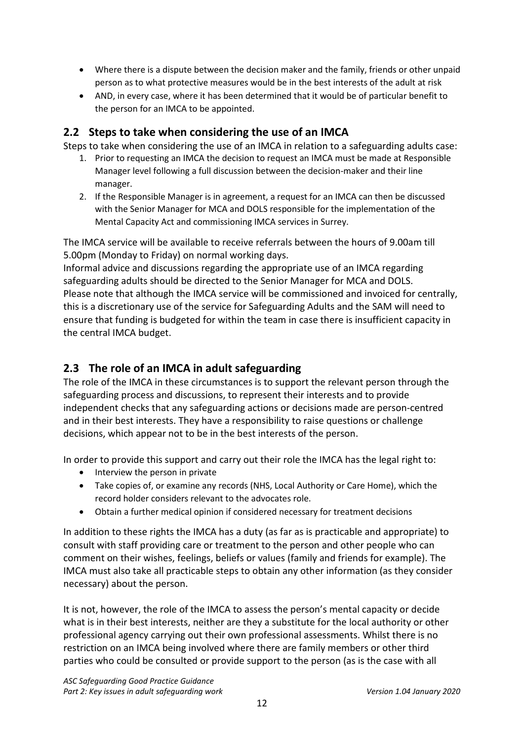- Where there is a dispute between the decision maker and the family, friends or other unpaid person as to what protective measures would be in the best interests of the adult at risk
- AND, in every case, where it has been determined that it would be of particular benefit to the person for an IMCA to be appointed.

## 2.2 Steps to take when considering the use of an IMCA

Steps to take when considering the use of an IMCA in relation to a safeguarding adults case:

1. Prior to requesting an IMCA the decision to request an IMCA must be made at Responsible Manager level following a full discussion between the decision-maker and their line manager.
2. If the Responsible Manager is in agreement, a request for an IMCA can then be discussed with the Senior Manager for MCA and DOLS responsible for the implementation of the Mental Capacity Act and commissioning IMCA services in Surrey.

The IMCA service will be available to receive referrals between the hours of 9.00am till 5.00pm (Monday to Friday) on normal working days.

Informal advice and discussions regarding the appropriate use of an IMCA regarding safeguarding adults should be directed to the Senior Manager for MCA and DOLS.

Please note that although the IMCA service will be commissioned and invoiced for centrally, this is a discretionary use of the service for Safeguarding Adults and the SAM will need to ensure that funding is budgeted for within the team in case there is insufficient capacity in the central IMCA budget.

## 2.3 The role of an IMCA in adult safeguarding

The role of the IMCA in these circumstances is to support the relevant person through the safeguarding process and discussions, to represent their interests and to provide independent checks that any safeguarding actions or decisions made are person-centred and in their best interests. They have a responsibility to raise questions or challenge decisions, which appear not to be in the best interests of the person.

In order to provide this support and carry out their role the IMCA has the legal right to:

- Interview the person in private
- Take copies of, or examine any records (NHS, Local Authority or Care Home), which the record holder considers relevant to the advocates role.
- Obtain a further medical opinion if considered necessary for treatment decisions

In addition to these rights the IMCA has a duty (as far as is practicable and appropriate) to consult with staff providing care or treatment to the person and other people who can comment on their wishes, feelings, beliefs or values (family and friends for example). The IMCA must also take all practicable steps to obtain any other information (as they consider necessary) about the person.

It is not, however, the role of the IMCA to assess the person's mental capacity or decide what is in their best interests, neither are they a substitute for the local authority or other professional agency carrying out their own professional assessments. Whilst there is no restriction on an IMCA being involved where there are family members or other third parties who could be consulted or provide support to the person (as is the case with all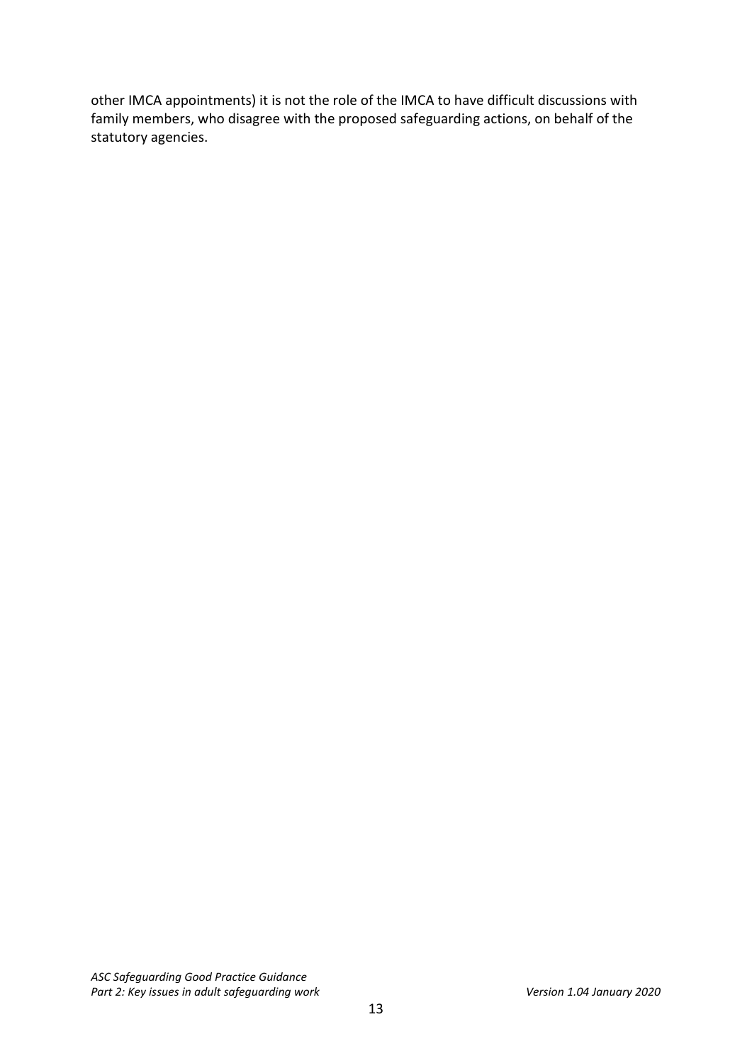other IMCA appointments) it is not the role of the IMCA to have difficult discussions with family members, who disagree with the proposed safeguarding actions, on behalf of the statutory agencies.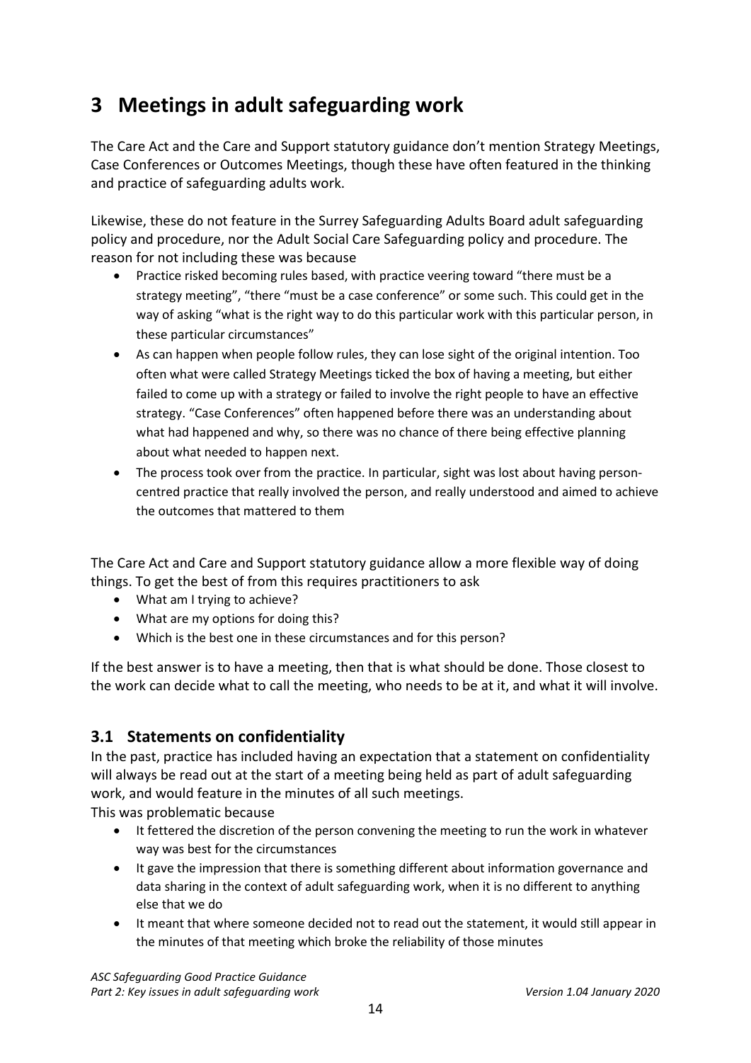# 3 Meetings in adult safeguarding work

The Care Act and the Care and Support statutory guidance don't mention Strategy Meetings, Case Conferences or Outcomes Meetings, though these have often featured in the thinking and practice of safeguarding adults work.

Likewise, these do not feature in the Surrey Safeguarding Adults Board adult safeguarding policy and procedure, nor the Adult Social Care Safeguarding policy and procedure. The reason for not including these was because

- Practice risked becoming rules based, with practice veering toward "there must be a strategy meeting", "there "must be a case conference" or some such. This could get in the way of asking "what is the right way to do this particular work with this particular person, in these particular circumstances"
- As can happen when people follow rules, they can lose sight of the original intention. Too often what were called Strategy Meetings ticked the box of having a meeting, but either failed to come up with a strategy or failed to involve the right people to have an effective strategy. "Case Conferences" often happened before there was an understanding about what had happened and why, so there was no chance of there being effective planning about what needed to happen next.
- The process took over from the practice. In particular, sight was lost about having person-centred practice that really involved the person, and really understood and aimed to achieve the outcomes that mattered to them

The Care Act and Care and Support statutory guidance allow a more flexible way of doing things. To get the best of from this requires practitioners to ask

- What am I trying to achieve?
- What are my options for doing this?
- Which is the best one in these circumstances and for this person?

If the best answer is to have a meeting, then that is what should be done. Those closest to the work can decide what to call the meeting, who needs to be at it, and what it will involve.

## 3.1 Statements on confidentiality

In the past, practice has included having an expectation that a statement on confidentiality will always be read out at the start of a meeting being held as part of adult safeguarding work, and would feature in the minutes of all such meetings.

This was problematic because

- It fettered the discretion of the person convening the meeting to run the work in whatever way was best for the circumstances
- It gave the impression that there is something different about information governance and data sharing in the context of adult safeguarding work, when it is no different to anything else that we do
- It meant that where someone decided not to read out the statement, it would still appear in the minutes of that meeting which broke the reliability of those minutes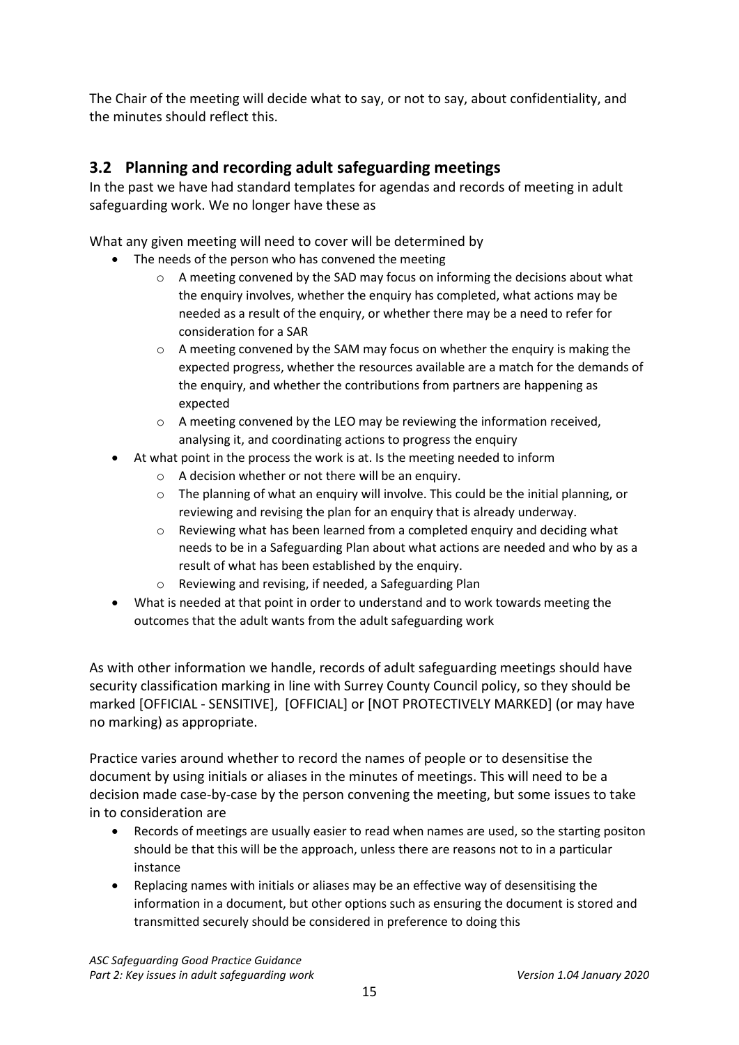The Chair of the meeting will decide what to say, or not to say, about confidentiality, and the minutes should reflect this.

## 3.2 Planning and recording adult safeguarding meetings

In the past we have had standard templates for agendas and records of meeting in adult safeguarding work. We no longer have these as

What any given meeting will need to cover will be determined by

- The needs of the person who has convened the meeting
  - A meeting convened by the SAD may focus on informing the decisions about what the enquiry involves, whether the enquiry has completed, what actions may be needed as a result of the enquiry, or whether there may be a need to refer for consideration for a SAR
  - A meeting convened by the SAM may focus on whether the enquiry is making the expected progress, whether the resources available are a match for the demands of the enquiry, and whether the contributions from partners are happening as expected
  - A meeting convened by the LEO may be reviewing the information received, analysing it, and coordinating actions to progress the enquiry
- At what point in the process the work is at. Is the meeting needed to inform
  - A decision whether or not there will be an enquiry.
  - The planning of what an enquiry will involve. This could be the initial planning, or reviewing and revising the plan for an enquiry that is already underway.
  - Reviewing what has been learned from a completed enquiry and deciding what needs to be in a Safeguarding Plan about what actions are needed and who by as a result of what has been established by the enquiry.
  - Reviewing and revising, if needed, a Safeguarding Plan
- What is needed at that point in order to understand and to work towards meeting the outcomes that the adult wants from the adult safeguarding work

As with other information we handle, records of adult safeguarding meetings should have security classification marking in line with Surrey County Council policy, so they should be marked [OFFICIAL - SENSITIVE], [OFFICIAL] or [NOT PROTECTIVELY MARKED] (or may have no marking) as appropriate.

Practice varies around whether to record the names of people or to desensitise the document by using initials or aliases in the minutes of meetings. This will need to be a decision made case-by-case by the person convening the meeting, but some issues to take in to consideration are

- Records of meetings are usually easier to read when names are used, so the starting positon should be that this will be the approach, unless there are reasons not to in a particular instance
- Replacing names with initials or aliases may be an effective way of desensitising the information in a document, but other options such as ensuring the document is stored and transmitted securely should be considered in preference to doing this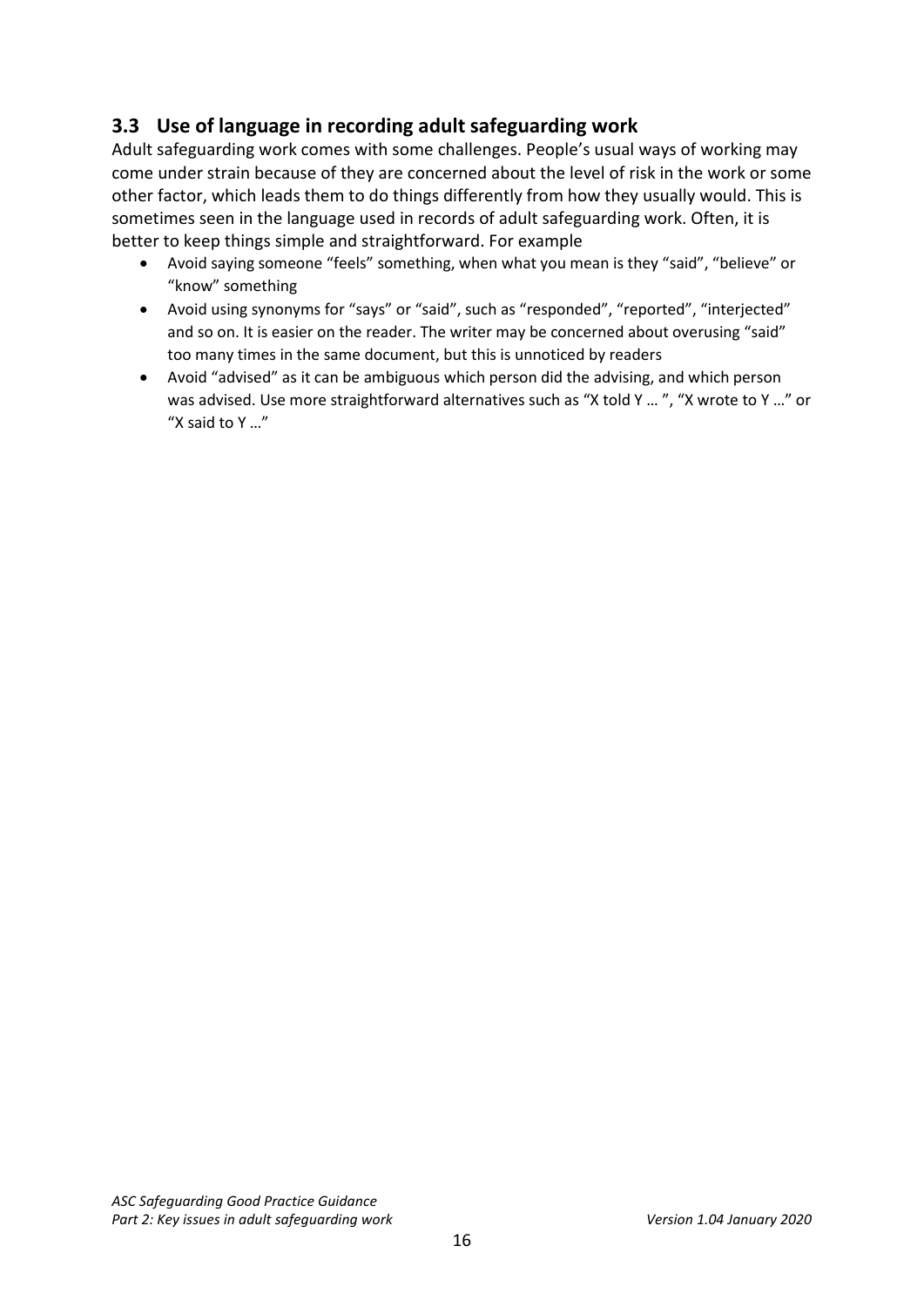## 3.3 Use of language in recording adult safeguarding work

Adult safeguarding work comes with some challenges. People's usual ways of working may come under strain because of they are concerned about the level of risk in the work or some other factor, which leads them to do things differently from how they usually would. This is sometimes seen in the language used in records of adult safeguarding work. Often, it is better to keep things simple and straightforward. For example

- Avoid saying someone "feels" something, when what you mean is they "said", "believe" or "know" something
- Avoid using synonyms for "says" or "said", such as "responded", "reported", "interjected" and so on. It is easier on the reader. The writer may be concerned about overusing "said" too many times in the same document, but this is unnoticed by readers
- Avoid "advised" as it can be ambiguous which person did the advising, and which person was advised. Use more straightforward alternatives such as "X told Y … ", "X wrote to Y …" or "X said to Y …"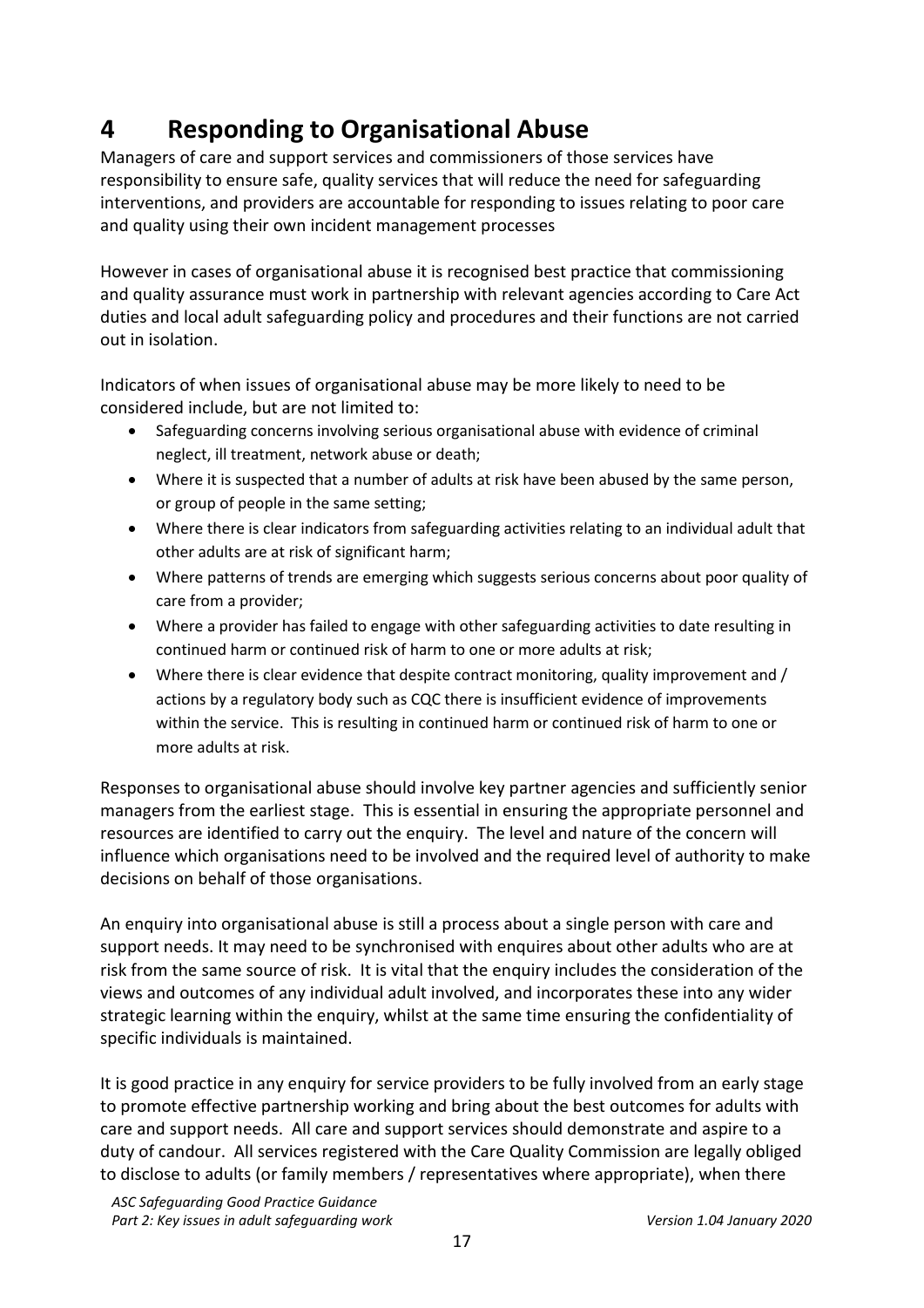# 4 Responding to Organisational Abuse

Managers of care and support services and commissioners of those services have responsibility to ensure safe, quality services that will reduce the need for safeguarding interventions, and providers are accountable for responding to issues relating to poor care and quality using their own incident management processes

However in cases of organisational abuse it is recognised best practice that commissioning and quality assurance must work in partnership with relevant agencies according to Care Act duties and local adult safeguarding policy and procedures and their functions are not carried out in isolation.

Indicators of when issues of organisational abuse may be more likely to need to be considered include, but are not limited to:

- Safeguarding concerns involving serious organisational abuse with evidence of criminal neglect, ill treatment, network abuse or death;
- Where it is suspected that a number of adults at risk have been abused by the same person, or group of people in the same setting;
- Where there is clear indicators from safeguarding activities relating to an individual adult that other adults are at risk of significant harm;
- Where patterns of trends are emerging which suggests serious concerns about poor quality of care from a provider;
- Where a provider has failed to engage with other safeguarding activities to date resulting in continued harm or continued risk of harm to one or more adults at risk;
- Where there is clear evidence that despite contract monitoring, quality improvement and / actions by a regulatory body such as CQC there is insufficient evidence of improvements within the service. This is resulting in continued harm or continued risk of harm to one or more adults at risk.

Responses to organisational abuse should involve key partner agencies and sufficiently senior managers from the earliest stage. This is essential in ensuring the appropriate personnel and resources are identified to carry out the enquiry. The level and nature of the concern will influence which organisations need to be involved and the required level of authority to make decisions on behalf of those organisations.

An enquiry into organisational abuse is still a process about a single person with care and support needs. It may need to be synchronised with enquires about other adults who are at risk from the same source of risk. It is vital that the enquiry includes the consideration of the views and outcomes of any individual adult involved, and incorporates these into any wider strategic learning within the enquiry, whilst at the same time ensuring the confidentiality of specific individuals is maintained.

It is good practice in any enquiry for service providers to be fully involved from an early stage to promote effective partnership working and bring about the best outcomes for adults with care and support needs. All care and support services should demonstrate and aspire to a duty of candour. All services registered with the Care Quality Commission are legally obliged to disclose to adults (or family members / representatives where appropriate), when there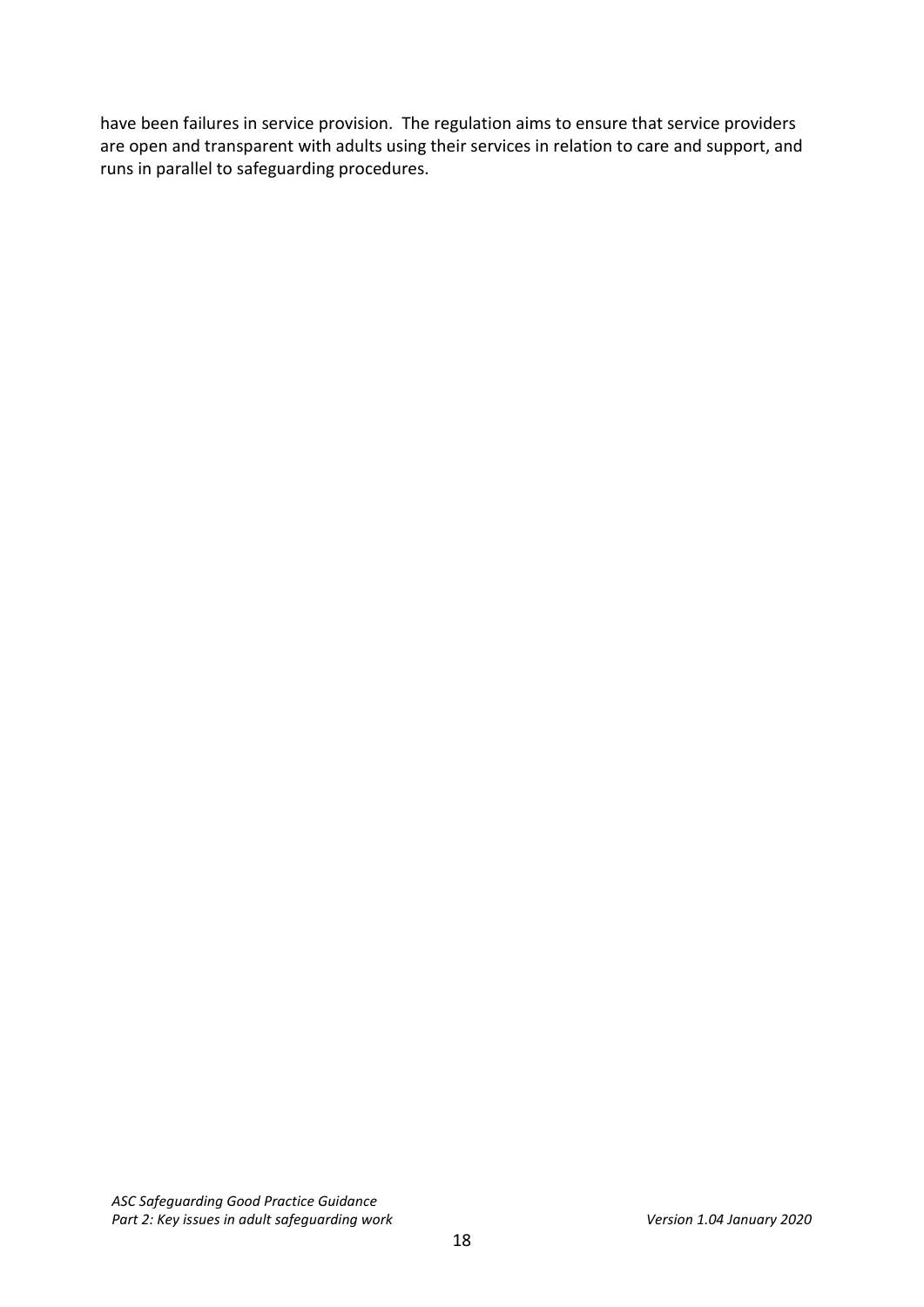have been failures in service provision. The regulation aims to ensure that service providers are open and transparent with adults using their services in relation to care and support, and runs in parallel to safeguarding procedures.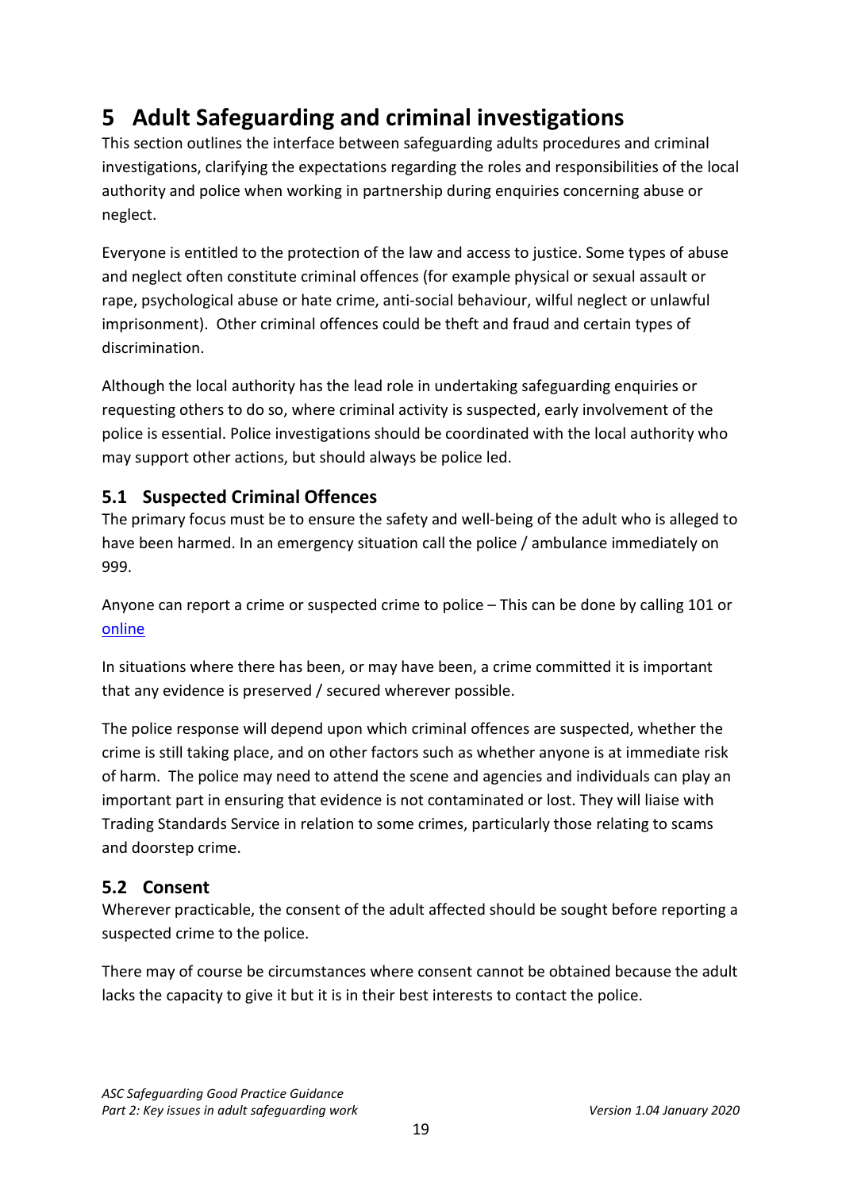# 5 Adult Safeguarding and criminal investigations

This section outlines the interface between safeguarding adults procedures and criminal investigations, clarifying the expectations regarding the roles and responsibilities of the local authority and police when working in partnership during enquiries concerning abuse or neglect.

Everyone is entitled to the protection of the law and access to justice. Some types of abuse and neglect often constitute criminal offences (for example physical or sexual assault or rape, psychological abuse or hate crime, anti-social behaviour, wilful neglect or unlawful imprisonment). Other criminal offences could be theft and fraud and certain types of discrimination.

Although the local authority has the lead role in undertaking safeguarding enquiries or requesting others to do so, where criminal activity is suspected, early involvement of the police is essential. Police investigations should be coordinated with the local authority who may support other actions, but should always be police led.

## 5.1 Suspected Criminal Offences

The primary focus must be to ensure the safety and well-being of the adult who is alleged to have been harmed. In an emergency situation call the police / ambulance immediately on 999.

Anyone can report a crime or suspected crime to police – This can be done by calling 101 or online

In situations where there has been, or may have been, a crime committed it is important that any evidence is preserved / secured wherever possible.

The police response will depend upon which criminal offences are suspected, whether the crime is still taking place, and on other factors such as whether anyone is at immediate risk of harm. The police may need to attend the scene and agencies and individuals can play an important part in ensuring that evidence is not contaminated or lost. They will liaise with Trading Standards Service in relation to some crimes, particularly those relating to scams and doorstep crime.

## 5.2 Consent

Wherever practicable, the consent of the adult affected should be sought before reporting a suspected crime to the police.

There may of course be circumstances where consent cannot be obtained because the adult lacks the capacity to give it but it is in their best interests to contact the police.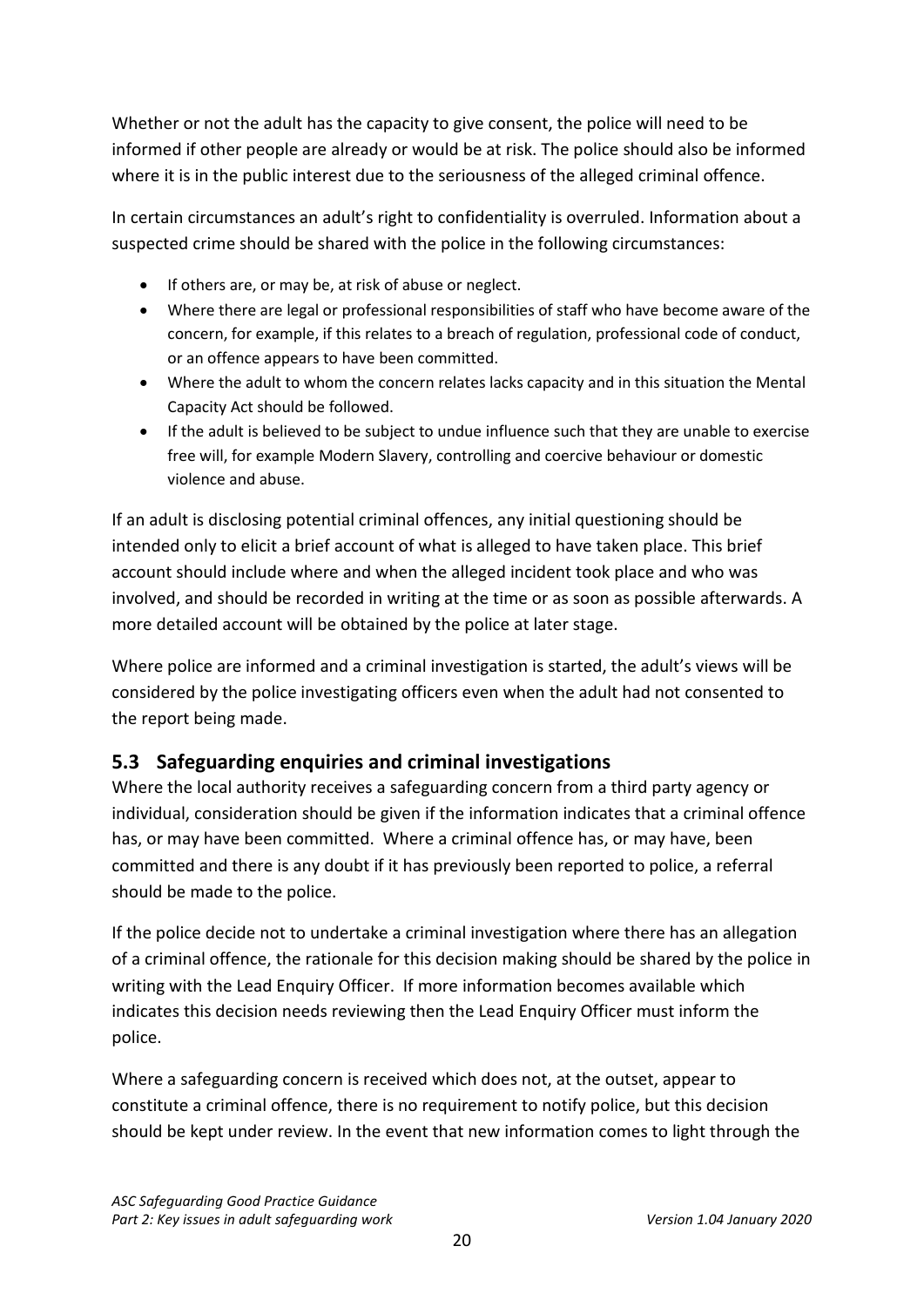Whether or not the adult has the capacity to give consent, the police will need to be informed if other people are already or would be at risk. The police should also be informed where it is in the public interest due to the seriousness of the alleged criminal offence.

In certain circumstances an adult's right to confidentiality is overruled. Information about a suspected crime should be shared with the police in the following circumstances:

- If others are, or may be, at risk of abuse or neglect.
- Where there are legal or professional responsibilities of staff who have become aware of the concern, for example, if this relates to a breach of regulation, professional code of conduct, or an offence appears to have been committed.
- Where the adult to whom the concern relates lacks capacity and in this situation the Mental Capacity Act should be followed.
- If the adult is believed to be subject to undue influence such that they are unable to exercise free will, for example Modern Slavery, controlling and coercive behaviour or domestic violence and abuse.

If an adult is disclosing potential criminal offences, any initial questioning should be intended only to elicit a brief account of what is alleged to have taken place. This brief account should include where and when the alleged incident took place and who was involved, and should be recorded in writing at the time or as soon as possible afterwards. A more detailed account will be obtained by the police at later stage.

Where police are informed and a criminal investigation is started, the adult's views will be considered by the police investigating officers even when the adult had not consented to the report being made.

## 5.3 Safeguarding enquiries and criminal investigations

Where the local authority receives a safeguarding concern from a third party agency or individual, consideration should be given if the information indicates that a criminal offence has, or may have been committed. Where a criminal offence has, or may have, been committed and there is any doubt if it has previously been reported to police, a referral should be made to the police.

If the police decide not to undertake a criminal investigation where there has an allegation of a criminal offence, the rationale for this decision making should be shared by the police in writing with the Lead Enquiry Officer. If more information becomes available which indicates this decision needs reviewing then the Lead Enquiry Officer must inform the police.

Where a safeguarding concern is received which does not, at the outset, appear to constitute a criminal offence, there is no requirement to notify police, but this decision should be kept under review. In the event that new information comes to light through the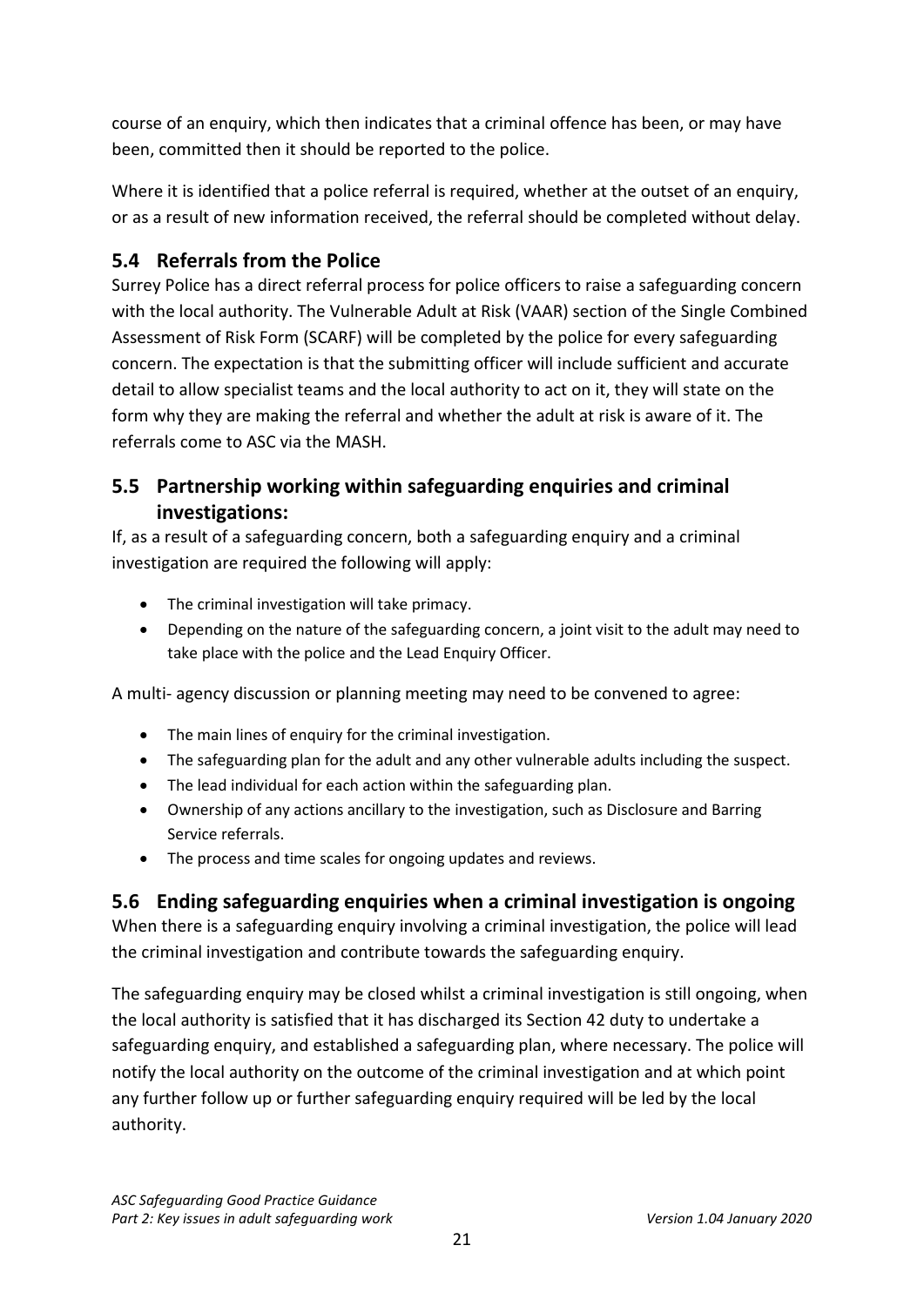course of an enquiry, which then indicates that a criminal offence has been, or may have been, committed then it should be reported to the police.

Where it is identified that a police referral is required, whether at the outset of an enquiry, or as a result of new information received, the referral should be completed without delay.

## 5.4 Referrals from the Police

Surrey Police has a direct referral process for police officers to raise a safeguarding concern with the local authority. The Vulnerable Adult at Risk (VAAR) section of the Single Combined Assessment of Risk Form (SCARF) will be completed by the police for every safeguarding concern. The expectation is that the submitting officer will include sufficient and accurate detail to allow specialist teams and the local authority to act on it, they will state on the form why they are making the referral and whether the adult at risk is aware of it. The referrals come to ASC via the MASH.

## 5.5 Partnership working within safeguarding enquiries and criminal investigations:

If, as a result of a safeguarding concern, both a safeguarding enquiry and a criminal investigation are required the following will apply:

- The criminal investigation will take primacy.
- Depending on the nature of the safeguarding concern, a joint visit to the adult may need to take place with the police and the Lead Enquiry Officer.

A multi- agency discussion or planning meeting may need to be convened to agree:

- The main lines of enquiry for the criminal investigation.
- The safeguarding plan for the adult and any other vulnerable adults including the suspect.
- The lead individual for each action within the safeguarding plan.
- Ownership of any actions ancillary to the investigation, such as Disclosure and Barring Service referrals.
- The process and time scales for ongoing updates and reviews.

## 5.6 Ending safeguarding enquiries when a criminal investigation is ongoing

When there is a safeguarding enquiry involving a criminal investigation, the police will lead the criminal investigation and contribute towards the safeguarding enquiry.

The safeguarding enquiry may be closed whilst a criminal investigation is still ongoing, when the local authority is satisfied that it has discharged its Section 42 duty to undertake a safeguarding enquiry, and established a safeguarding plan, where necessary. The police will notify the local authority on the outcome of the criminal investigation and at which point any further follow up or further safeguarding enquiry required will be led by the local authority.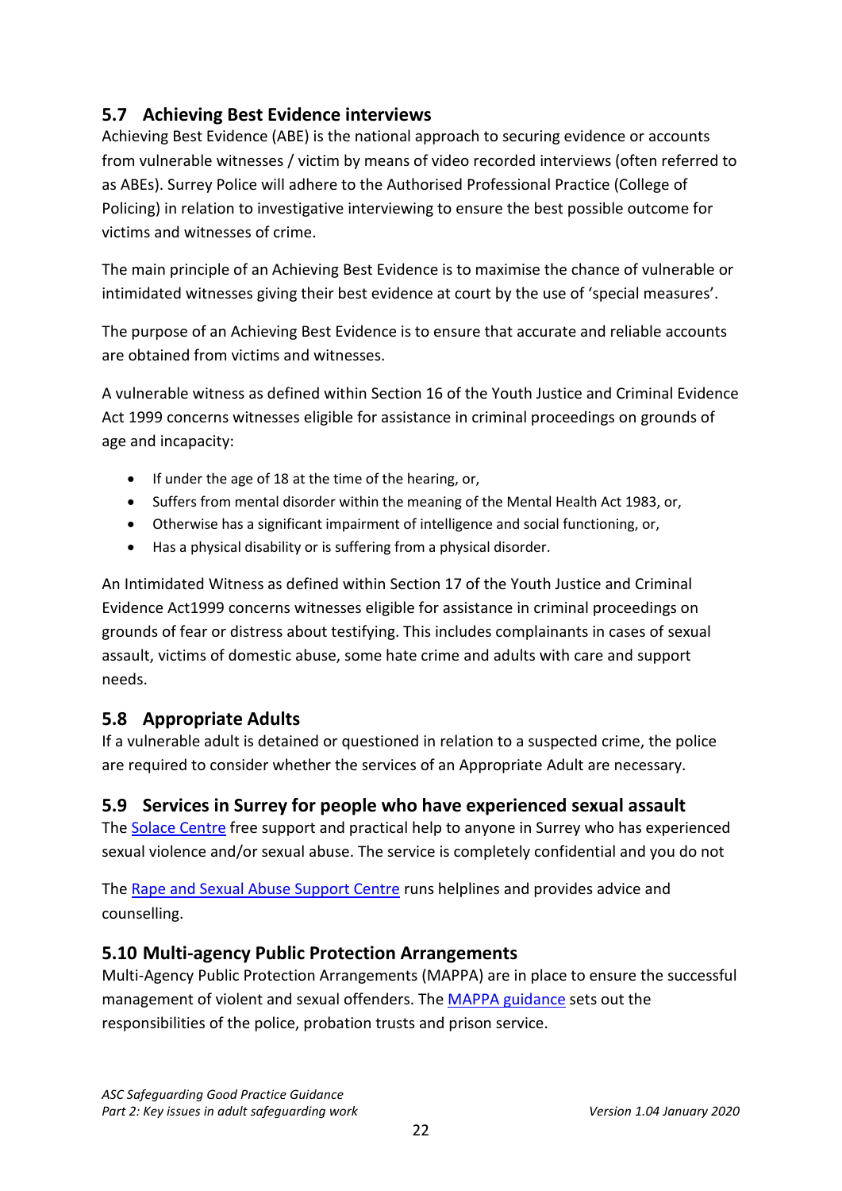## 5.7 Achieving Best Evidence interviews

Achieving Best Evidence (ABE) is the national approach to securing evidence or accounts from vulnerable witnesses / victim by means of video recorded interviews (often referred to as ABEs). Surrey Police will adhere to the Authorised Professional Practice (College of Policing) in relation to investigative interviewing to ensure the best possible outcome for victims and witnesses of crime.

The main principle of an Achieving Best Evidence is to maximise the chance of vulnerable or intimidated witnesses giving their best evidence at court by the use of 'special measures'.

The purpose of an Achieving Best Evidence is to ensure that accurate and reliable accounts are obtained from victims and witnesses.

A vulnerable witness as defined within Section 16 of the Youth Justice and Criminal Evidence Act 1999 concerns witnesses eligible for assistance in criminal proceedings on grounds of age and incapacity:

- If under the age of 18 at the time of the hearing, or,
- Suffers from mental disorder within the meaning of the Mental Health Act 1983, or,
- Otherwise has a significant impairment of intelligence and social functioning, or,
- Has a physical disability or is suffering from a physical disorder.

An Intimidated Witness as defined within Section 17 of the Youth Justice and Criminal Evidence Act1999 concerns witnesses eligible for assistance in criminal proceedings on grounds of fear or distress about testifying. This includes complainants in cases of sexual assault, victims of domestic abuse, some hate crime and adults with care and support needs.

## 5.8 Appropriate Adults

If a vulnerable adult is detained or questioned in relation to a suspected crime, the police are required to consider whether the services of an Appropriate Adult are necessary.

## 5.9 Services in Surrey for people who have experienced sexual assault

The Solace Centre free support and practical help to anyone in Surrey who has experienced sexual violence and/or sexual abuse. The service is completely confidential and you do not

The Rape and Sexual Abuse Support Centre runs helplines and provides advice and counselling.

## 5.10 Multi-agency Public Protection Arrangements

Multi-Agency Public Protection Arrangements (MAPPA) are in place to ensure the successful management of violent and sexual offenders. The MAPPA guidance sets out the responsibilities of the police, probation trusts and prison service.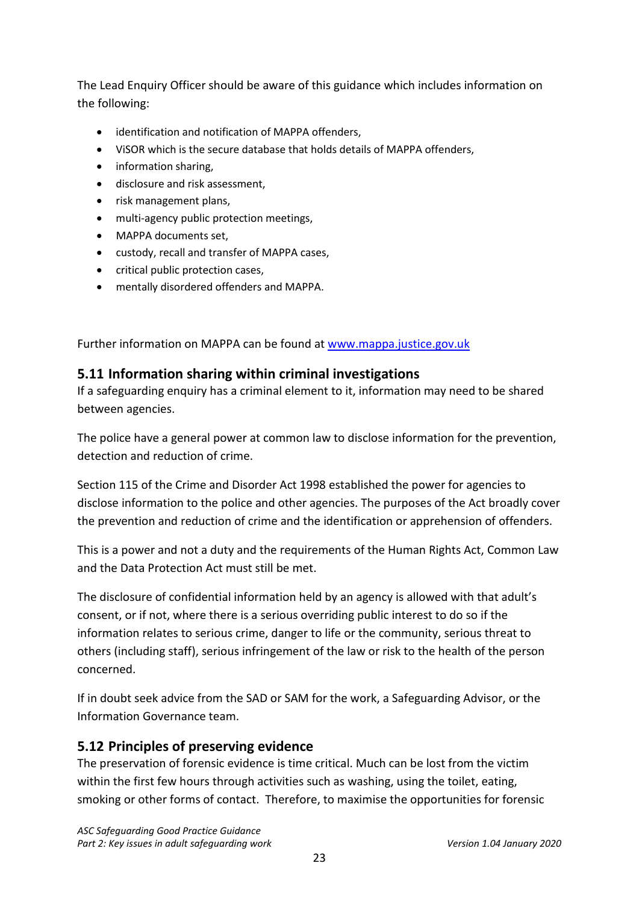The Lead Enquiry Officer should be aware of this guidance which includes information on the following:

- identification and notification of MAPPA offenders,
- ViSOR which is the secure database that holds details of MAPPA offenders,
- information sharing,
- disclosure and risk assessment,
- risk management plans,
- multi-agency public protection meetings,
- MAPPA documents set,
- custody, recall and transfer of MAPPA cases,
- critical public protection cases,
- mentally disordered offenders and MAPPA.

Further information on MAPPA can be found at [www.mappa.justice.gov.uk](www.mappa.justice.gov.uk)

## 5.11 Information sharing within criminal investigations

If a safeguarding enquiry has a criminal element to it, information may need to be shared between agencies.

The police have a general power at common law to disclose information for the prevention, detection and reduction of crime.

Section 115 of the Crime and Disorder Act 1998 established the power for agencies to disclose information to the police and other agencies. The purposes of the Act broadly cover the prevention and reduction of crime and the identification or apprehension of offenders.

This is a power and not a duty and the requirements of the Human Rights Act, Common Law and the Data Protection Act must still be met.

The disclosure of confidential information held by an agency is allowed with that adult's consent, or if not, where there is a serious overriding public interest to do so if the information relates to serious crime, danger to life or the community, serious threat to others (including staff), serious infringement of the law or risk to the health of the person concerned.

If in doubt seek advice from the SAD or SAM for the work, a Safeguarding Advisor, or the Information Governance team.

## 5.12 Principles of preserving evidence

The preservation of forensic evidence is time critical. Much can be lost from the victim within the first few hours through activities such as washing, using the toilet, eating, smoking or other forms of contact. Therefore, to maximise the opportunities for forensic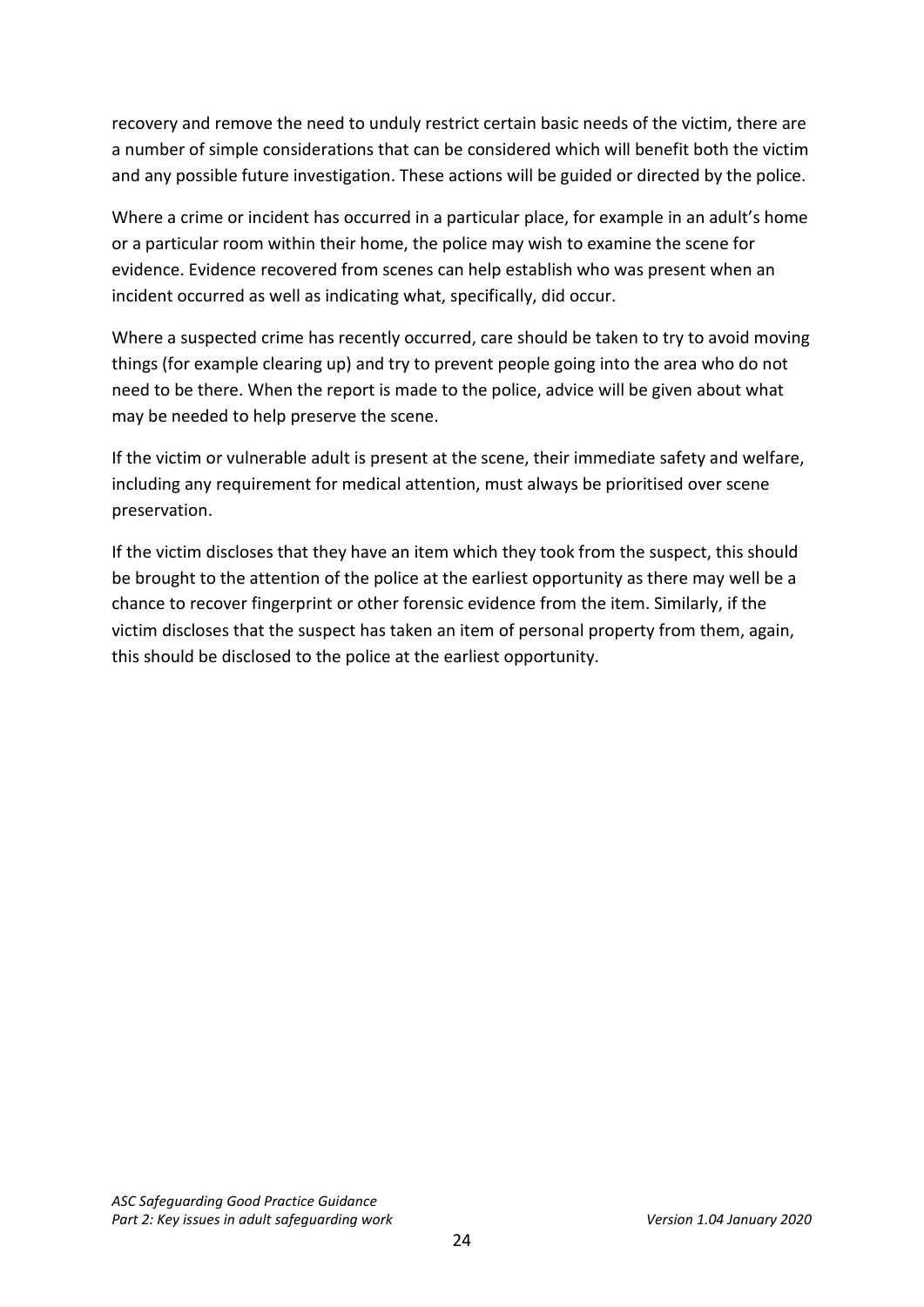recovery and remove the need to unduly restrict certain basic needs of the victim, there are a number of simple considerations that can be considered which will benefit both the victim and any possible future investigation. These actions will be guided or directed by the police.

Where a crime or incident has occurred in a particular place, for example in an adult's home or a particular room within their home, the police may wish to examine the scene for evidence. Evidence recovered from scenes can help establish who was present when an incident occurred as well as indicating what, specifically, did occur.

Where a suspected crime has recently occurred, care should be taken to try to avoid moving things (for example clearing up) and try to prevent people going into the area who do not need to be there. When the report is made to the police, advice will be given about what may be needed to help preserve the scene.

If the victim or vulnerable adult is present at the scene, their immediate safety and welfare, including any requirement for medical attention, must always be prioritised over scene preservation.

If the victim discloses that they have an item which they took from the suspect, this should be brought to the attention of the police at the earliest opportunity as there may well be a chance to recover fingerprint or other forensic evidence from the item. Similarly, if the victim discloses that the suspect has taken an item of personal property from them, again, this should be disclosed to the police at the earliest opportunity.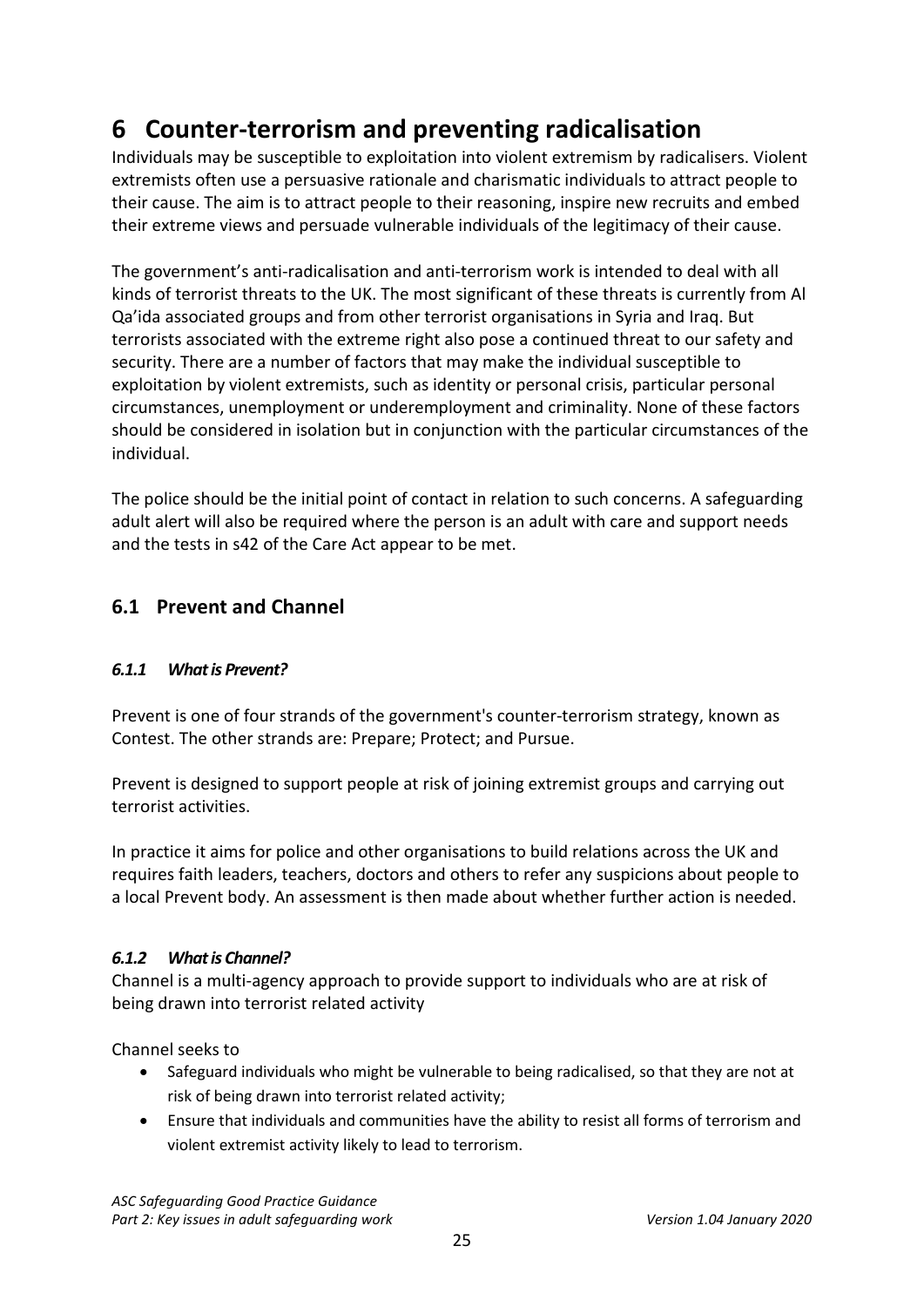# 6 Counter-terrorism and preventing radicalisation

Individuals may be susceptible to exploitation into violent extremism by radicalisers. Violent extremists often use a persuasive rationale and charismatic individuals to attract people to their cause. The aim is to attract people to their reasoning, inspire new recruits and embed their extreme views and persuade vulnerable individuals of the legitimacy of their cause.

The government's anti-radicalisation and anti-terrorism work is intended to deal with all kinds of terrorist threats to the UK. The most significant of these threats is currently from Al Qa'ida associated groups and from other terrorist organisations in Syria and Iraq. But terrorists associated with the extreme right also pose a continued threat to our safety and security. There are a number of factors that may make the individual susceptible to exploitation by violent extremists, such as identity or personal crisis, particular personal circumstances, unemployment or underemployment and criminality. None of these factors should be considered in isolation but in conjunction with the particular circumstances of the individual.

The police should be the initial point of contact in relation to such concerns. A safeguarding adult alert will also be required where the person is an adult with care and support needs and the tests in s42 of the Care Act appear to be met.

## 6.1 Prevent and Channel

### *6.1.1 What is Prevent?*

Prevent is one of four strands of the government's counter-terrorism strategy, known as Contest. The other strands are: Prepare; Protect; and Pursue.

Prevent is designed to support people at risk of joining extremist groups and carrying out terrorist activities.

In practice it aims for police and other organisations to build relations across the UK and requires faith leaders, teachers, doctors and others to refer any suspicions about people to a local Prevent body. An assessment is then made about whether further action is needed.

### *6.1.2 What is Channel?*

Channel is a multi-agency approach to provide support to individuals who are at risk of being drawn into terrorist related activity

Channel seeks to

- Safeguard individuals who might be vulnerable to being radicalised, so that they are not at risk of being drawn into terrorist related activity;
- Ensure that individuals and communities have the ability to resist all forms of terrorism and violent extremist activity likely to lead to terrorism.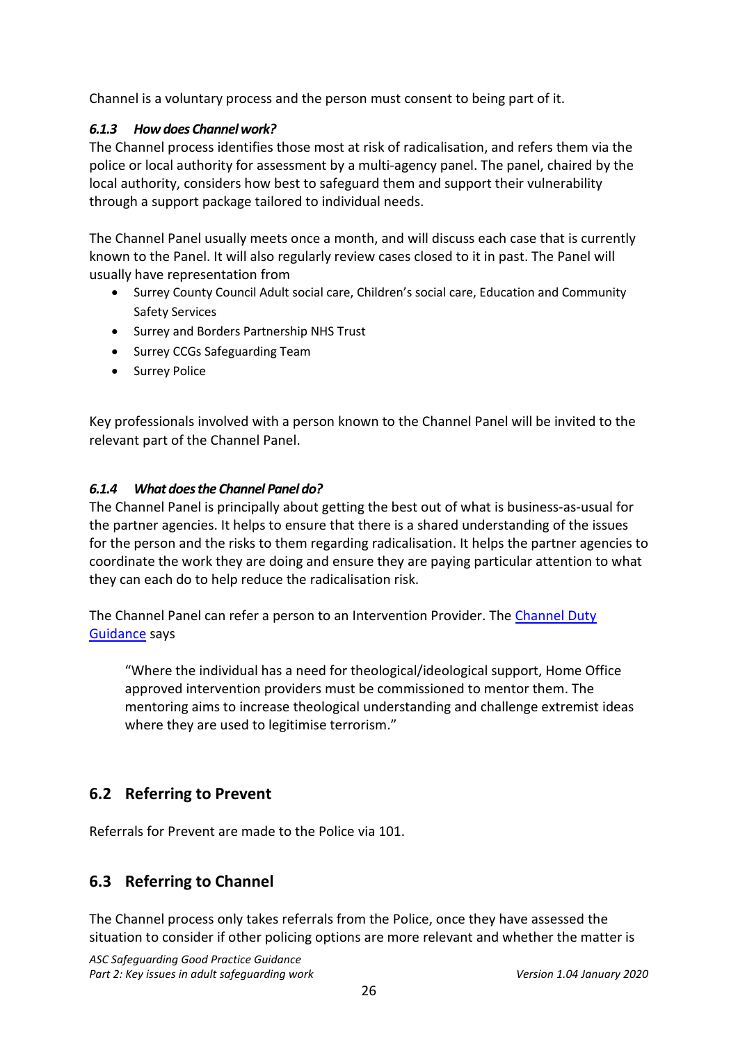Channel is a voluntary process and the person must consent to being part of it.

#### *6.1.3 How does Channel work?*

The Channel process identifies those most at risk of radicalisation, and refers them via the police or local authority for assessment by a multi-agency panel. The panel, chaired by the local authority, considers how best to safeguard them and support their vulnerability through a support package tailored to individual needs.

The Channel Panel usually meets once a month, and will discuss each case that is currently known to the Panel. It will also regularly review cases closed to it in past. The Panel will usually have representation from

- Surrey County Council Adult social care, Children's social care, Education and Community Safety Services
- Surrey and Borders Partnership NHS Trust
- Surrey CCGs Safeguarding Team
- Surrey Police

Key professionals involved with a person known to the Channel Panel will be invited to the relevant part of the Channel Panel.

#### *6.1.4 What does the Channel Panel do?*

The Channel Panel is principally about getting the best out of what is business-as-usual for the partner agencies. It helps to ensure that there is a shared understanding of the issues for the person and the risks to them regarding radicalisation. It helps the partner agencies to coordinate the work they are doing and ensure they are paying particular attention to what they can each do to help reduce the radicalisation risk.

The Channel Panel can refer a person to an Intervention Provider. The Channel Duty Guidance says

> "Where the individual has a need for theological/ideological support, Home Office approved intervention providers must be commissioned to mentor them. The mentoring aims to increase theological understanding and challenge extremist ideas where they are used to legitimise terrorism."

## 6.2 Referring to Prevent

Referrals for Prevent are made to the Police via 101.

## 6.3 Referring to Channel

The Channel process only takes referrals from the Police, once they have assessed the situation to consider if other policing options are more relevant and whether the matter is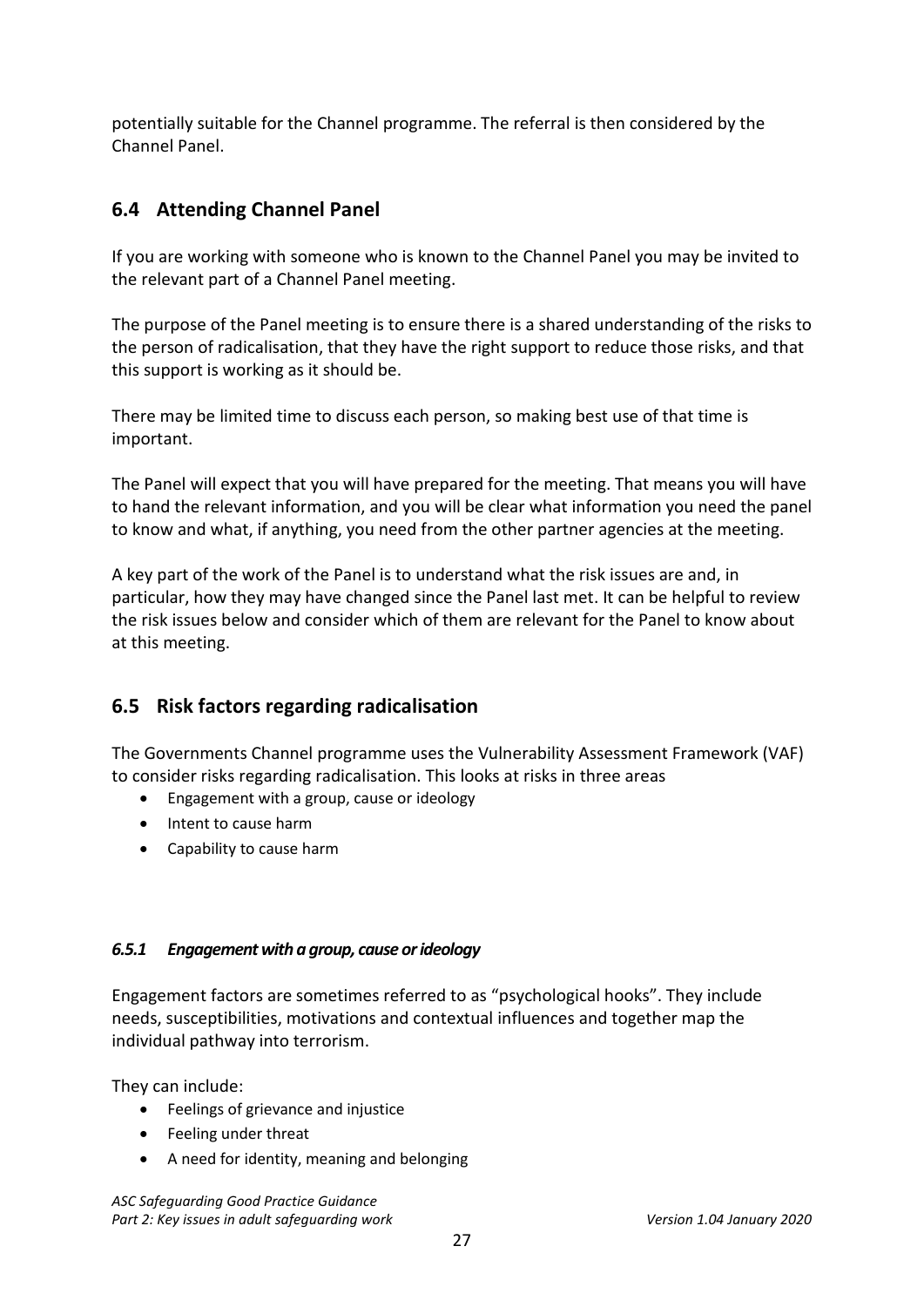potentially suitable for the Channel programme. The referral is then considered by the Channel Panel.

## 6.4 Attending Channel Panel

If you are working with someone who is known to the Channel Panel you may be invited to the relevant part of a Channel Panel meeting.

The purpose of the Panel meeting is to ensure there is a shared understanding of the risks to the person of radicalisation, that they have the right support to reduce those risks, and that this support is working as it should be.

There may be limited time to discuss each person, so making best use of that time is important.

The Panel will expect that you will have prepared for the meeting. That means you will have to hand the relevant information, and you will be clear what information you need the panel to know and what, if anything, you need from the other partner agencies at the meeting.

A key part of the work of the Panel is to understand what the risk issues are and, in particular, how they may have changed since the Panel last met. It can be helpful to review the risk issues below and consider which of them are relevant for the Panel to know about at this meeting.

## 6.5 Risk factors regarding radicalisation

The Governments Channel programme uses the Vulnerability Assessment Framework (VAF) to consider risks regarding radicalisation. This looks at risks in three areas

- Engagement with a group, cause or ideology
- Intent to cause harm
- Capability to cause harm

### *6.5.1 Engagement with a group, cause or ideology*

Engagement factors are sometimes referred to as "psychological hooks". They include needs, susceptibilities, motivations and contextual influences and together map the individual pathway into terrorism.

They can include:

- Feelings of grievance and injustice
- Feeling under threat
- A need for identity, meaning and belonging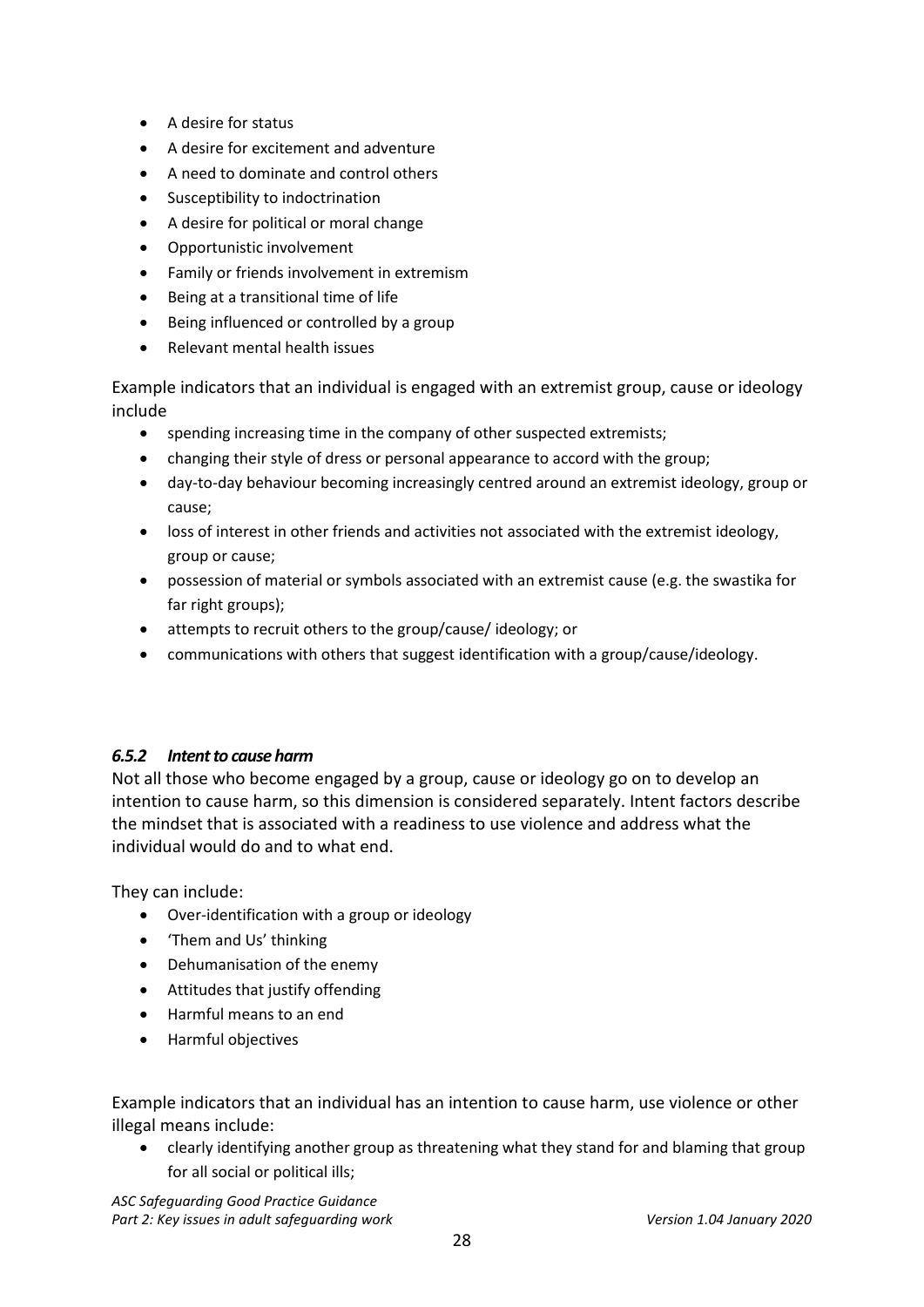- A desire for status
- A desire for excitement and adventure
- A need to dominate and control others
- Susceptibility to indoctrination
- A desire for political or moral change
- Opportunistic involvement
- Family or friends involvement in extremism
- Being at a transitional time of life
- Being influenced or controlled by a group
- Relevant mental health issues

Example indicators that an individual is engaged with an extremist group, cause or ideology include

- spending increasing time in the company of other suspected extremists;
- changing their style of dress or personal appearance to accord with the group;
- day-to-day behaviour becoming increasingly centred around an extremist ideology, group or cause;
- loss of interest in other friends and activities not associated with the extremist ideology, group or cause;
- possession of material or symbols associated with an extremist cause (e.g. the swastika for far right groups);
- attempts to recruit others to the group/cause/ ideology; or
- communications with others that suggest identification with a group/cause/ideology.

#### *6.5.2 Intent to cause harm*

Not all those who become engaged by a group, cause or ideology go on to develop an intention to cause harm, so this dimension is considered separately. Intent factors describe the mindset that is associated with a readiness to use violence and address what the individual would do and to what end.

They can include:

- Over-identification with a group or ideology
- 'Them and Us' thinking
- Dehumanisation of the enemy
- Attitudes that justify offending
- Harmful means to an end
- Harmful objectives

Example indicators that an individual has an intention to cause harm, use violence or other illegal means include:

- clearly identifying another group as threatening what they stand for and blaming that group for all social or political ills;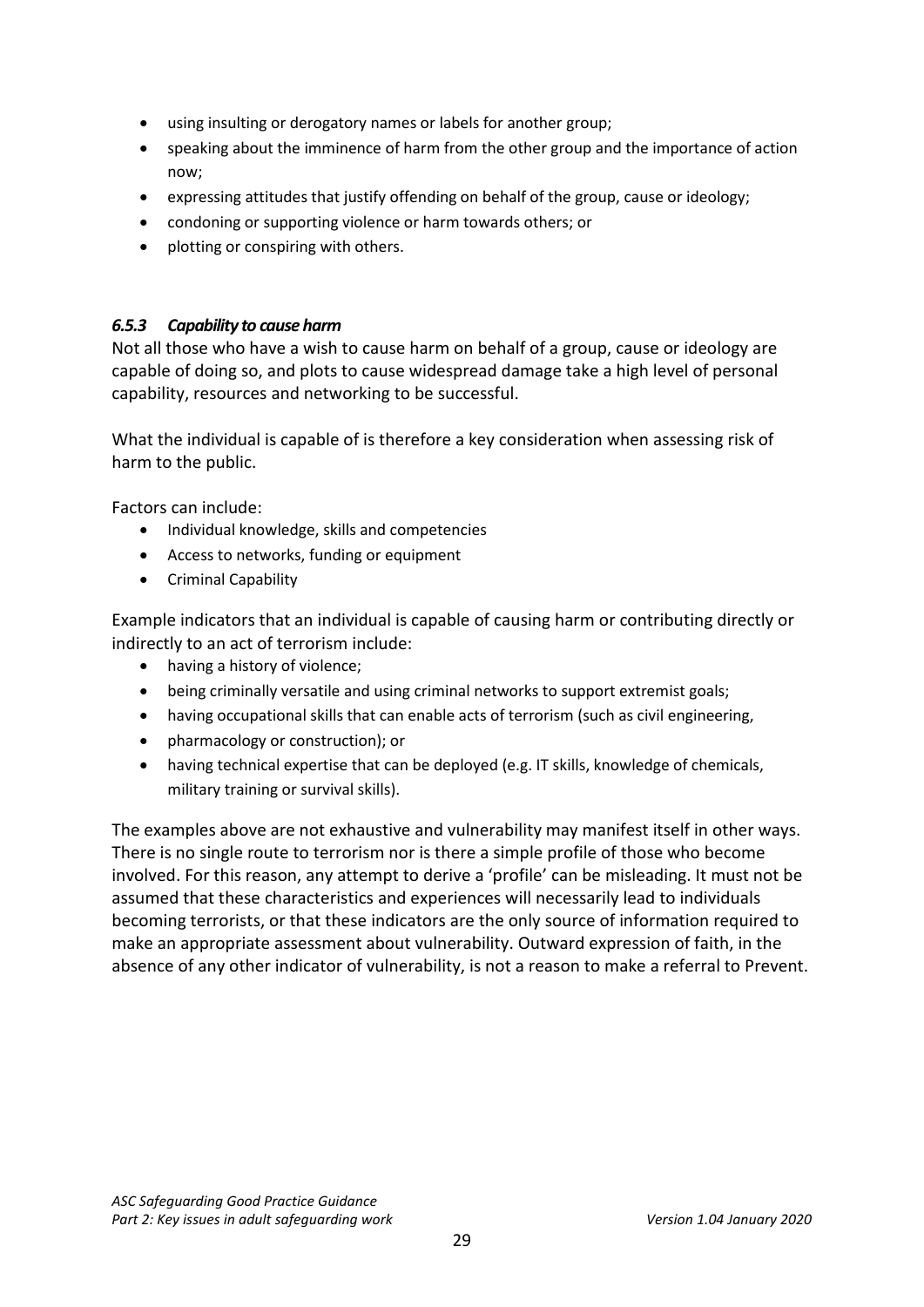- using insulting or derogatory names or labels for another group;
- speaking about the imminence of harm from the other group and the importance of action now;
- expressing attitudes that justify offending on behalf of the group, cause or ideology;
- condoning or supporting violence or harm towards others; or
- plotting or conspiring with others.

#### *6.5.3 Capability to cause harm*

Not all those who have a wish to cause harm on behalf of a group, cause or ideology are capable of doing so, and plots to cause widespread damage take a high level of personal capability, resources and networking to be successful.

What the individual is capable of is therefore a key consideration when assessing risk of harm to the public.

Factors can include:

- Individual knowledge, skills and competencies
- Access to networks, funding or equipment
- Criminal Capability

Example indicators that an individual is capable of causing harm or contributing directly or indirectly to an act of terrorism include:

- having a history of violence;
- being criminally versatile and using criminal networks to support extremist goals;
- having occupational skills that can enable acts of terrorism (such as civil engineering,
- pharmacology or construction); or
- having technical expertise that can be deployed (e.g. IT skills, knowledge of chemicals, military training or survival skills).

The examples above are not exhaustive and vulnerability may manifest itself in other ways. There is no single route to terrorism nor is there a simple profile of those who become involved. For this reason, any attempt to derive a 'profile' can be misleading. It must not be assumed that these characteristics and experiences will necessarily lead to individuals becoming terrorists, or that these indicators are the only source of information required to make an appropriate assessment about vulnerability. Outward expression of faith, in the absence of any other indicator of vulnerability, is not a reason to make a referral to Prevent.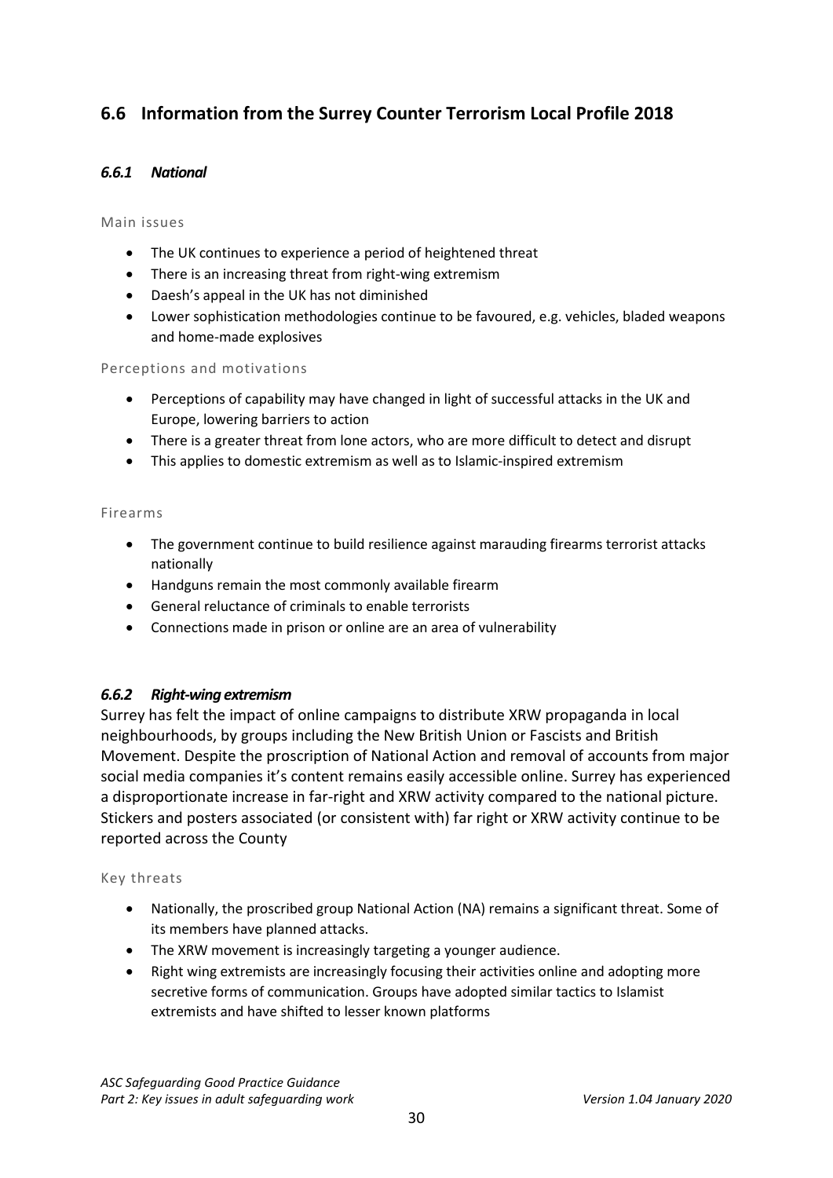## 6.6 Information from the Surrey Counter Terrorism Local Profile 2018

### *6.6.1 National*

Main issues

- The UK continues to experience a period of heightened threat
- There is an increasing threat from right-wing extremism
- Daesh's appeal in the UK has not diminished
- Lower sophistication methodologies continue to be favoured, e.g. vehicles, bladed weapons and home-made explosives

Perceptions and motivations

- Perceptions of capability may have changed in light of successful attacks in the UK and Europe, lowering barriers to action
- There is a greater threat from lone actors, who are more difficult to detect and disrupt
- This applies to domestic extremism as well as to Islamic-inspired extremism

Firearms

- The government continue to build resilience against marauding firearms terrorist attacks nationally
- Handguns remain the most commonly available firearm
- General reluctance of criminals to enable terrorists
- Connections made in prison or online are an area of vulnerability

### *6.6.2 Right-wing extremism*

Surrey has felt the impact of online campaigns to distribute XRW propaganda in local neighbourhoods, by groups including the New British Union or Fascists and British Movement. Despite the proscription of National Action and removal of accounts from major social media companies it's content remains easily accessible online. Surrey has experienced a disproportionate increase in far-right and XRW activity compared to the national picture. Stickers and posters associated (or consistent with) far right or XRW activity continue to be reported across the County

Key threats

- Nationally, the proscribed group National Action (NA) remains a significant threat. Some of its members have planned attacks.
- The XRW movement is increasingly targeting a younger audience.
- Right wing extremists are increasingly focusing their activities online and adopting more secretive forms of communication. Groups have adopted similar tactics to Islamist extremists and have shifted to lesser known platforms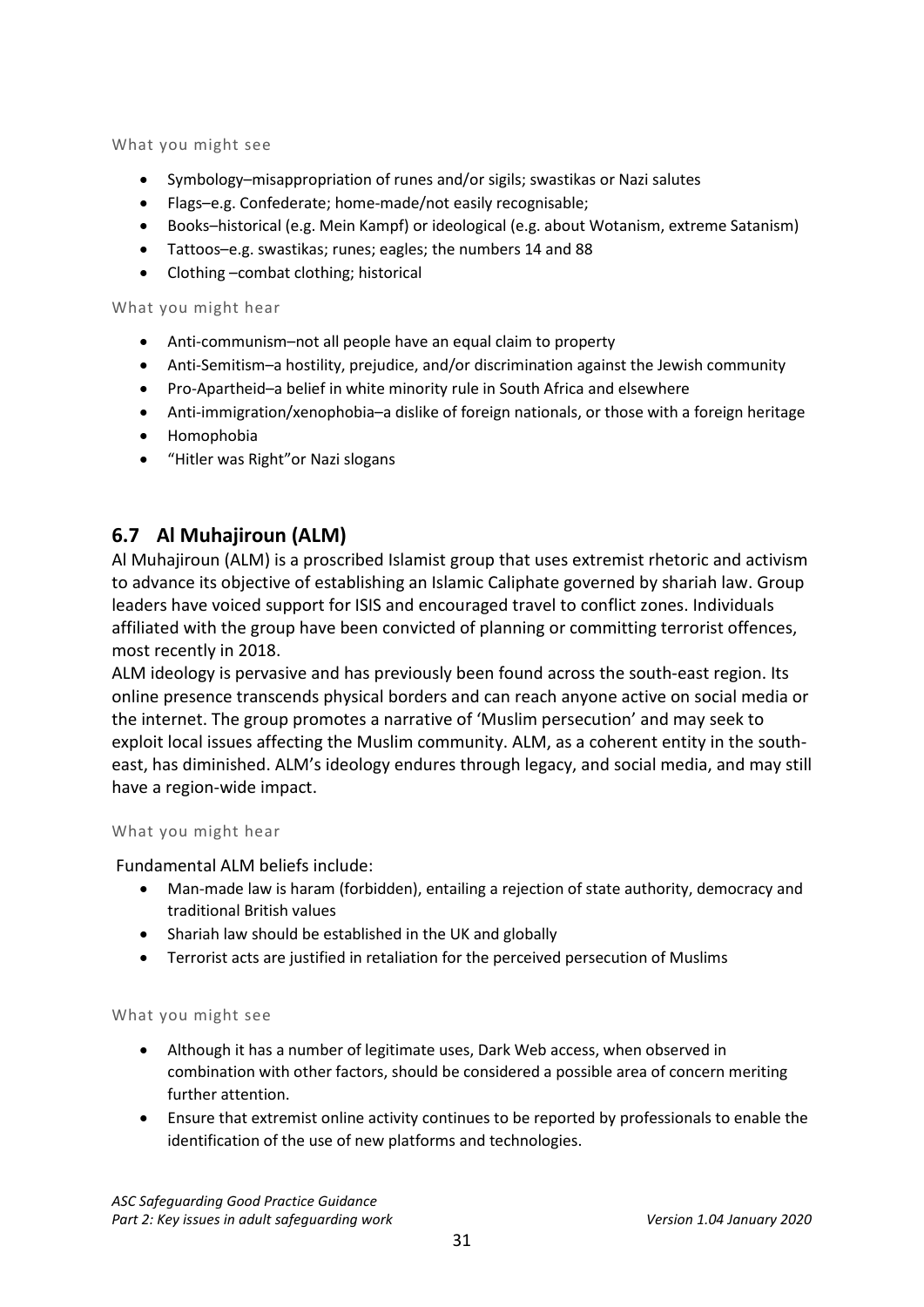What you might see

- Symbology–misappropriation of runes and/or sigils; swastikas or Nazi salutes
- Flags–e.g. Confederate; home-made/not easily recognisable;
- Books–historical (e.g. Mein Kampf) or ideological (e.g. about Wotanism, extreme Satanism)
- Tattoos–e.g. swastikas; runes; eagles; the numbers 14 and 88
- Clothing –combat clothing; historical

What you might hear

- Anti-communism–not all people have an equal claim to property
- Anti-Semitism–a hostility, prejudice, and/or discrimination against the Jewish community
- Pro-Apartheid–a belief in white minority rule in South Africa and elsewhere
- Anti-immigration/xenophobia–a dislike of foreign nationals, or those with a foreign heritage
- Homophobia
- "Hitler was Right"or Nazi slogans

## 6.7 Al Muhajiroun (ALM)

Al Muhajiroun (ALM) is a proscribed Islamist group that uses extremist rhetoric and activism to advance its objective of establishing an Islamic Caliphate governed by shariah law. Group leaders have voiced support for ISIS and encouraged travel to conflict zones. Individuals affiliated with the group have been convicted of planning or committing terrorist offences, most recently in 2018.

ALM ideology is pervasive and has previously been found across the south-east region. Its online presence transcends physical borders and can reach anyone active on social media or the internet. The group promotes a narrative of 'Muslim persecution' and may seek to exploit local issues affecting the Muslim community. ALM, as a coherent entity in the south-east, has diminished. ALM's ideology endures through legacy, and social media, and may still have a region-wide impact.

What you might hear

Fundamental ALM beliefs include:

- Man-made law is haram (forbidden), entailing a rejection of state authority, democracy and traditional British values
- Shariah law should be established in the UK and globally
- Terrorist acts are justified in retaliation for the perceived persecution of Muslims

What you might see

- Although it has a number of legitimate uses, Dark Web access, when observed in combination with other factors, should be considered a possible area of concern meriting further attention.
- Ensure that extremist online activity continues to be reported by professionals to enable the identification of the use of new platforms and technologies.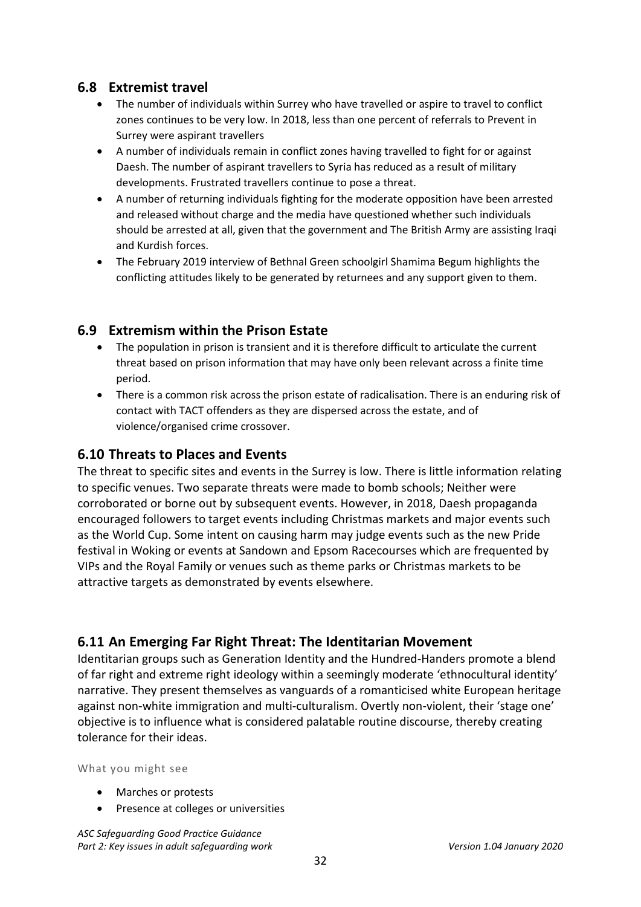## 6.8 Extremist travel

- The number of individuals within Surrey who have travelled or aspire to travel to conflict zones continues to be very low. In 2018, less than one percent of referrals to Prevent in Surrey were aspirant travellers
- A number of individuals remain in conflict zones having travelled to fight for or against Daesh. The number of aspirant travellers to Syria has reduced as a result of military developments. Frustrated travellers continue to pose a threat.
- A number of returning individuals fighting for the moderate opposition have been arrested and released without charge and the media have questioned whether such individuals should be arrested at all, given that the government and The British Army are assisting Iraqi and Kurdish forces.
- The February 2019 interview of Bethnal Green schoolgirl Shamima Begum highlights the conflicting attitudes likely to be generated by returnees and any support given to them.

## 6.9 Extremism within the Prison Estate

- The population in prison is transient and it is therefore difficult to articulate the current threat based on prison information that may have only been relevant across a finite time period.
- There is a common risk across the prison estate of radicalisation. There is an enduring risk of contact with TACT offenders as they are dispersed across the estate, and of violence/organised crime crossover.

## 6.10 Threats to Places and Events

The threat to specific sites and events in the Surrey is low. There is little information relating to specific venues. Two separate threats were made to bomb schools; Neither were corroborated or borne out by subsequent events. However, in 2018, Daesh propaganda encouraged followers to target events including Christmas markets and major events such as the World Cup. Some intent on causing harm may judge events such as the new Pride festival in Woking or events at Sandown and Epsom Racecourses which are frequented by VIPs and the Royal Family or venues such as theme parks or Christmas markets to be attractive targets as demonstrated by events elsewhere.

## 6.11 An Emerging Far Right Threat: The Identitarian Movement

Identitarian groups such as Generation Identity and the Hundred-Handers promote a blend of far right and extreme right ideology within a seemingly moderate 'ethnocultural identity' narrative. They present themselves as vanguards of a romanticised white European heritage against non-white immigration and multi-culturalism. Overtly non-violent, their 'stage one' objective is to influence what is considered palatable routine discourse, thereby creating tolerance for their ideas.

What you might see

- Marches or protests
- Presence at colleges or universities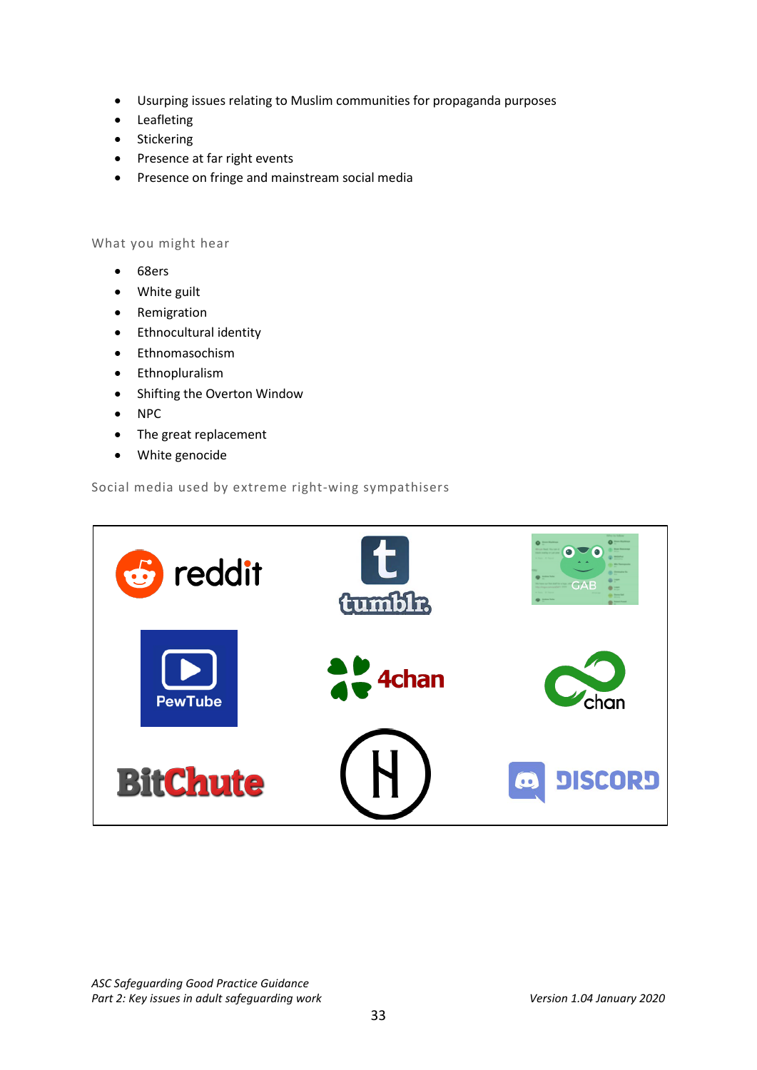- Usurping issues relating to Muslim communities for propaganda purposes
- Leafleting
- Stickering
- Presence at far right events
- Presence on fringe and mainstream social media

### What you might hear

- 68ers
- White guilt
- Remigration
- Ethnocultural identity
- Ethnomasochism
- Ethnopluralism
- Shifting the Overton Window
- NPC
- The great replacement
- White genocide

### Social media used by extreme right-wing sympathisers

| | | |
|---|---|---|
| reddit | tumblr. | GAB |
| PewTube | 4chan | chan |
| BitChute | | DISCORD |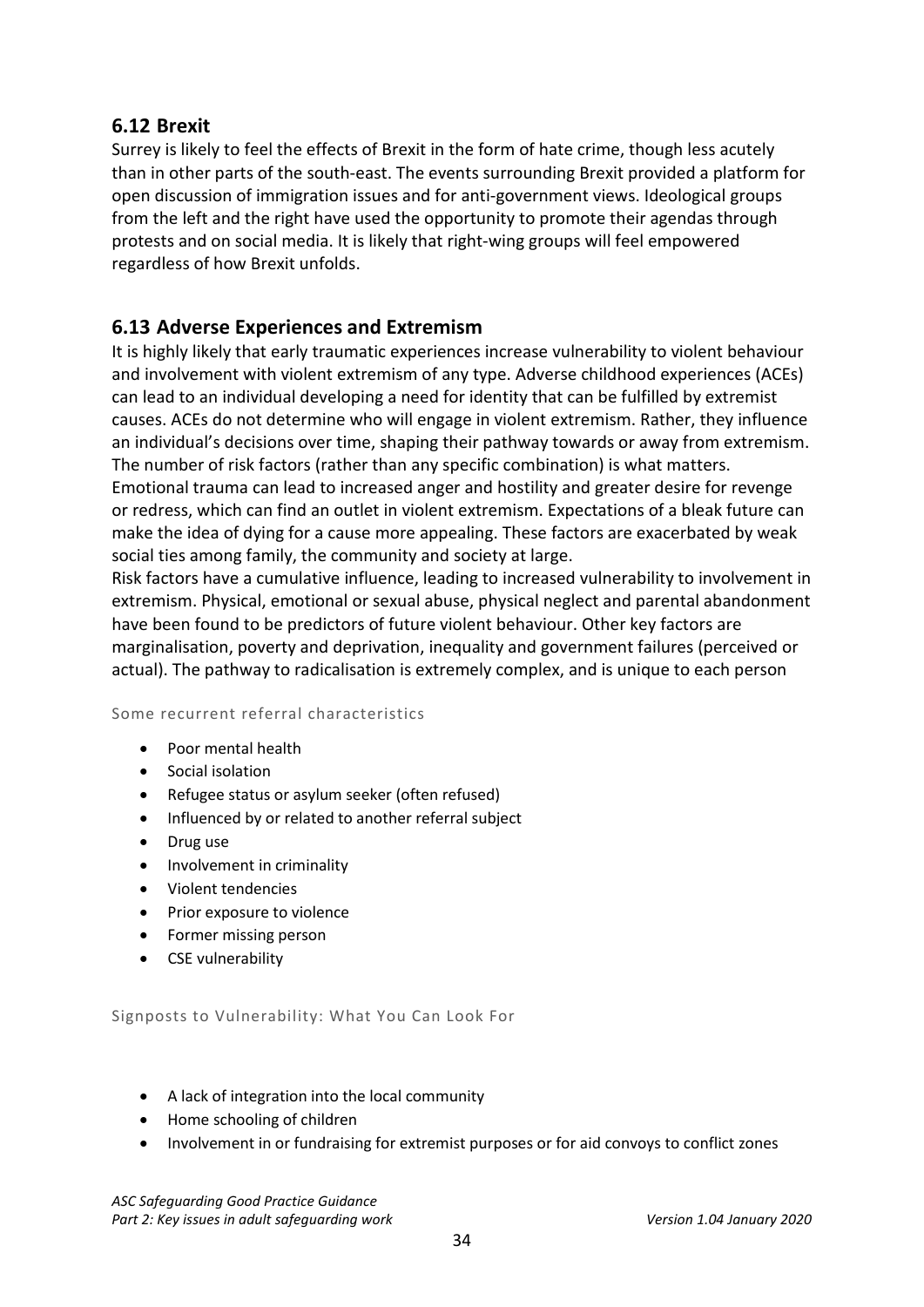## 6.12 Brexit

Surrey is likely to feel the effects of Brexit in the form of hate crime, though less acutely than in other parts of the south-east. The events surrounding Brexit provided a platform for open discussion of immigration issues and for anti-government views. Ideological groups from the left and the right have used the opportunity to promote their agendas through protests and on social media. It is likely that right-wing groups will feel empowered regardless of how Brexit unfolds.

## 6.13 Adverse Experiences and Extremism

It is highly likely that early traumatic experiences increase vulnerability to violent behaviour and involvement with violent extremism of any type. Adverse childhood experiences (ACEs) can lead to an individual developing a need for identity that can be fulfilled by extremist causes. ACEs do not determine who will engage in violent extremism. Rather, they influence an individual's decisions over time, shaping their pathway towards or away from extremism. The number of risk factors (rather than any specific combination) is what matters. Emotional trauma can lead to increased anger and hostility and greater desire for revenge or redress, which can find an outlet in violent extremism. Expectations of a bleak future can make the idea of dying for a cause more appealing. These factors are exacerbated by weak social ties among family, the community and society at large.

Risk factors have a cumulative influence, leading to increased vulnerability to involvement in extremism. Physical, emotional or sexual abuse, physical neglect and parental abandonment have been found to be predictors of future violent behaviour. Other key factors are marginalisation, poverty and deprivation, inequality and government failures (perceived or actual). The pathway to radicalisation is extremely complex, and is unique to each person

Some recurrent referral characteristics

- Poor mental health
- Social isolation
- Refugee status or asylum seeker (often refused)
- Influenced by or related to another referral subject
- Drug use
- Involvement in criminality
- Violent tendencies
- Prior exposure to violence
- Former missing person
- CSE vulnerability

Signposts to Vulnerability: What You Can Look For

- A lack of integration into the local community
- Home schooling of children
- Involvement in or fundraising for extremist purposes or for aid convoys to conflict zones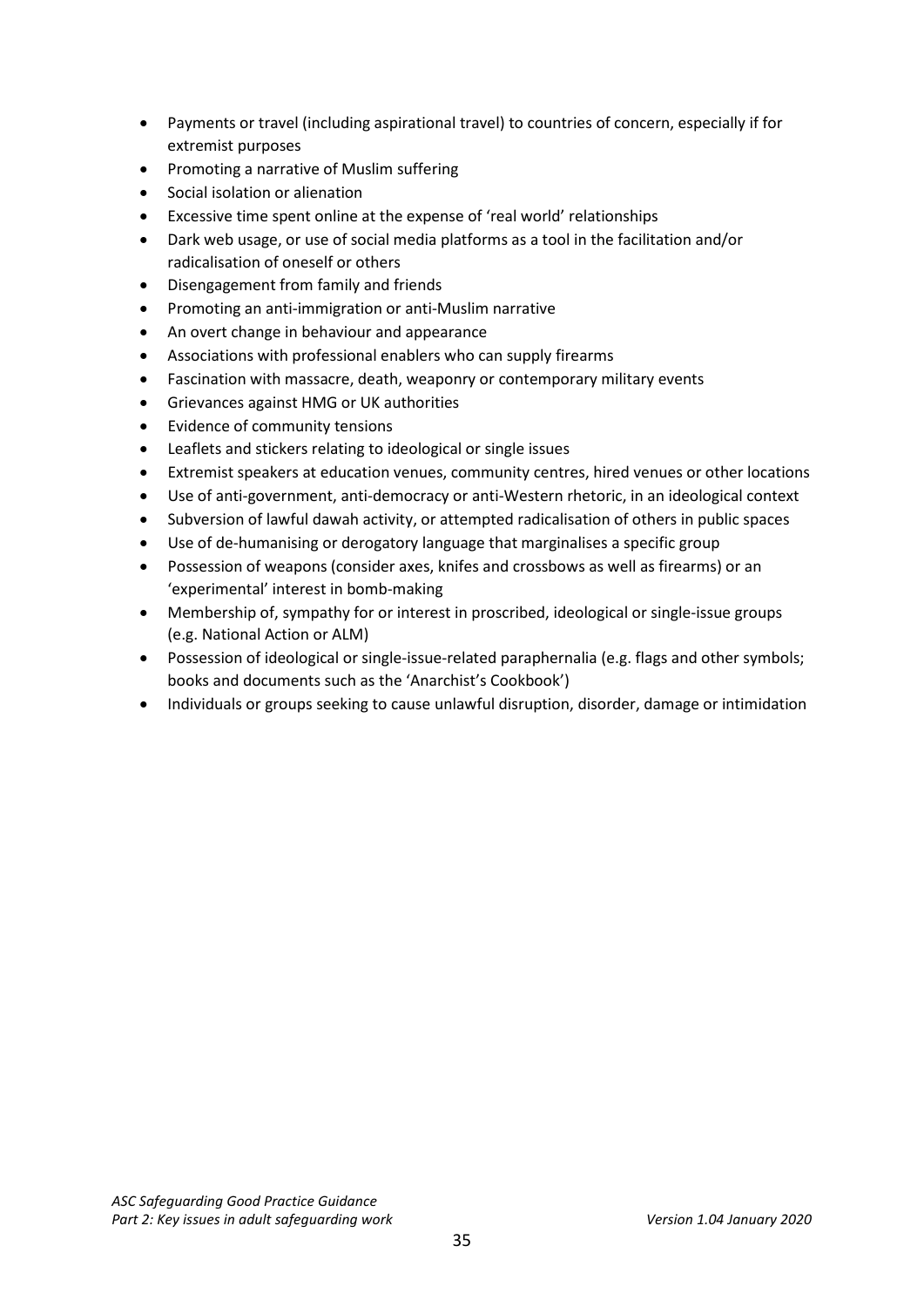- Payments or travel (including aspirational travel) to countries of concern, especially if for extremist purposes
- Promoting a narrative of Muslim suffering
- Social isolation or alienation
- Excessive time spent online at the expense of 'real world' relationships
- Dark web usage, or use of social media platforms as a tool in the facilitation and/or radicalisation of oneself or others
- Disengagement from family and friends
- Promoting an anti-immigration or anti-Muslim narrative
- An overt change in behaviour and appearance
- Associations with professional enablers who can supply firearms
- Fascination with massacre, death, weaponry or contemporary military events
- Grievances against HMG or UK authorities
- Evidence of community tensions
- Leaflets and stickers relating to ideological or single issues
- Extremist speakers at education venues, community centres, hired venues or other locations
- Use of anti-government, anti-democracy or anti-Western rhetoric, in an ideological context
- Subversion of lawful dawah activity, or attempted radicalisation of others in public spaces
- Use of de-humanising or derogatory language that marginalises a specific group
- Possession of weapons (consider axes, knifes and crossbows as well as firearms) or an 'experimental' interest in bomb-making
- Membership of, sympathy for or interest in proscribed, ideological or single-issue groups (e.g. National Action or ALM)
- Possession of ideological or single-issue-related paraphernalia (e.g. flags and other symbols; books and documents such as the 'Anarchist's Cookbook')
- Individuals or groups seeking to cause unlawful disruption, disorder, damage or intimidation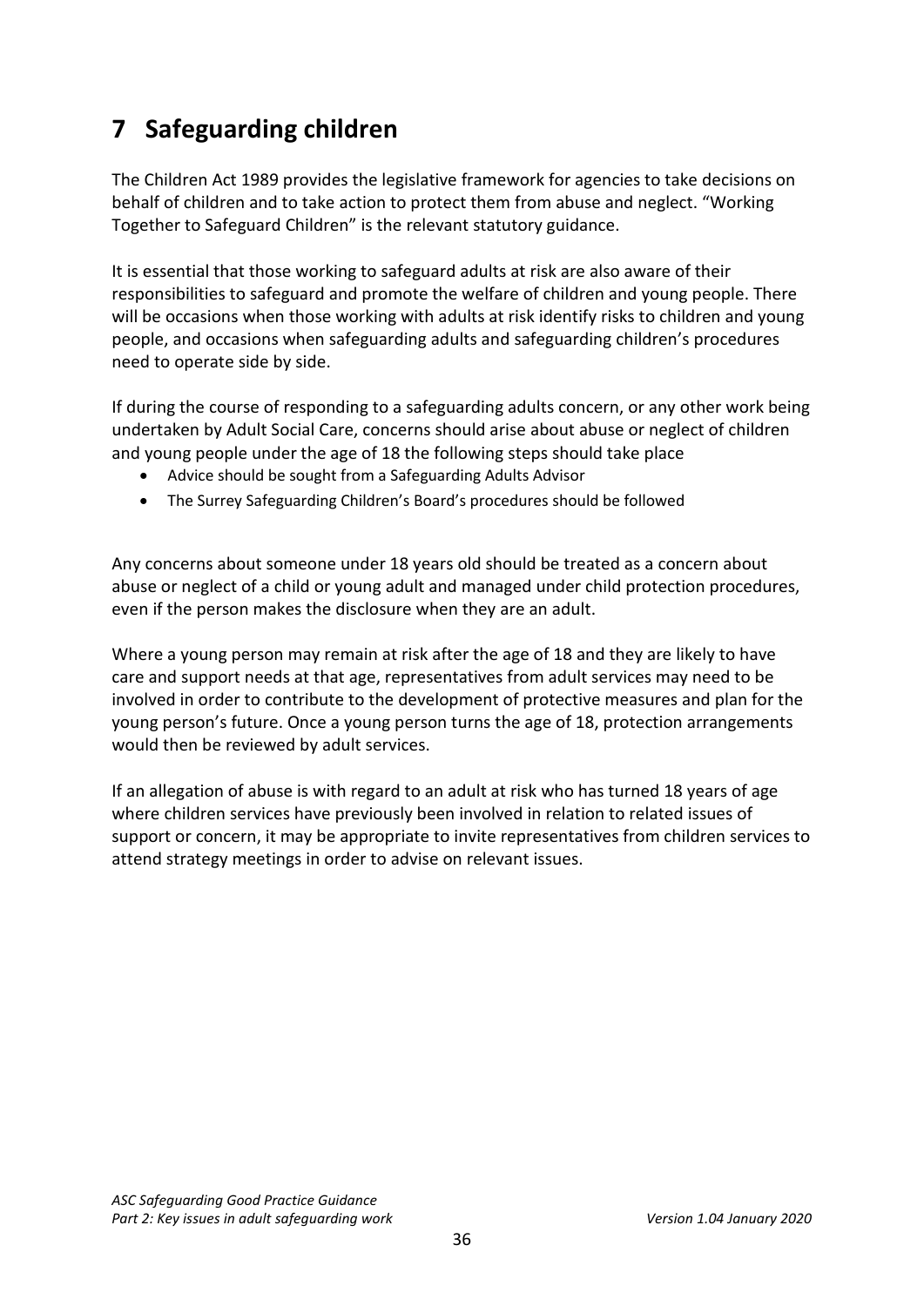# 7 Safeguarding children

The Children Act 1989 provides the legislative framework for agencies to take decisions on behalf of children and to take action to protect them from abuse and neglect. "Working Together to Safeguard Children" is the relevant statutory guidance.

It is essential that those working to safeguard adults at risk are also aware of their responsibilities to safeguard and promote the welfare of children and young people. There will be occasions when those working with adults at risk identify risks to children and young people, and occasions when safeguarding adults and safeguarding children's procedures need to operate side by side.

If during the course of responding to a safeguarding adults concern, or any other work being undertaken by Adult Social Care, concerns should arise about abuse or neglect of children and young people under the age of 18 the following steps should take place

- Advice should be sought from a Safeguarding Adults Advisor
- The Surrey Safeguarding Children's Board's procedures should be followed

Any concerns about someone under 18 years old should be treated as a concern about abuse or neglect of a child or young adult and managed under child protection procedures, even if the person makes the disclosure when they are an adult.

Where a young person may remain at risk after the age of 18 and they are likely to have care and support needs at that age, representatives from adult services may need to be involved in order to contribute to the development of protective measures and plan for the young person's future. Once a young person turns the age of 18, protection arrangements would then be reviewed by adult services.

If an allegation of abuse is with regard to an adult at risk who has turned 18 years of age where children services have previously been involved in relation to related issues of support or concern, it may be appropriate to invite representatives from children services to attend strategy meetings in order to advise on relevant issues.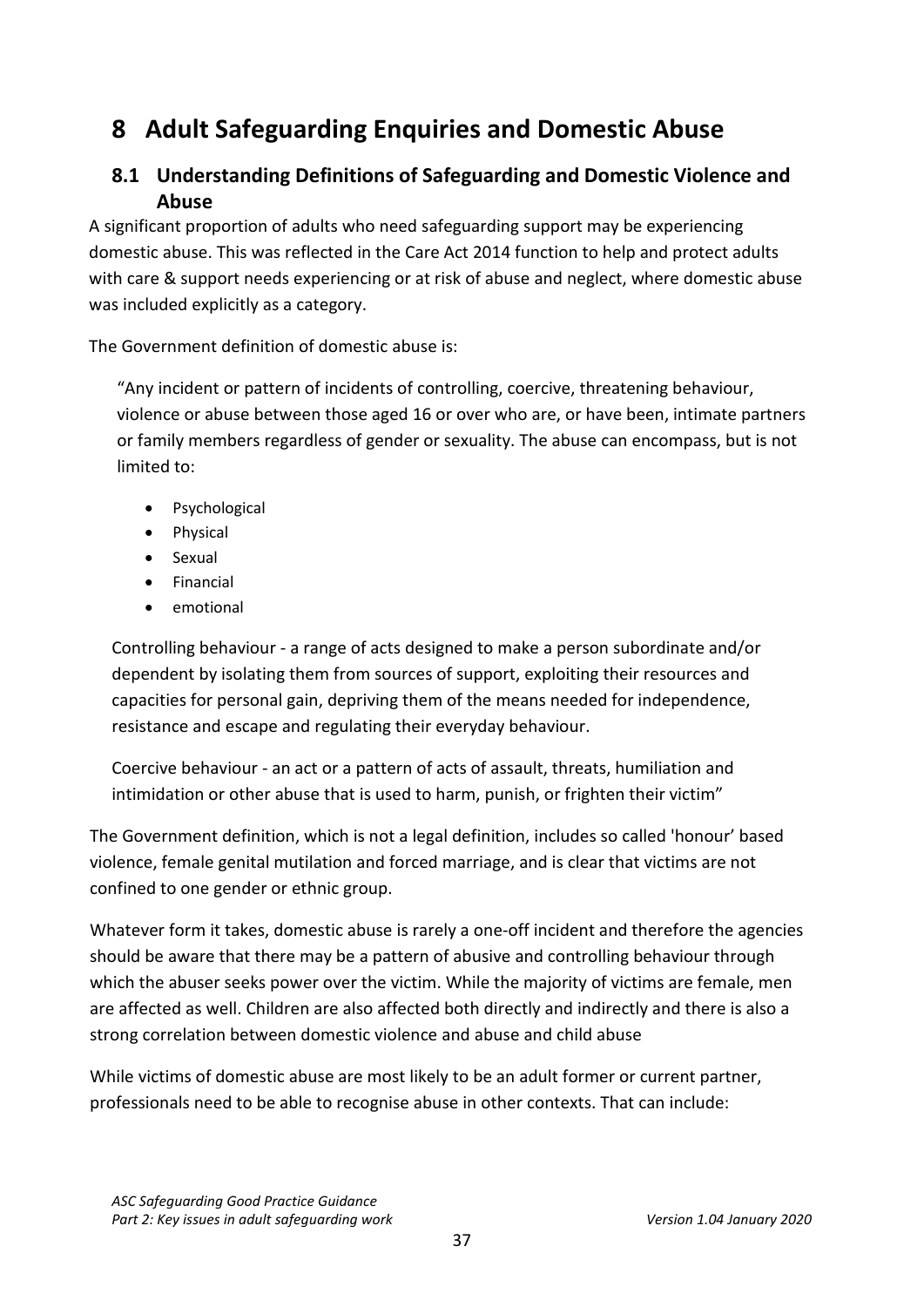# 8 Adult Safeguarding Enquiries and Domestic Abuse

## 8.1 Understanding Definitions of Safeguarding and Domestic Violence and Abuse

A significant proportion of adults who need safeguarding support may be experiencing domestic abuse. This was reflected in the Care Act 2014 function to help and protect adults with care & support needs experiencing or at risk of abuse and neglect, where domestic abuse was included explicitly as a category.

The Government definition of domestic abuse is:

> "Any incident or pattern of incidents of controlling, coercive, threatening behaviour, violence or abuse between those aged 16 or over who are, or have been, intimate partners or family members regardless of gender or sexuality. The abuse can encompass, but is not limited to:
>
> - Psychological
> - Physical
> - Sexual
> - Financial
> - emotional
>
> Controlling behaviour - a range of acts designed to make a person subordinate and/or dependent by isolating them from sources of support, exploiting their resources and capacities for personal gain, depriving them of the means needed for independence, resistance and escape and regulating their everyday behaviour.
>
> Coercive behaviour - an act or a pattern of acts of assault, threats, humiliation and intimidation or other abuse that is used to harm, punish, or frighten their victim"

The Government definition, which is not a legal definition, includes so called 'honour' based violence, female genital mutilation and forced marriage, and is clear that victims are not confined to one gender or ethnic group.

Whatever form it takes, domestic abuse is rarely a one-off incident and therefore the agencies should be aware that there may be a pattern of abusive and controlling behaviour through which the abuser seeks power over the victim. While the majority of victims are female, men are affected as well. Children are also affected both directly and indirectly and there is also a strong correlation between domestic violence and abuse and child abuse

While victims of domestic abuse are most likely to be an adult former or current partner, professionals need to be able to recognise abuse in other contexts. That can include: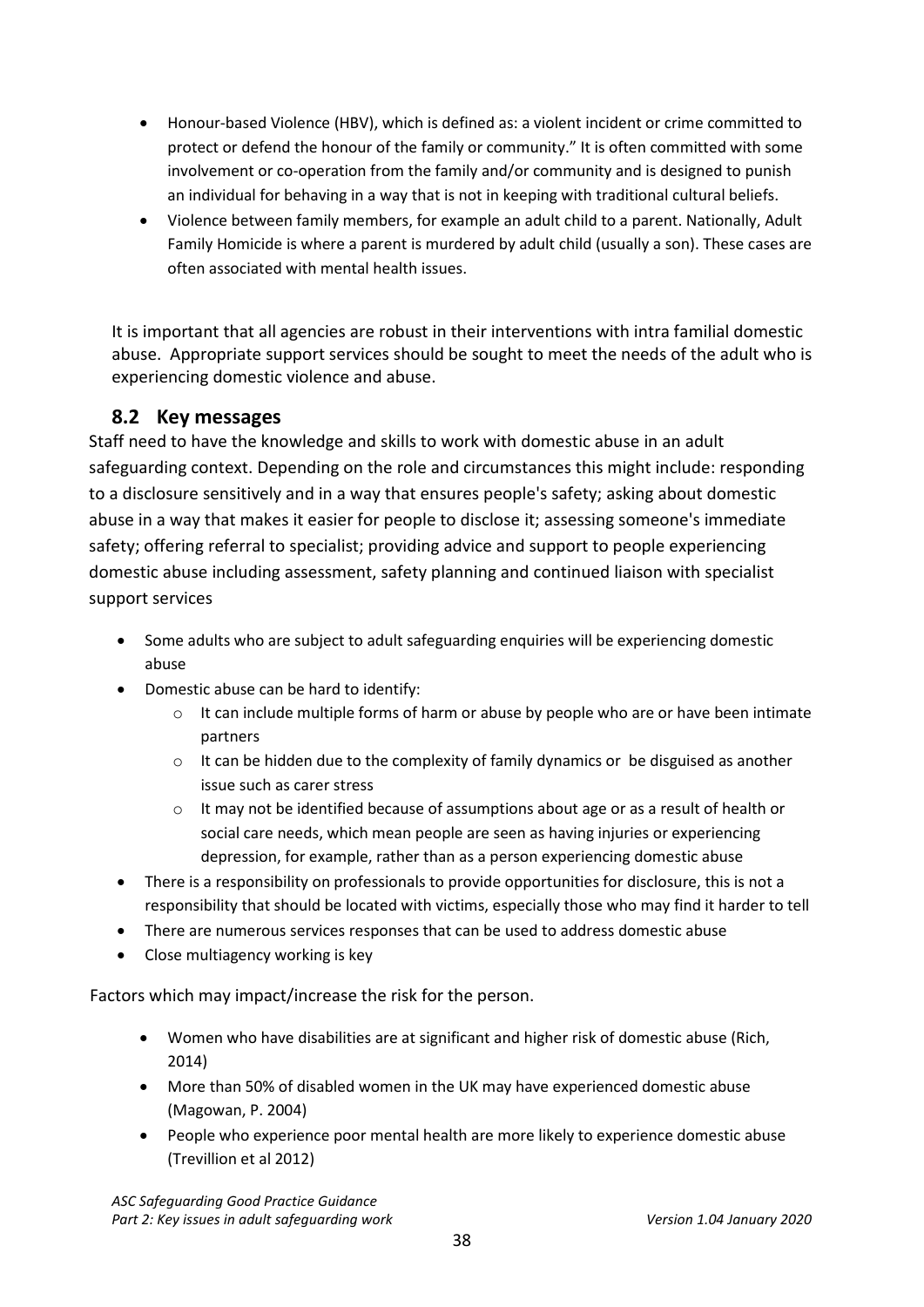- Honour-based Violence (HBV), which is defined as: a violent incident or crime committed to protect or defend the honour of the family or community." It is often committed with some involvement or co-operation from the family and/or community and is designed to punish an individual for behaving in a way that is not in keeping with traditional cultural beliefs.
- Violence between family members, for example an adult child to a parent. Nationally, Adult Family Homicide is where a parent is murdered by adult child (usually a son). These cases are often associated with mental health issues.

It is important that all agencies are robust in their interventions with intra familial domestic abuse. Appropriate support services should be sought to meet the needs of the adult who is experiencing domestic violence and abuse.

## 8.2 Key messages

Staff need to have the knowledge and skills to work with domestic abuse in an adult safeguarding context. Depending on the role and circumstances this might include: responding to a disclosure sensitively and in a way that ensures people's safety; asking about domestic abuse in a way that makes it easier for people to disclose it; assessing someone's immediate safety; offering referral to specialist; providing advice and support to people experiencing domestic abuse including assessment, safety planning and continued liaison with specialist support services

- Some adults who are subject to adult safeguarding enquiries will be experiencing domestic abuse
- Domestic abuse can be hard to identify:
  - It can include multiple forms of harm or abuse by people who are or have been intimate partners
  - It can be hidden due to the complexity of family dynamics or be disguised as another issue such as carer stress
  - It may not be identified because of assumptions about age or as a result of health or social care needs, which mean people are seen as having injuries or experiencing depression, for example, rather than as a person experiencing domestic abuse
- There is a responsibility on professionals to provide opportunities for disclosure, this is not a responsibility that should be located with victims, especially those who may find it harder to tell
- There are numerous services responses that can be used to address domestic abuse
- Close multiagency working is key

Factors which may impact/increase the risk for the person.

- Women who have disabilities are at significant and higher risk of domestic abuse (Rich, 2014)
- More than 50% of disabled women in the UK may have experienced domestic abuse (Magowan, P. 2004)
- People who experience poor mental health are more likely to experience domestic abuse (Trevillion et al 2012)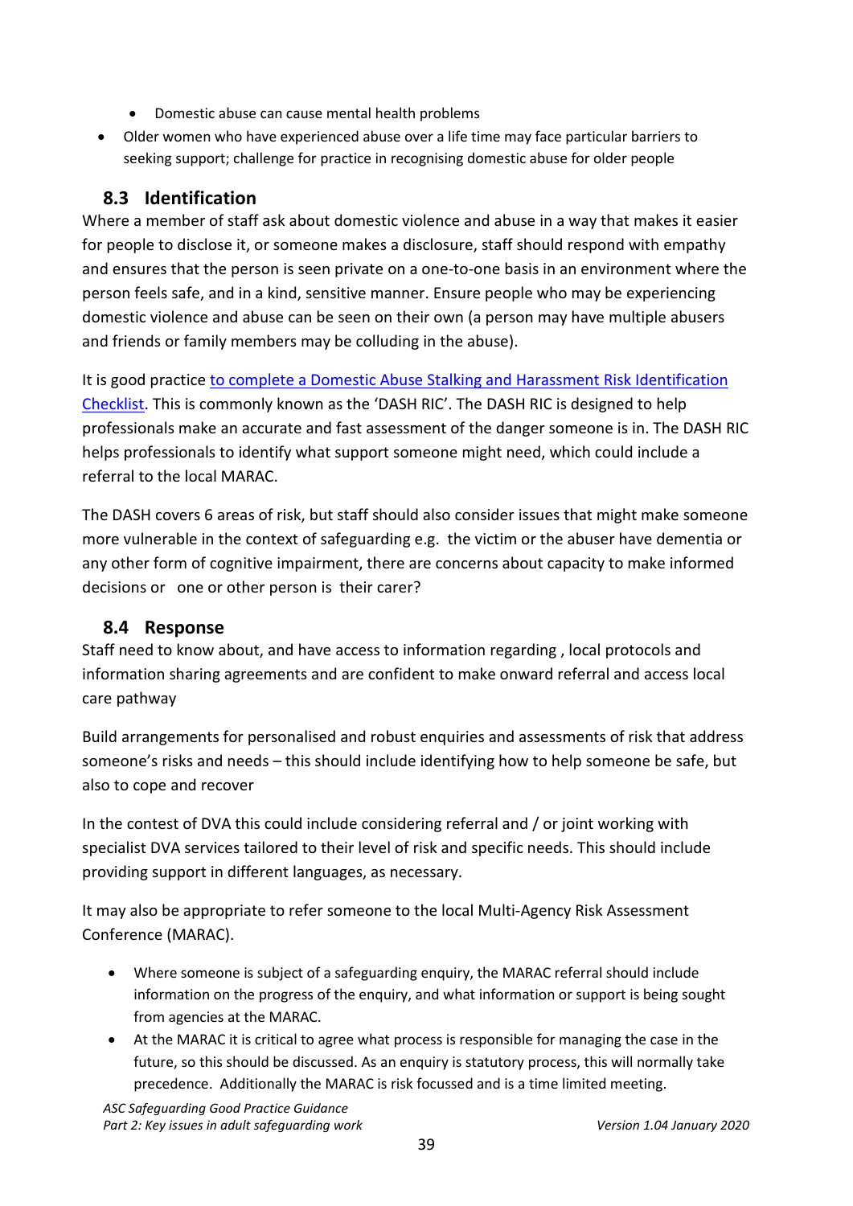- Domestic abuse can cause mental health problems
- Older women who have experienced abuse over a life time may face particular barriers to seeking support; challenge for practice in recognising domestic abuse for older people

## 8.3 Identification

Where a member of staff ask about domestic violence and abuse in a way that makes it easier for people to disclose it, or someone makes a disclosure, staff should respond with empathy and ensures that the person is seen private on a one-to-one basis in an environment where the person feels safe, and in a kind, sensitive manner. Ensure people who may be experiencing domestic violence and abuse can be seen on their own (a person may have multiple abusers and friends or family members may be colluding in the abuse).

It is good practice to complete a Domestic Abuse Stalking and Harassment Risk Identification Checklist. This is commonly known as the 'DASH RIC'. The DASH RIC is designed to help professionals make an accurate and fast assessment of the danger someone is in. The DASH RIC helps professionals to identify what support someone might need, which could include a referral to the local MARAC.

The DASH covers 6 areas of risk, but staff should also consider issues that might make someone more vulnerable in the context of safeguarding e.g. the victim or the abuser have dementia or any other form of cognitive impairment, there are concerns about capacity to make informed decisions or one or other person is their carer?

## 8.4 Response

Staff need to know about, and have access to information regarding , local protocols and information sharing agreements and are confident to make onward referral and access local care pathway

Build arrangements for personalised and robust enquiries and assessments of risk that address someone's risks and needs – this should include identifying how to help someone be safe, but also to cope and recover

In the contest of DVA this could include considering referral and / or joint working with specialist DVA services tailored to their level of risk and specific needs. This should include providing support in different languages, as necessary.

It may also be appropriate to refer someone to the local Multi-Agency Risk Assessment Conference (MARAC).

- Where someone is subject of a safeguarding enquiry, the MARAC referral should include information on the progress of the enquiry, and what information or support is being sought from agencies at the MARAC.
- At the MARAC it is critical to agree what process is responsible for managing the case in the future, so this should be discussed. As an enquiry is statutory process, this will normally take precedence. Additionally the MARAC is risk focussed and is a time limited meeting.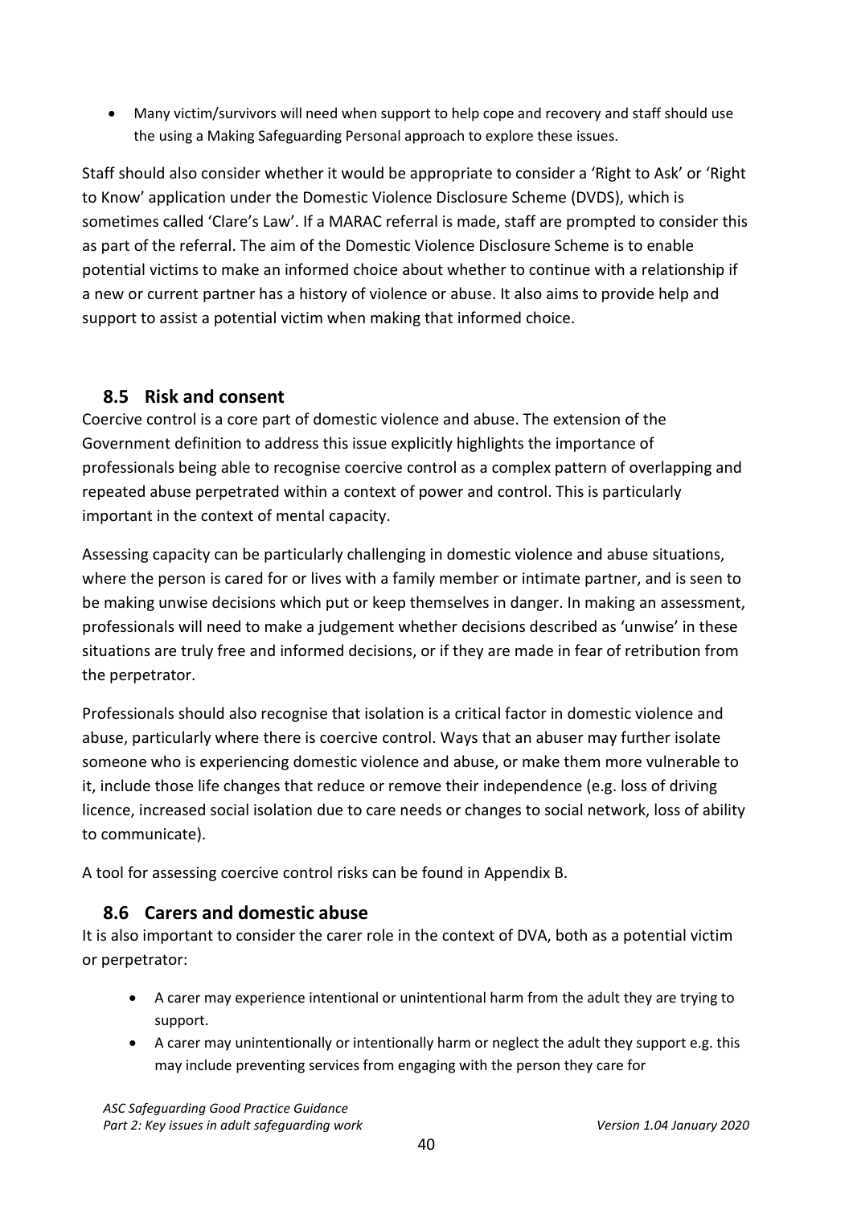- Many victim/survivors will need when support to help cope and recovery and staff should use the using a Making Safeguarding Personal approach to explore these issues.

Staff should also consider whether it would be appropriate to consider a 'Right to Ask' or 'Right to Know' application under the Domestic Violence Disclosure Scheme (DVDS), which is sometimes called 'Clare's Law'. If a MARAC referral is made, staff are prompted to consider this as part of the referral. The aim of the Domestic Violence Disclosure Scheme is to enable potential victims to make an informed choice about whether to continue with a relationship if a new or current partner has a history of violence or abuse. It also aims to provide help and support to assist a potential victim when making that informed choice.

## 8.5 Risk and consent

Coercive control is a core part of domestic violence and abuse. The extension of the Government definition to address this issue explicitly highlights the importance of professionals being able to recognise coercive control as a complex pattern of overlapping and repeated abuse perpetrated within a context of power and control. This is particularly important in the context of mental capacity.

Assessing capacity can be particularly challenging in domestic violence and abuse situations, where the person is cared for or lives with a family member or intimate partner, and is seen to be making unwise decisions which put or keep themselves in danger. In making an assessment, professionals will need to make a judgement whether decisions described as 'unwise' in these situations are truly free and informed decisions, or if they are made in fear of retribution from the perpetrator.

Professionals should also recognise that isolation is a critical factor in domestic violence and abuse, particularly where there is coercive control. Ways that an abuser may further isolate someone who is experiencing domestic violence and abuse, or make them more vulnerable to it, include those life changes that reduce or remove their independence (e.g. loss of driving licence, increased social isolation due to care needs or changes to social network, loss of ability to communicate).

A tool for assessing coercive control risks can be found in Appendix B.

## 8.6 Carers and domestic abuse

It is also important to consider the carer role in the context of DVA, both as a potential victim or perpetrator:

- A carer may experience intentional or unintentional harm from the adult they are trying to support.
- A carer may unintentionally or intentionally harm or neglect the adult they support e.g. this may include preventing services from engaging with the person they care for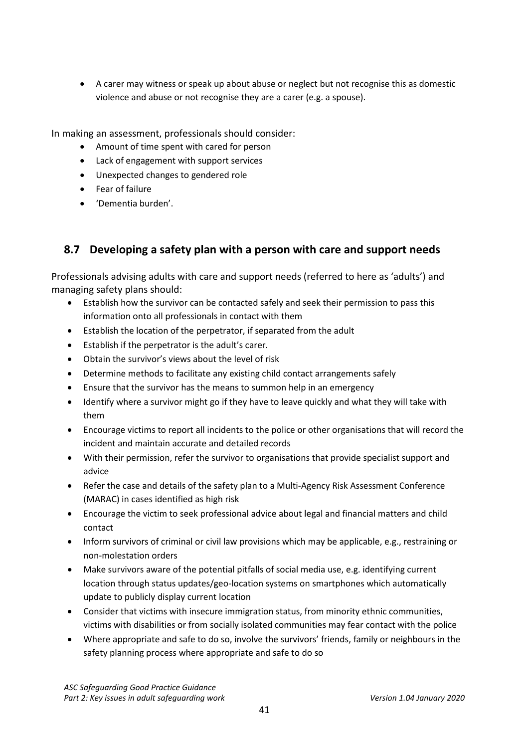- A carer may witness or speak up about abuse or neglect but not recognise this as domestic violence and abuse or not recognise they are a carer (e.g. a spouse).

In making an assessment, professionals should consider:

- Amount of time spent with cared for person
- Lack of engagement with support services
- Unexpected changes to gendered role
- Fear of failure
- 'Dementia burden'.

## 8.7 Developing a safety plan with a person with care and support needs

Professionals advising adults with care and support needs (referred to here as 'adults') and managing safety plans should:

- Establish how the survivor can be contacted safely and seek their permission to pass this information onto all professionals in contact with them
- Establish the location of the perpetrator, if separated from the adult
- Establish if the perpetrator is the adult's carer.
- Obtain the survivor's views about the level of risk
- Determine methods to facilitate any existing child contact arrangements safely
- Ensure that the survivor has the means to summon help in an emergency
- Identify where a survivor might go if they have to leave quickly and what they will take with them
- Encourage victims to report all incidents to the police or other organisations that will record the incident and maintain accurate and detailed records
- With their permission, refer the survivor to organisations that provide specialist support and advice
- Refer the case and details of the safety plan to a Multi-Agency Risk Assessment Conference (MARAC) in cases identified as high risk
- Encourage the victim to seek professional advice about legal and financial matters and child contact
- Inform survivors of criminal or civil law provisions which may be applicable, e.g., restraining or non-molestation orders
- Make survivors aware of the potential pitfalls of social media use, e.g. identifying current location through status updates/geo-location systems on smartphones which automatically update to publicly display current location
- Consider that victims with insecure immigration status, from minority ethnic communities, victims with disabilities or from socially isolated communities may fear contact with the police
- Where appropriate and safe to do so, involve the survivors' friends, family or neighbours in the safety planning process where appropriate and safe to do so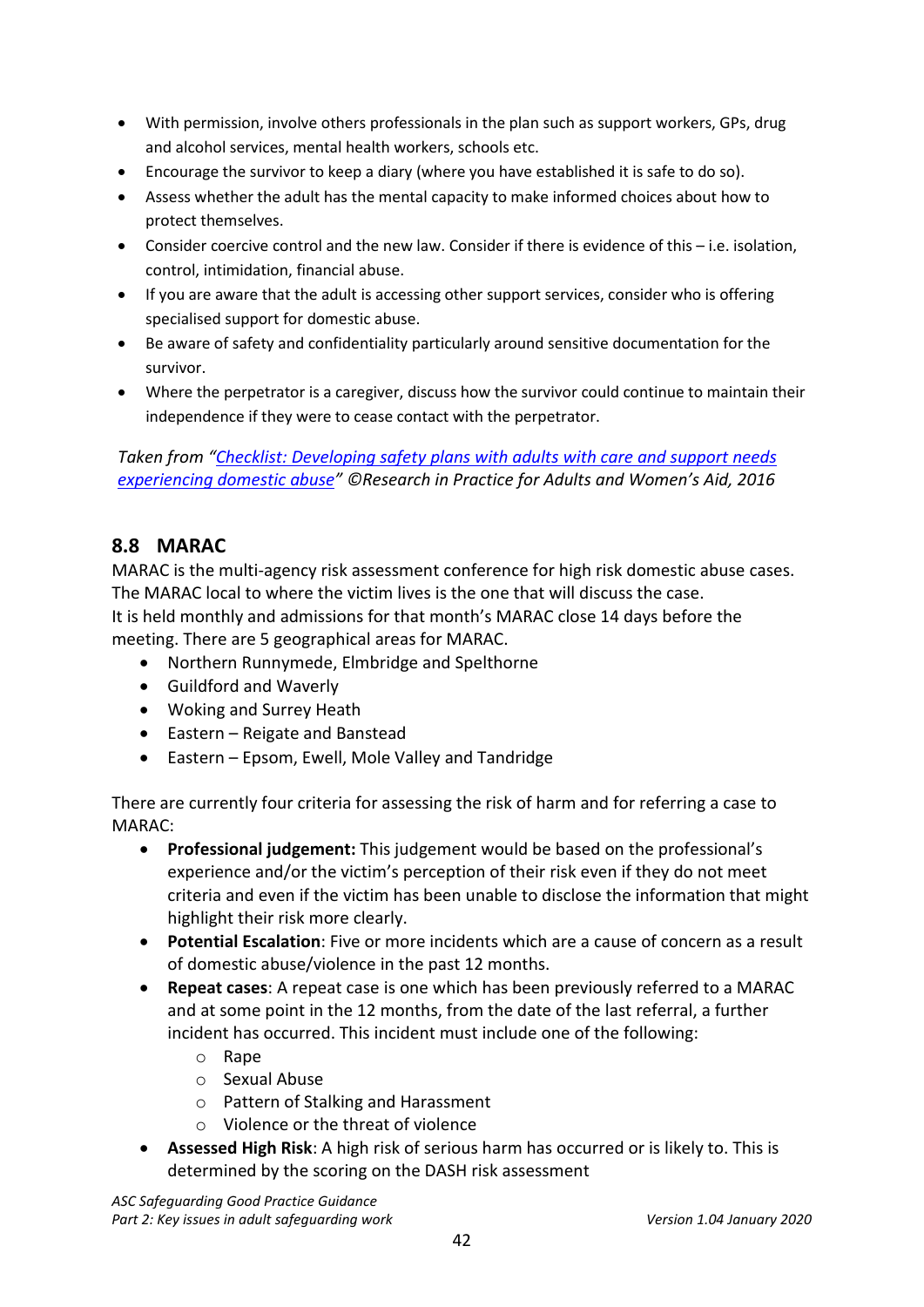- With permission, involve others professionals in the plan such as support workers, GPs, drug and alcohol services, mental health workers, schools etc.
- Encourage the survivor to keep a diary (where you have established it is safe to do so).
- Assess whether the adult has the mental capacity to make informed choices about how to protect themselves.
- Consider coercive control and the new law. Consider if there is evidence of this – i.e. isolation, control, intimidation, financial abuse.
- If you are aware that the adult is accessing other support services, consider who is offering specialised support for domestic abuse.
- Be aware of safety and confidentiality particularly around sensitive documentation for the survivor.
- Where the perpetrator is a caregiver, discuss how the survivor could continue to maintain their independence if they were to cease contact with the perpetrator.

*Taken from "Checklist: Developing safety plans with adults with care and support needs experiencing domestic abuse" ©Research in Practice for Adults and Women's Aid, 2016*

## 8.8 MARAC

MARAC is the multi-agency risk assessment conference for high risk domestic abuse cases. The MARAC local to where the victim lives is the one that will discuss the case.
It is held monthly and admissions for that month's MARAC close 14 days before the meeting. There are 5 geographical areas for MARAC.

- Northern Runnymede, Elmbridge and Spelthorne
- Guildford and Waverly
- Woking and Surrey Heath
- Eastern – Reigate and Banstead
- Eastern – Epsom, Ewell, Mole Valley and Tandridge

There are currently four criteria for assessing the risk of harm and for referring a case to MARAC:

- **Professional judgement:** This judgement would be based on the professional's experience and/or the victim's perception of their risk even if they do not meet criteria and even if the victim has been unable to disclose the information that might highlight their risk more clearly.
- **Potential Escalation**: Five or more incidents which are a cause of concern as a result of domestic abuse/violence in the past 12 months.
- **Repeat cases**: A repeat case is one which has been previously referred to a MARAC and at some point in the 12 months, from the date of the last referral, a further incident has occurred. This incident must include one of the following:
  - Rape
  - Sexual Abuse
  - Pattern of Stalking and Harassment
  - Violence or the threat of violence
- **Assessed High Risk**: A high risk of serious harm has occurred or is likely to. This is determined by the scoring on the DASH risk assessment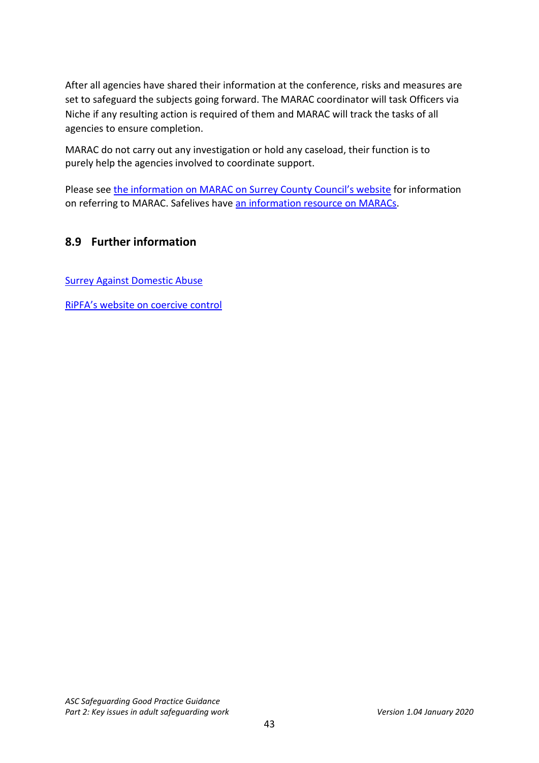After all agencies have shared their information at the conference, risks and measures are set to safeguard the subjects going forward. The MARAC coordinator will task Officers via Niche if any resulting action is required of them and MARAC will track the tasks of all agencies to ensure completion.

MARAC do not carry out any investigation or hold any caseload, their function is to purely help the agencies involved to coordinate support.

Please see the information on MARAC on Surrey County Council's website for information on referring to MARAC. Safelives have an information resource on MARACs.

## 8.9 Further information

Surrey Against Domestic Abuse

RiPFA's website on coercive control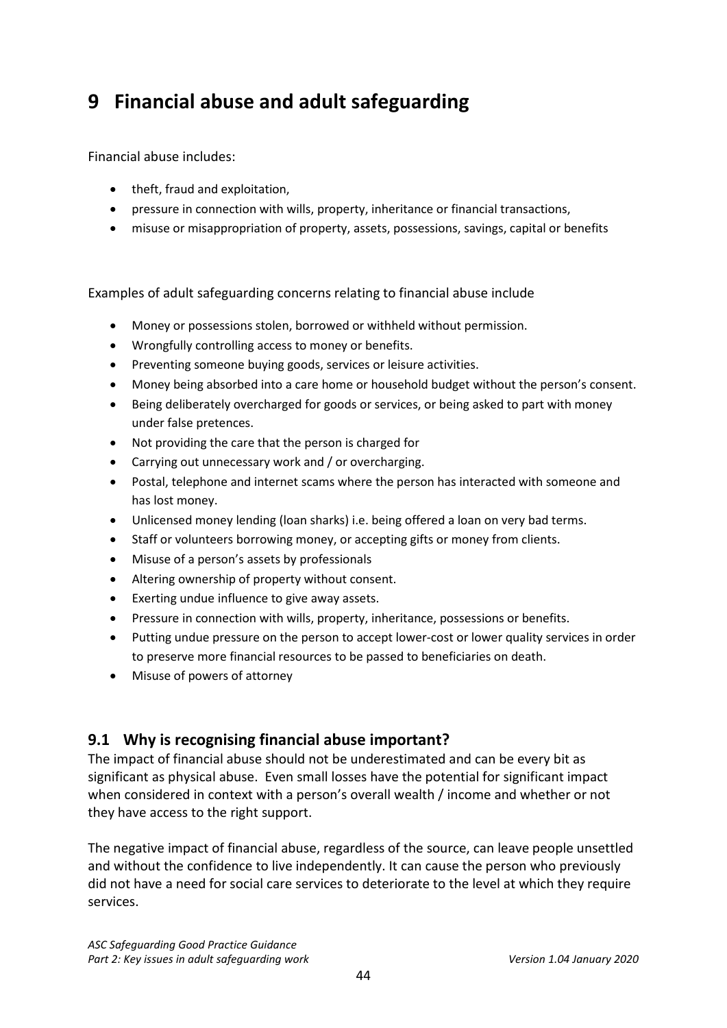# 9 Financial abuse and adult safeguarding

Financial abuse includes:

- theft, fraud and exploitation,
- pressure in connection with wills, property, inheritance or financial transactions,
- misuse or misappropriation of property, assets, possessions, savings, capital or benefits

Examples of adult safeguarding concerns relating to financial abuse include

- Money or possessions stolen, borrowed or withheld without permission.
- Wrongfully controlling access to money or benefits.
- Preventing someone buying goods, services or leisure activities.
- Money being absorbed into a care home or household budget without the person's consent.
- Being deliberately overcharged for goods or services, or being asked to part with money under false pretences.
- Not providing the care that the person is charged for
- Carrying out unnecessary work and / or overcharging.
- Postal, telephone and internet scams where the person has interacted with someone and has lost money.
- Unlicensed money lending (loan sharks) i.e. being offered a loan on very bad terms.
- Staff or volunteers borrowing money, or accepting gifts or money from clients.
- Misuse of a person's assets by professionals
- Altering ownership of property without consent.
- Exerting undue influence to give away assets.
- Pressure in connection with wills, property, inheritance, possessions or benefits.
- Putting undue pressure on the person to accept lower-cost or lower quality services in order to preserve more financial resources to be passed to beneficiaries on death.
- Misuse of powers of attorney

## 9.1 Why is recognising financial abuse important?

The impact of financial abuse should not be underestimated and can be every bit as significant as physical abuse. Even small losses have the potential for significant impact when considered in context with a person's overall wealth / income and whether or not they have access to the right support.

The negative impact of financial abuse, regardless of the source, can leave people unsettled and without the confidence to live independently. It can cause the person who previously did not have a need for social care services to deteriorate to the level at which they require services.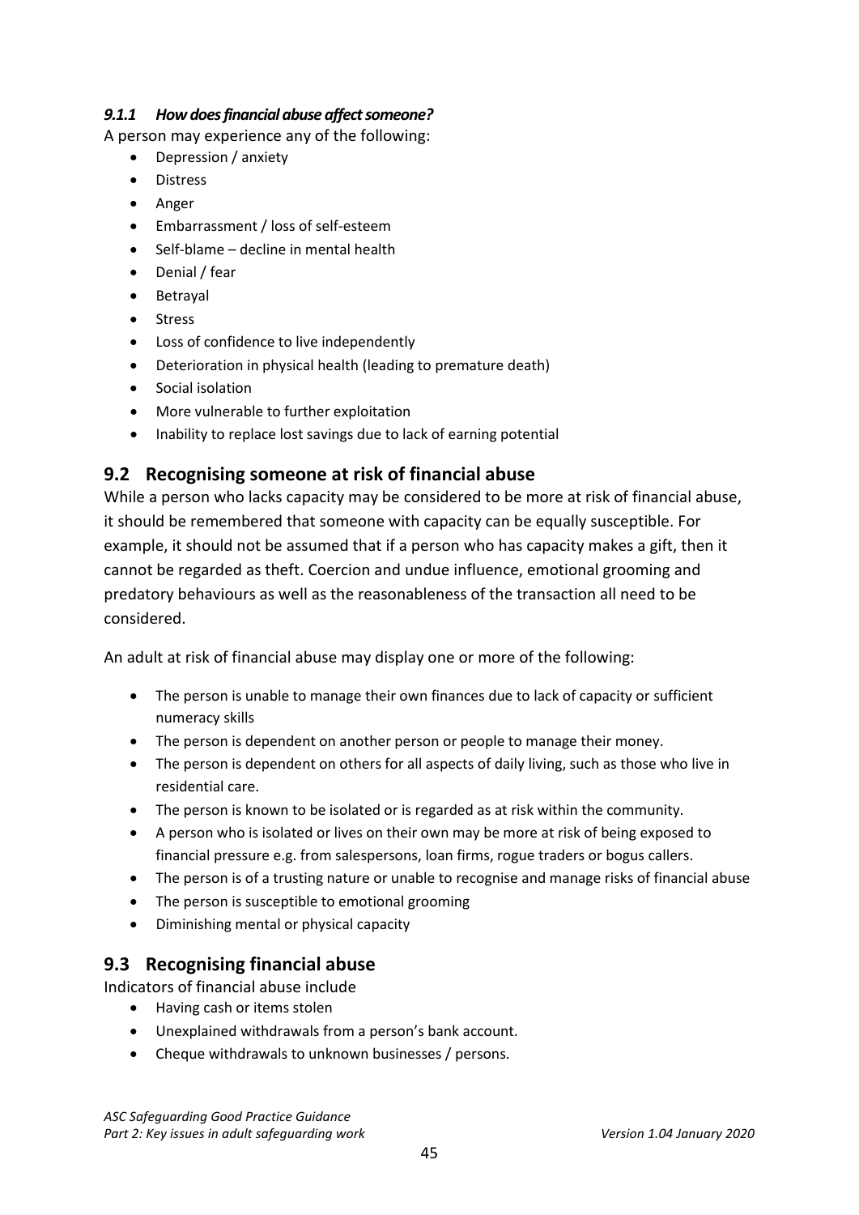#### *9.1.1 How does financial abuse affect someone?*

A person may experience any of the following:

- Depression / anxiety
- Distress
- Anger
- Embarrassment / loss of self-esteem
- Self-blame – decline in mental health
- Denial / fear
- Betrayal
- Stress
- Loss of confidence to live independently
- Deterioration in physical health (leading to premature death)
- Social isolation
- More vulnerable to further exploitation
- Inability to replace lost savings due to lack of earning potential

## 9.2 Recognising someone at risk of financial abuse

While a person who lacks capacity may be considered to be more at risk of financial abuse, it should be remembered that someone with capacity can be equally susceptible. For example, it should not be assumed that if a person who has capacity makes a gift, then it cannot be regarded as theft. Coercion and undue influence, emotional grooming and predatory behaviours as well as the reasonableness of the transaction all need to be considered.

An adult at risk of financial abuse may display one or more of the following:

- The person is unable to manage their own finances due to lack of capacity or sufficient numeracy skills
- The person is dependent on another person or people to manage their money.
- The person is dependent on others for all aspects of daily living, such as those who live in residential care.
- The person is known to be isolated or is regarded as at risk within the community.
- A person who is isolated or lives on their own may be more at risk of being exposed to financial pressure e.g. from salespersons, loan firms, rogue traders or bogus callers.
- The person is of a trusting nature or unable to recognise and manage risks of financial abuse
- The person is susceptible to emotional grooming
- Diminishing mental or physical capacity

## 9.3 Recognising financial abuse

Indicators of financial abuse include

- Having cash or items stolen
- Unexplained withdrawals from a person's bank account.
- Cheque withdrawals to unknown businesses / persons.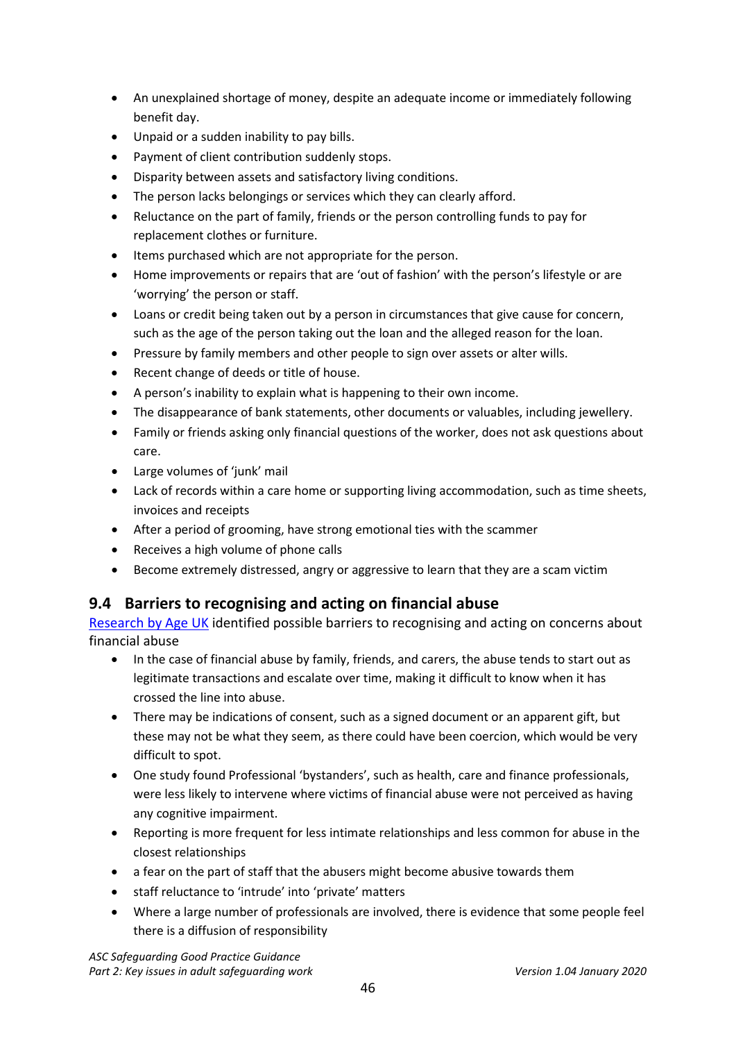- An unexplained shortage of money, despite an adequate income or immediately following benefit day.
- Unpaid or a sudden inability to pay bills.
- Payment of client contribution suddenly stops.
- Disparity between assets and satisfactory living conditions.
- The person lacks belongings or services which they can clearly afford.
- Reluctance on the part of family, friends or the person controlling funds to pay for replacement clothes or furniture.
- Items purchased which are not appropriate for the person.
- Home improvements or repairs that are 'out of fashion' with the person's lifestyle or are 'worrying' the person or staff.
- Loans or credit being taken out by a person in circumstances that give cause for concern, such as the age of the person taking out the loan and the alleged reason for the loan.
- Pressure by family members and other people to sign over assets or alter wills.
- Recent change of deeds or title of house.
- A person's inability to explain what is happening to their own income.
- The disappearance of bank statements, other documents or valuables, including jewellery.
- Family or friends asking only financial questions of the worker, does not ask questions about care.
- Large volumes of 'junk' mail
- Lack of records within a care home or supporting living accommodation, such as time sheets, invoices and receipts
- After a period of grooming, have strong emotional ties with the scammer
- Receives a high volume of phone calls
- Become extremely distressed, angry or aggressive to learn that they are a scam victim

## 9.4 Barriers to recognising and acting on financial abuse

[Research by Age UK](#) identified possible barriers to recognising and acting on concerns about financial abuse

- In the case of financial abuse by family, friends, and carers, the abuse tends to start out as legitimate transactions and escalate over time, making it difficult to know when it has crossed the line into abuse.
- There may be indications of consent, such as a signed document or an apparent gift, but these may not be what they seem, as there could have been coercion, which would be very difficult to spot.
- One study found Professional 'bystanders', such as health, care and finance professionals, were less likely to intervene where victims of financial abuse were not perceived as having any cognitive impairment.
- Reporting is more frequent for less intimate relationships and less common for abuse in the closest relationships
- a fear on the part of staff that the abusers might become abusive towards them
- staff reluctance to 'intrude' into 'private' matters
- Where a large number of professionals are involved, there is evidence that some people feel there is a diffusion of responsibility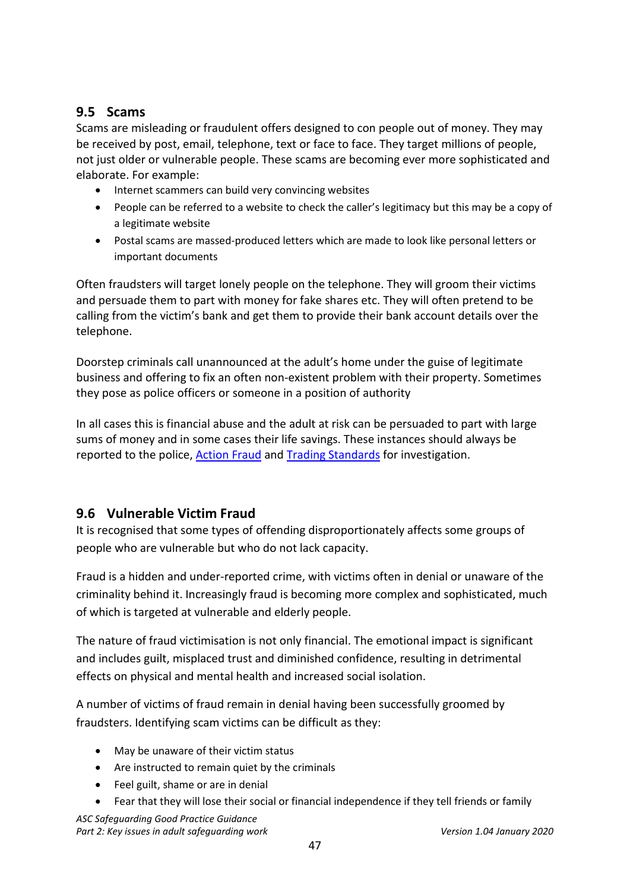## 9.5 Scams

Scams are misleading or fraudulent offers designed to con people out of money. They may be received by post, email, telephone, text or face to face. They target millions of people, not just older or vulnerable people. These scams are becoming ever more sophisticated and elaborate. For example:

- Internet scammers can build very convincing websites
- People can be referred to a website to check the caller's legitimacy but this may be a copy of a legitimate website
- Postal scams are massed-produced letters which are made to look like personal letters or important documents

Often fraudsters will target lonely people on the telephone. They will groom their victims and persuade them to part with money for fake shares etc. They will often pretend to be calling from the victim's bank and get them to provide their bank account details over the telephone.

Doorstep criminals call unannounced at the adult's home under the guise of legitimate business and offering to fix an often non-existent problem with their property. Sometimes they pose as police officers or someone in a position of authority

In all cases this is financial abuse and the adult at risk can be persuaded to part with large sums of money and in some cases their life savings. These instances should always be reported to the police, Action Fraud and Trading Standards for investigation.

## 9.6 Vulnerable Victim Fraud

It is recognised that some types of offending disproportionately affects some groups of people who are vulnerable but who do not lack capacity.

Fraud is a hidden and under-reported crime, with victims often in denial or unaware of the criminality behind it. Increasingly fraud is becoming more complex and sophisticated, much of which is targeted at vulnerable and elderly people.

The nature of fraud victimisation is not only financial. The emotional impact is significant and includes guilt, misplaced trust and diminished confidence, resulting in detrimental effects on physical and mental health and increased social isolation.

A number of victims of fraud remain in denial having been successfully groomed by fraudsters. Identifying scam victims can be difficult as they:

- May be unaware of their victim status
- Are instructed to remain quiet by the criminals
- Feel guilt, shame or are in denial
- Fear that they will lose their social or financial independence if they tell friends or family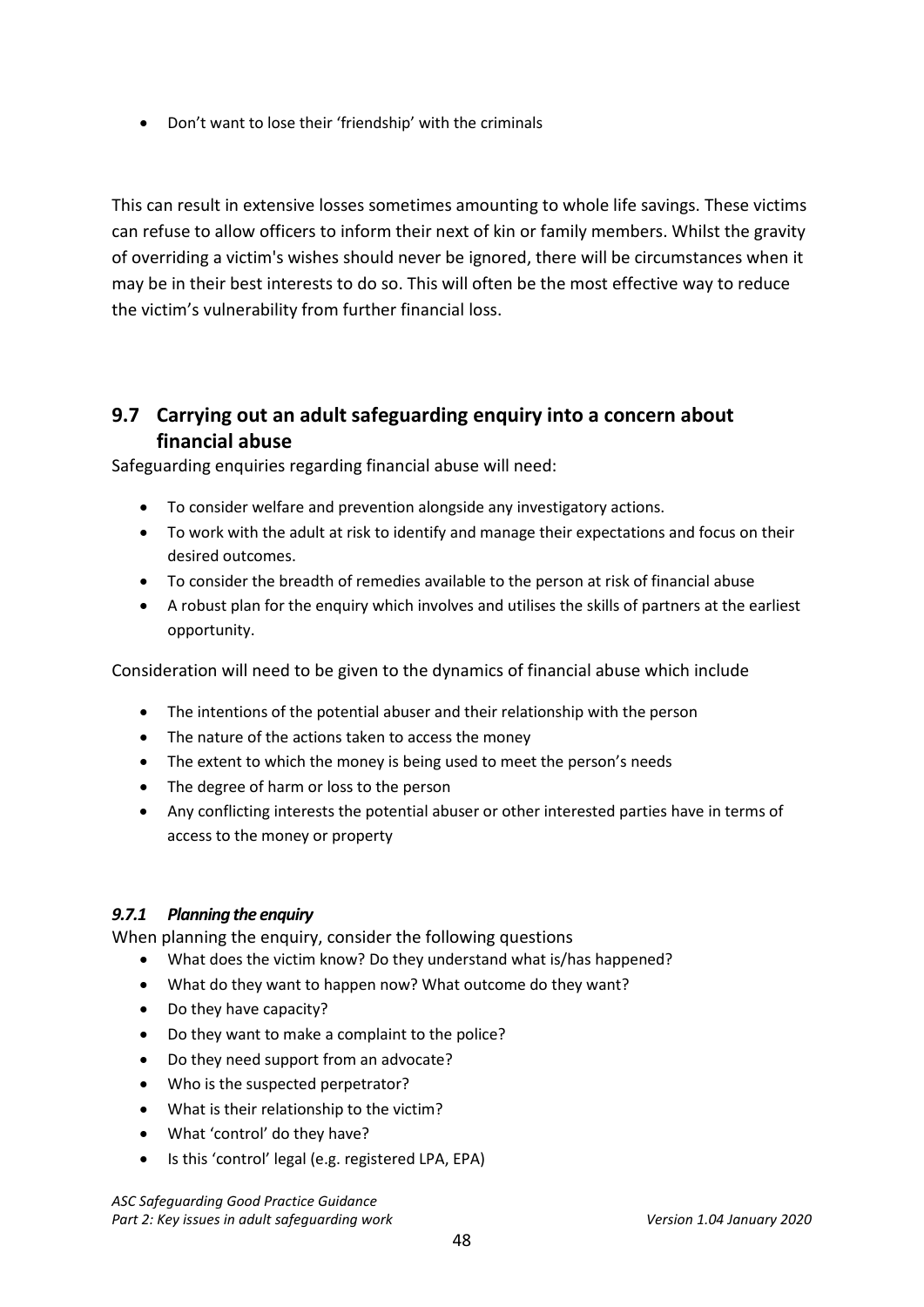- Don't want to lose their 'friendship' with the criminals

This can result in extensive losses sometimes amounting to whole life savings. These victims can refuse to allow officers to inform their next of kin or family members. Whilst the gravity of overriding a victim's wishes should never be ignored, there will be circumstances when it may be in their best interests to do so. This will often be the most effective way to reduce the victim's vulnerability from further financial loss.

## 9.7 Carrying out an adult safeguarding enquiry into a concern about financial abuse

Safeguarding enquiries regarding financial abuse will need:

- To consider welfare and prevention alongside any investigatory actions.
- To work with the adult at risk to identify and manage their expectations and focus on their desired outcomes.
- To consider the breadth of remedies available to the person at risk of financial abuse
- A robust plan for the enquiry which involves and utilises the skills of partners at the earliest opportunity.

Consideration will need to be given to the dynamics of financial abuse which include

- The intentions of the potential abuser and their relationship with the person
- The nature of the actions taken to access the money
- The extent to which the money is being used to meet the person's needs
- The degree of harm or loss to the person
- Any conflicting interests the potential abuser or other interested parties have in terms of access to the money or property

### *9.7.1 Planning the enquiry*

When planning the enquiry, consider the following questions

- What does the victim know? Do they understand what is/has happened?
- What do they want to happen now? What outcome do they want?
- Do they have capacity?
- Do they want to make a complaint to the police?
- Do they need support from an advocate?
- Who is the suspected perpetrator?
- What is their relationship to the victim?
- What 'control' do they have?
- Is this 'control' legal (e.g. registered LPA, EPA)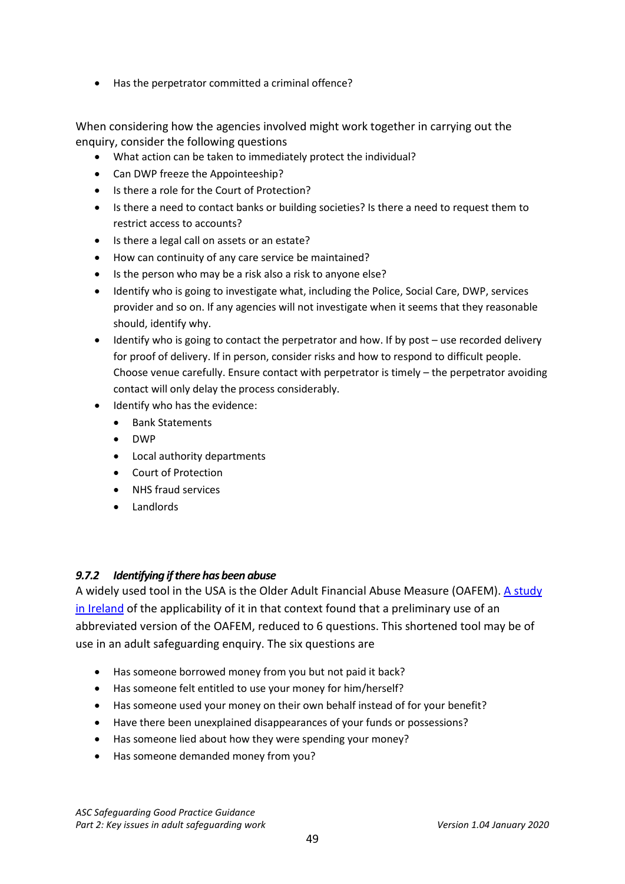- Has the perpetrator committed a criminal offence?

When considering how the agencies involved might work together in carrying out the enquiry, consider the following questions

- What action can be taken to immediately protect the individual?
- Can DWP freeze the Appointeeship?
- Is there a role for the Court of Protection?
- Is there a need to contact banks or building societies? Is there a need to request them to restrict access to accounts?
- Is there a legal call on assets or an estate?
- How can continuity of any care service be maintained?
- Is the person who may be a risk also a risk to anyone else?
- Identify who is going to investigate what, including the Police, Social Care, DWP, services provider and so on. If any agencies will not investigate when it seems that they reasonable should, identify why.
- Identify who is going to contact the perpetrator and how. If by post – use recorded delivery for proof of delivery. If in person, consider risks and how to respond to difficult people. Choose venue carefully. Ensure contact with perpetrator is timely – the perpetrator avoiding contact will only delay the process considerably.
- Identify who has the evidence:
  - Bank Statements
  - DWP
  - Local authority departments
  - Court of Protection
  - NHS fraud services
  - Landlords

#### *9.7.2 Identifying if there has been abuse*

A widely used tool in the USA is the Older Adult Financial Abuse Measure (OAFEM). A study in Ireland of the applicability of it in that context found that a preliminary use of an abbreviated version of the OAFEM, reduced to 6 questions. This shortened tool may be of use in an adult safeguarding enquiry. The six questions are

- Has someone borrowed money from you but not paid it back?
- Has someone felt entitled to use your money for him/herself?
- Has someone used your money on their own behalf instead of for your benefit?
- Have there been unexplained disappearances of your funds or possessions?
- Has someone lied about how they were spending your money?
- Has someone demanded money from you?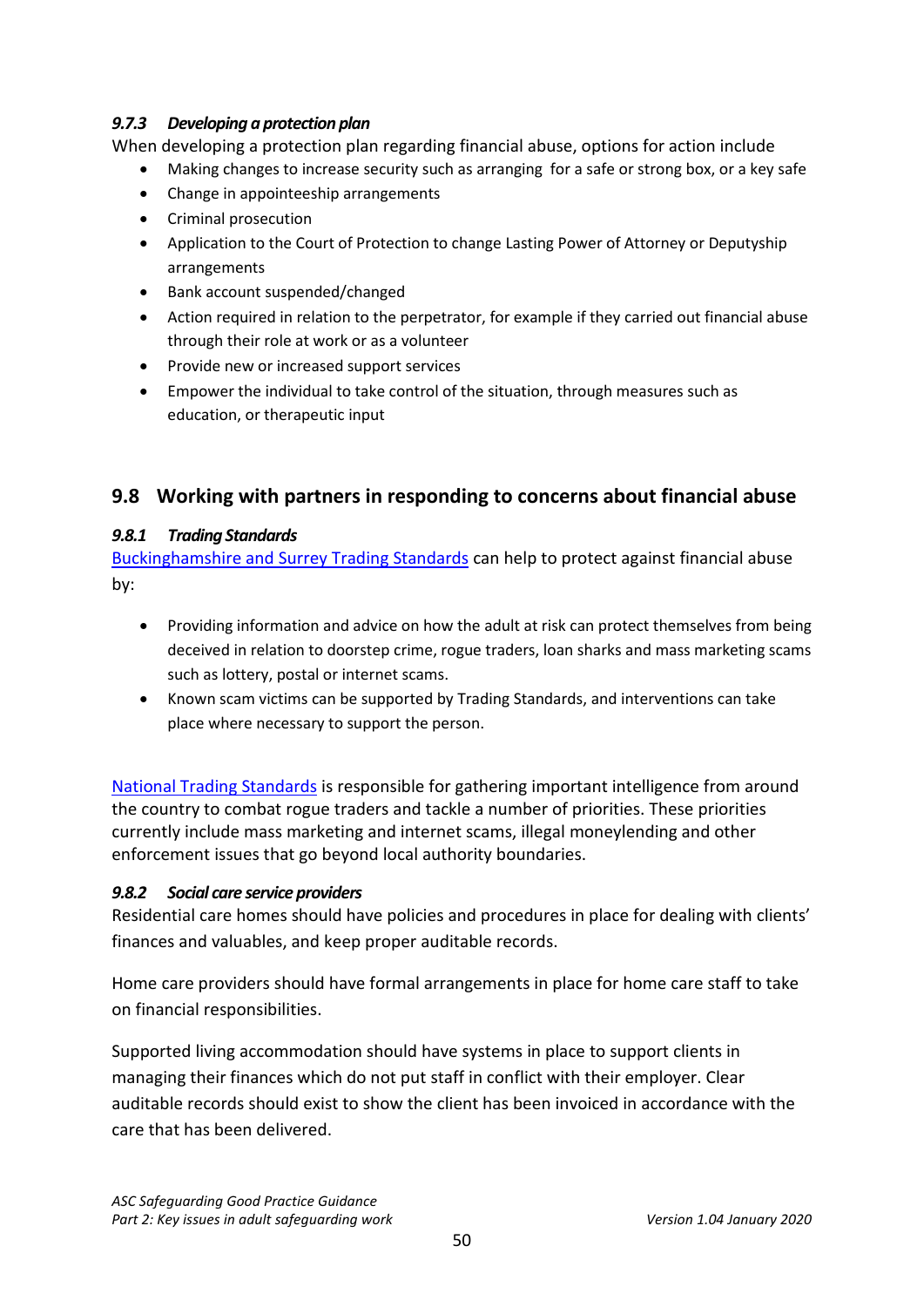#### *9.7.3 Developing a protection plan*

When developing a protection plan regarding financial abuse, options for action include

- Making changes to increase security such as arranging for a safe or strong box, or a key safe
- Change in appointeeship arrangements
- Criminal prosecution
- Application to the Court of Protection to change Lasting Power of Attorney or Deputyship arrangements
- Bank account suspended/changed
- Action required in relation to the perpetrator, for example if they carried out financial abuse through their role at work or as a volunteer
- Provide new or increased support services
- Empower the individual to take control of the situation, through measures such as education, or therapeutic input

## 9.8 Working with partners in responding to concerns about financial abuse

#### *9.8.1 Trading Standards*

Buckinghamshire and Surrey Trading Standards can help to protect against financial abuse by:

- Providing information and advice on how the adult at risk can protect themselves from being deceived in relation to doorstep crime, rogue traders, loan sharks and mass marketing scams such as lottery, postal or internet scams.
- Known scam victims can be supported by Trading Standards, and interventions can take place where necessary to support the person.

National Trading Standards is responsible for gathering important intelligence from around the country to combat rogue traders and tackle a number of priorities. These priorities currently include mass marketing and internet scams, illegal moneylending and other enforcement issues that go beyond local authority boundaries.

#### *9.8.2 Social care service providers*

Residential care homes should have policies and procedures in place for dealing with clients' finances and valuables, and keep proper auditable records.

Home care providers should have formal arrangements in place for home care staff to take on financial responsibilities.

Supported living accommodation should have systems in place to support clients in managing their finances which do not put staff in conflict with their employer. Clear auditable records should exist to show the client has been invoiced in accordance with the care that has been delivered.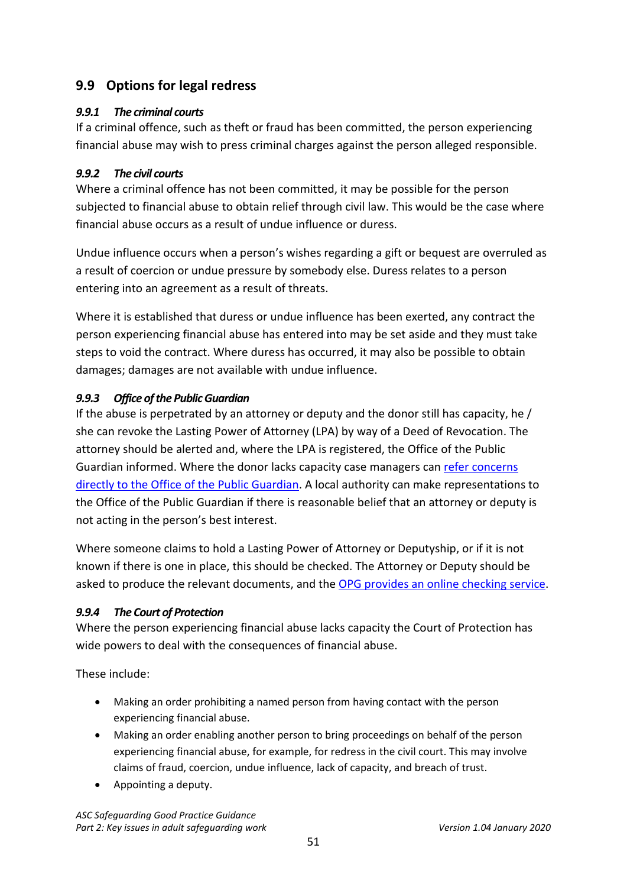## 9.9 Options for legal redress

### *9.9.1 The criminal courts*

If a criminal offence, such as theft or fraud has been committed, the person experiencing financial abuse may wish to press criminal charges against the person alleged responsible.

### *9.9.2 The civil courts*

Where a criminal offence has not been committed, it may be possible for the person subjected to financial abuse to obtain relief through civil law. This would be the case where financial abuse occurs as a result of undue influence or duress.

Undue influence occurs when a person's wishes regarding a gift or bequest are overruled as a result of coercion or undue pressure by somebody else. Duress relates to a person entering into an agreement as a result of threats.

Where it is established that duress or undue influence has been exerted, any contract the person experiencing financial abuse has entered into may be set aside and they must take steps to void the contract. Where duress has occurred, it may also be possible to obtain damages; damages are not available with undue influence.

### *9.9.3 Office of the Public Guardian*

If the abuse is perpetrated by an attorney or deputy and the donor still has capacity, he / she can revoke the Lasting Power of Attorney (LPA) by way of a Deed of Revocation. The attorney should be alerted and, where the LPA is registered, the Office of the Public Guardian informed. Where the donor lacks capacity case managers can refer concerns directly to the Office of the Public Guardian. A local authority can make representations to the Office of the Public Guardian if there is reasonable belief that an attorney or deputy is not acting in the person's best interest.

Where someone claims to hold a Lasting Power of Attorney or Deputyship, or if it is not known if there is one in place, this should be checked. The Attorney or Deputy should be asked to produce the relevant documents, and the OPG provides an online checking service.

### *9.9.4 The Court of Protection*

Where the person experiencing financial abuse lacks capacity the Court of Protection has wide powers to deal with the consequences of financial abuse.

These include:

- Making an order prohibiting a named person from having contact with the person experiencing financial abuse.
- Making an order enabling another person to bring proceedings on behalf of the person experiencing financial abuse, for example, for redress in the civil court. This may involve claims of fraud, coercion, undue influence, lack of capacity, and breach of trust.
- Appointing a deputy.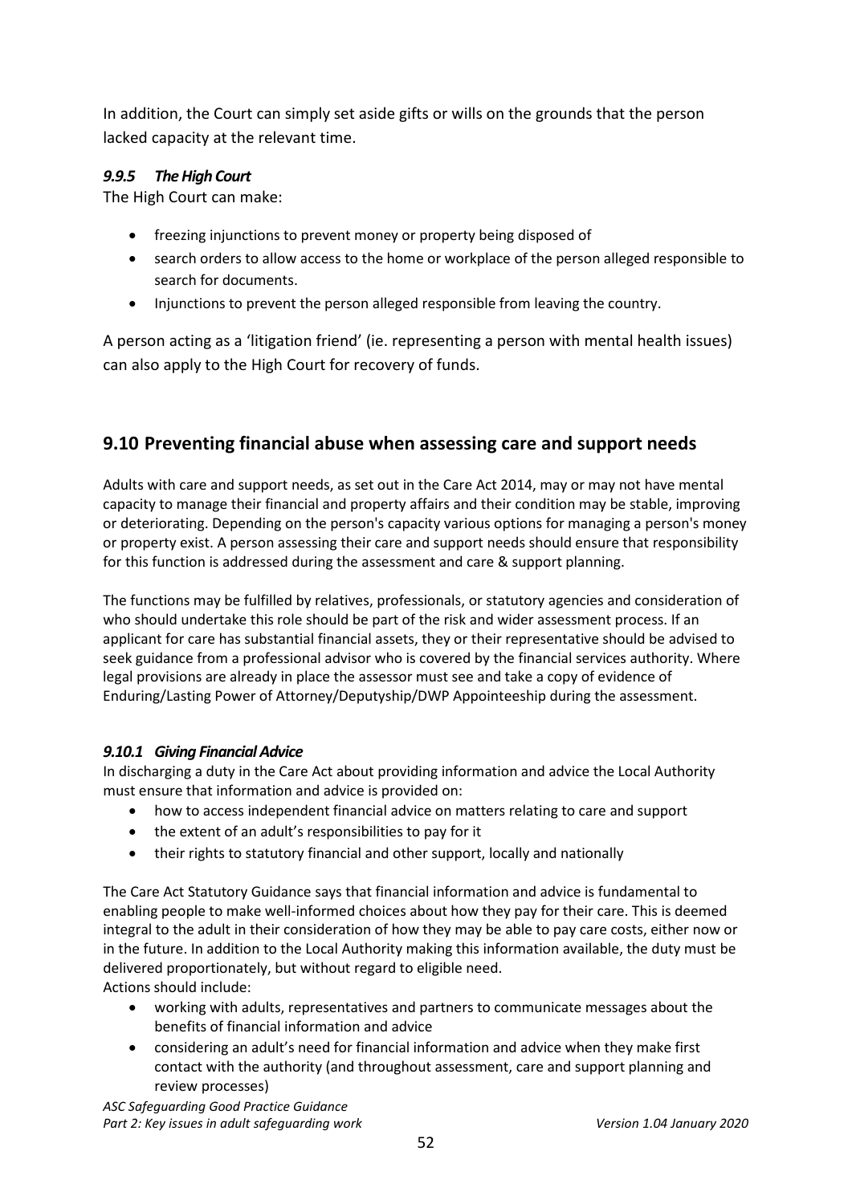In addition, the Court can simply set aside gifts or wills on the grounds that the person lacked capacity at the relevant time.

#### *9.9.5 The High Court*

The High Court can make:

- freezing injunctions to prevent money or property being disposed of
- search orders to allow access to the home or workplace of the person alleged responsible to search for documents.
- Injunctions to prevent the person alleged responsible from leaving the country.

A person acting as a 'litigation friend' (ie. representing a person with mental health issues) can also apply to the High Court for recovery of funds.

## 9.10 Preventing financial abuse when assessing care and support needs

Adults with care and support needs, as set out in the Care Act 2014, may or may not have mental capacity to manage their financial and property affairs and their condition may be stable, improving or deteriorating. Depending on the person's capacity various options for managing a person's money or property exist. A person assessing their care and support needs should ensure that responsibility for this function is addressed during the assessment and care & support planning.

The functions may be fulfilled by relatives, professionals, or statutory agencies and consideration of who should undertake this role should be part of the risk and wider assessment process. If an applicant for care has substantial financial assets, they or their representative should be advised to seek guidance from a professional advisor who is covered by the financial services authority. Where legal provisions are already in place the assessor must see and take a copy of evidence of Enduring/Lasting Power of Attorney/Deputyship/DWP Appointeeship during the assessment.

### *9.10.1 Giving Financial Advice*

In discharging a duty in the Care Act about providing information and advice the Local Authority must ensure that information and advice is provided on:

- how to access independent financial advice on matters relating to care and support
- the extent of an adult's responsibilities to pay for it
- their rights to statutory financial and other support, locally and nationally

The Care Act Statutory Guidance says that financial information and advice is fundamental to enabling people to make well-informed choices about how they pay for their care. This is deemed integral to the adult in their consideration of how they may be able to pay care costs, either now or in the future. In addition to the Local Authority making this information available, the duty must be delivered proportionately, but without regard to eligible need.

Actions should include:

- working with adults, representatives and partners to communicate messages about the benefits of financial information and advice
- considering an adult's need for financial information and advice when they make first contact with the authority (and throughout assessment, care and support planning and review processes)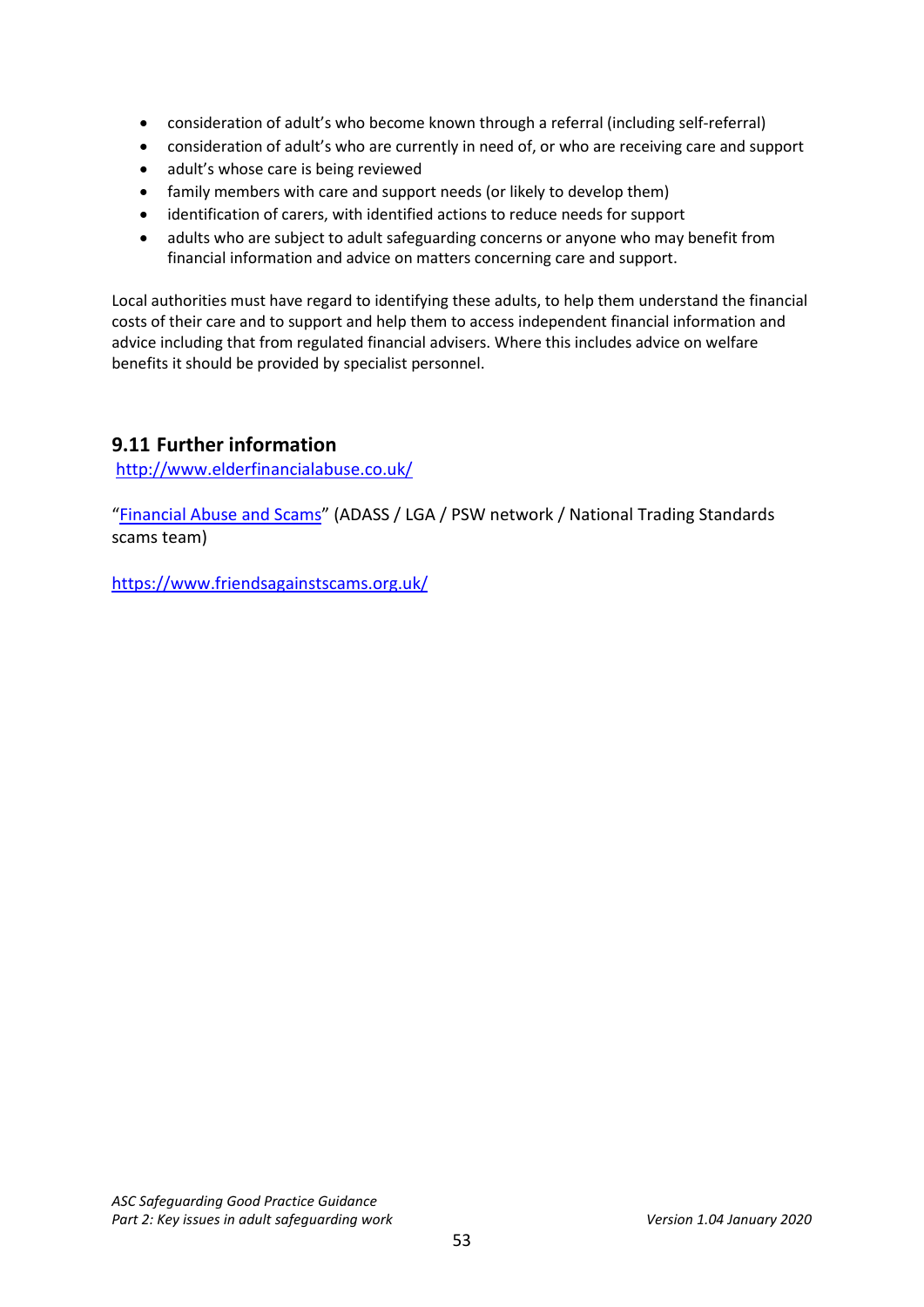- consideration of adult's who become known through a referral (including self-referral)
- consideration of adult's who are currently in need of, or who are receiving care and support
- adult's whose care is being reviewed
- family members with care and support needs (or likely to develop them)
- identification of carers, with identified actions to reduce needs for support
- adults who are subject to adult safeguarding concerns or anyone who may benefit from financial information and advice on matters concerning care and support.

Local authorities must have regard to identifying these adults, to help them understand the financial costs of their care and to support and help them to access independent financial information and advice including that from regulated financial advisers. Where this includes advice on welfare benefits it should be provided by specialist personnel.

## 9.11 Further information

[http://www.elderfinancialabuse.co.uk/](http://www.elderfinancialabuse.co.uk/)

"Financial Abuse and Scams" (ADASS / LGA / PSW network / National Trading Standards scams team)

[https://www.friendsagainstscams.org.uk/](https://www.friendsagainstscams.org.uk/)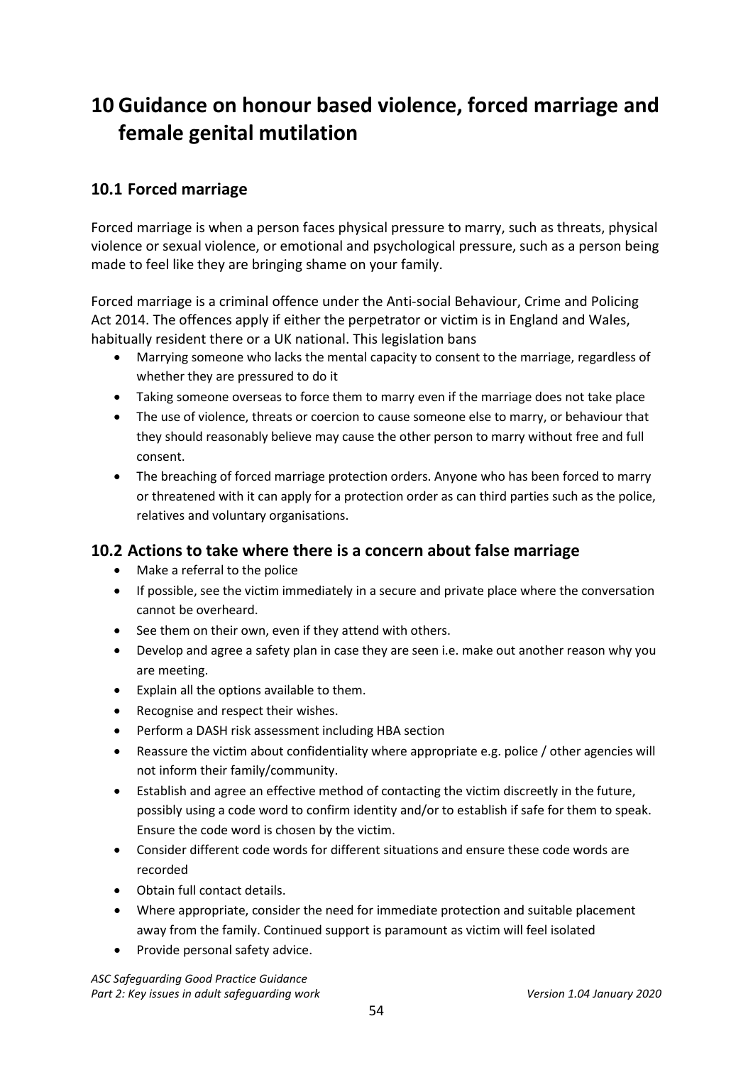# 10 Guidance on honour based violence, forced marriage and female genital mutilation

## 10.1 Forced marriage

Forced marriage is when a person faces physical pressure to marry, such as threats, physical violence or sexual violence, or emotional and psychological pressure, such as a person being made to feel like they are bringing shame on your family.

Forced marriage is a criminal offence under the Anti-social Behaviour, Crime and Policing Act 2014. The offences apply if either the perpetrator or victim is in England and Wales, habitually resident there or a UK national. This legislation bans

- Marrying someone who lacks the mental capacity to consent to the marriage, regardless of whether they are pressured to do it
- Taking someone overseas to force them to marry even if the marriage does not take place
- The use of violence, threats or coercion to cause someone else to marry, or behaviour that they should reasonably believe may cause the other person to marry without free and full consent.
- The breaching of forced marriage protection orders. Anyone who has been forced to marry or threatened with it can apply for a protection order as can third parties such as the police, relatives and voluntary organisations.

## 10.2 Actions to take where there is a concern about false marriage

- Make a referral to the police
- If possible, see the victim immediately in a secure and private place where the conversation cannot be overheard.
- See them on their own, even if they attend with others.
- Develop and agree a safety plan in case they are seen i.e. make out another reason why you are meeting.
- Explain all the options available to them.
- Recognise and respect their wishes.
- Perform a DASH risk assessment including HBA section
- Reassure the victim about confidentiality where appropriate e.g. police / other agencies will not inform their family/community.
- Establish and agree an effective method of contacting the victim discreetly in the future, possibly using a code word to confirm identity and/or to establish if safe for them to speak. Ensure the code word is chosen by the victim.
- Consider different code words for different situations and ensure these code words are recorded
- Obtain full contact details.
- Where appropriate, consider the need for immediate protection and suitable placement away from the family. Continued support is paramount as victim will feel isolated
- Provide personal safety advice.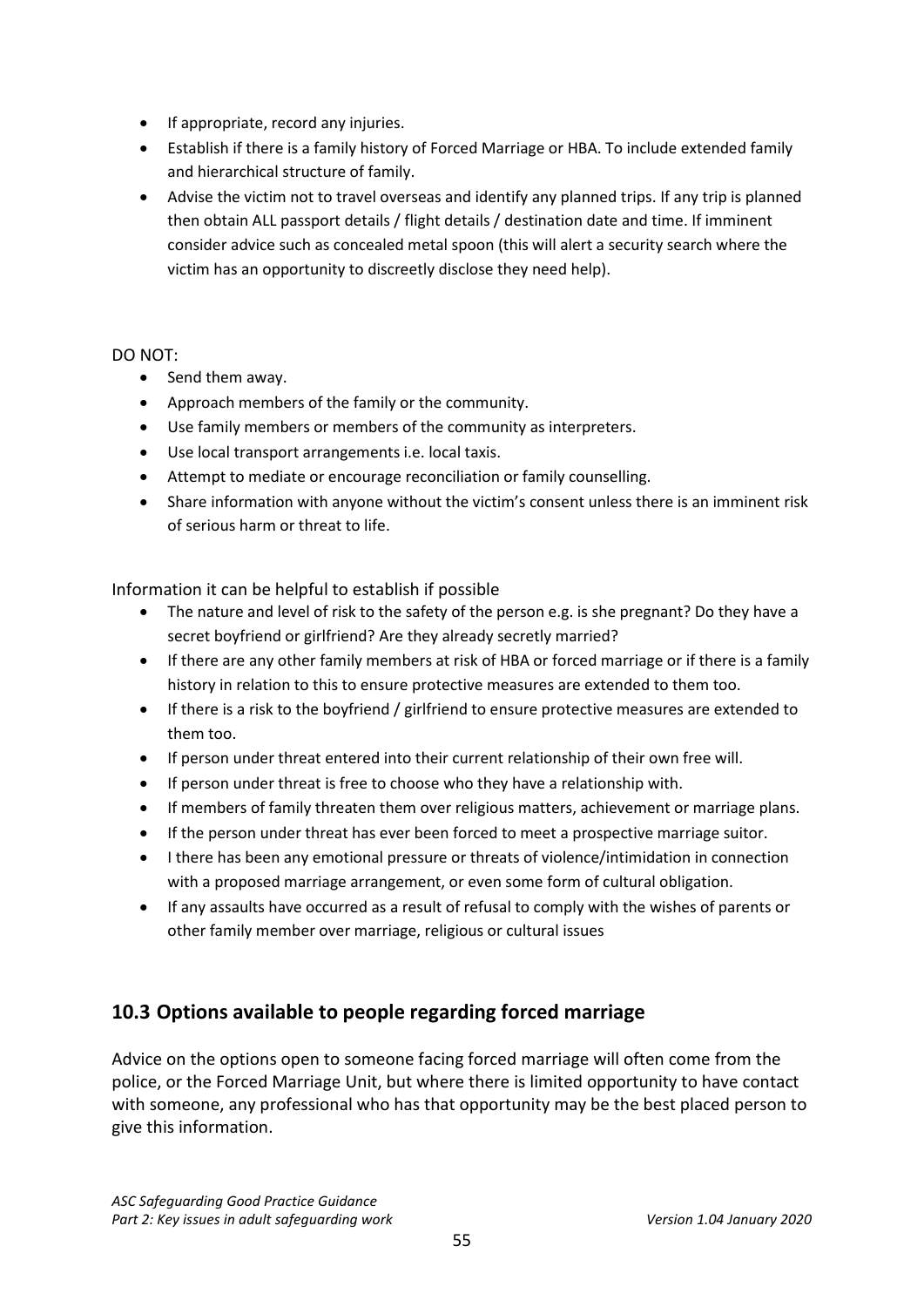- If appropriate, record any injuries.
- Establish if there is a family history of Forced Marriage or HBA. To include extended family and hierarchical structure of family.
- Advise the victim not to travel overseas and identify any planned trips. If any trip is planned then obtain ALL passport details / flight details / destination date and time. If imminent consider advice such as concealed metal spoon (this will alert a security search where the victim has an opportunity to discreetly disclose they need help).

DO NOT:

- Send them away.
- Approach members of the family or the community.
- Use family members or members of the community as interpreters.
- Use local transport arrangements i.e. local taxis.
- Attempt to mediate or encourage reconciliation or family counselling.
- Share information with anyone without the victim's consent unless there is an imminent risk of serious harm or threat to life.

Information it can be helpful to establish if possible

- The nature and level of risk to the safety of the person e.g. is she pregnant? Do they have a secret boyfriend or girlfriend? Are they already secretly married?
- If there are any other family members at risk of HBA or forced marriage or if there is a family history in relation to this to ensure protective measures are extended to them too.
- If there is a risk to the boyfriend / girlfriend to ensure protective measures are extended to them too.
- If person under threat entered into their current relationship of their own free will.
- If person under threat is free to choose who they have a relationship with.
- If members of family threaten them over religious matters, achievement or marriage plans.
- If the person under threat has ever been forced to meet a prospective marriage suitor.
- I there has been any emotional pressure or threats of violence/intimidation in connection with a proposed marriage arrangement, or even some form of cultural obligation.
- If any assaults have occurred as a result of refusal to comply with the wishes of parents or other family member over marriage, religious or cultural issues

## 10.3 Options available to people regarding forced marriage

Advice on the options open to someone facing forced marriage will often come from the police, or the Forced Marriage Unit, but where there is limited opportunity to have contact with someone, any professional who has that opportunity may be the best placed person to give this information.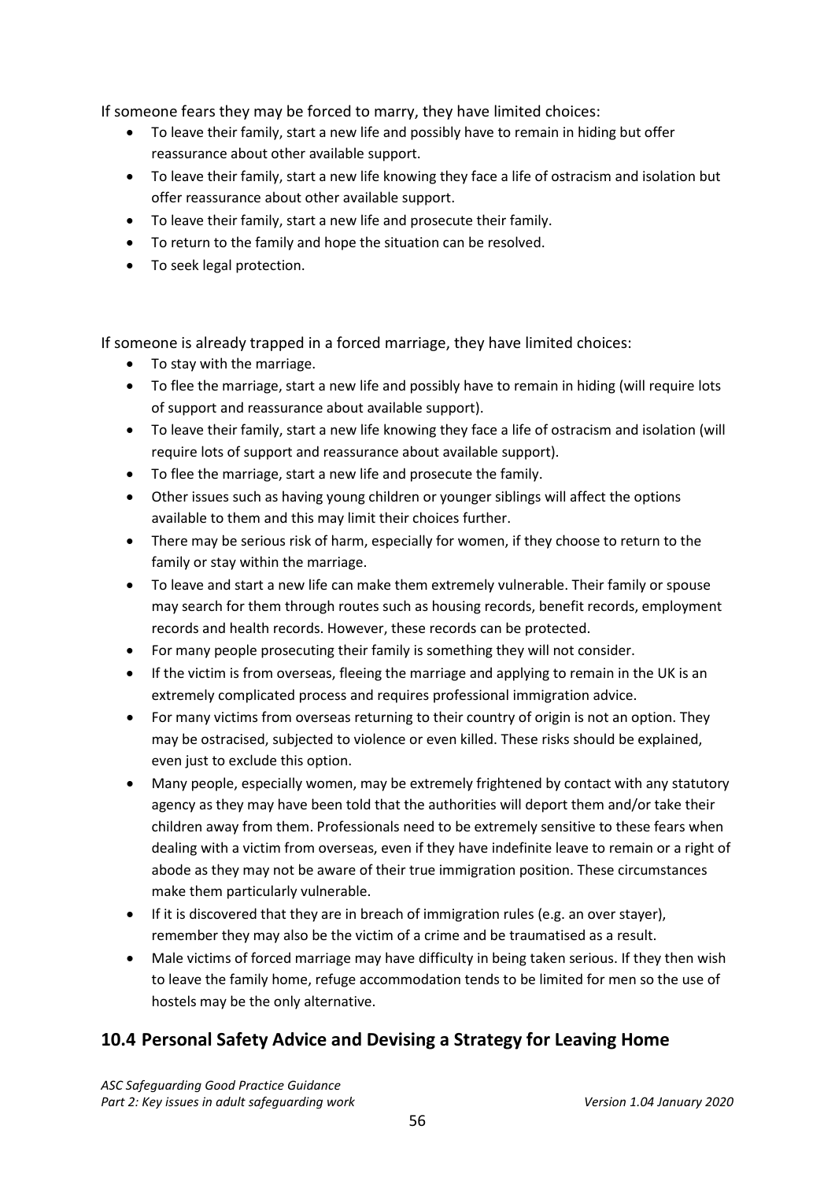If someone fears they may be forced to marry, they have limited choices:

- To leave their family, start a new life and possibly have to remain in hiding but offer reassurance about other available support.
- To leave their family, start a new life knowing they face a life of ostracism and isolation but offer reassurance about other available support.
- To leave their family, start a new life and prosecute their family.
- To return to the family and hope the situation can be resolved.
- To seek legal protection.

If someone is already trapped in a forced marriage, they have limited choices:

- To stay with the marriage.
- To flee the marriage, start a new life and possibly have to remain in hiding (will require lots of support and reassurance about available support).
- To leave their family, start a new life knowing they face a life of ostracism and isolation (will require lots of support and reassurance about available support).
- To flee the marriage, start a new life and prosecute the family.
- Other issues such as having young children or younger siblings will affect the options available to them and this may limit their choices further.
- There may be serious risk of harm, especially for women, if they choose to return to the family or stay within the marriage.
- To leave and start a new life can make them extremely vulnerable. Their family or spouse may search for them through routes such as housing records, benefit records, employment records and health records. However, these records can be protected.
- For many people prosecuting their family is something they will not consider.
- If the victim is from overseas, fleeing the marriage and applying to remain in the UK is an extremely complicated process and requires professional immigration advice.
- For many victims from overseas returning to their country of origin is not an option. They may be ostracised, subjected to violence or even killed. These risks should be explained, even just to exclude this option.
- Many people, especially women, may be extremely frightened by contact with any statutory agency as they may have been told that the authorities will deport them and/or take their children away from them. Professionals need to be extremely sensitive to these fears when dealing with a victim from overseas, even if they have indefinite leave to remain or a right of abode as they may not be aware of their true immigration position. These circumstances make them particularly vulnerable.
- If it is discovered that they are in breach of immigration rules (e.g. an over stayer), remember they may also be the victim of a crime and be traumatised as a result.
- Male victims of forced marriage may have difficulty in being taken serious. If they then wish to leave the family home, refuge accommodation tends to be limited for men so the use of hostels may be the only alternative.

## 10.4 Personal Safety Advice and Devising a Strategy for Leaving Home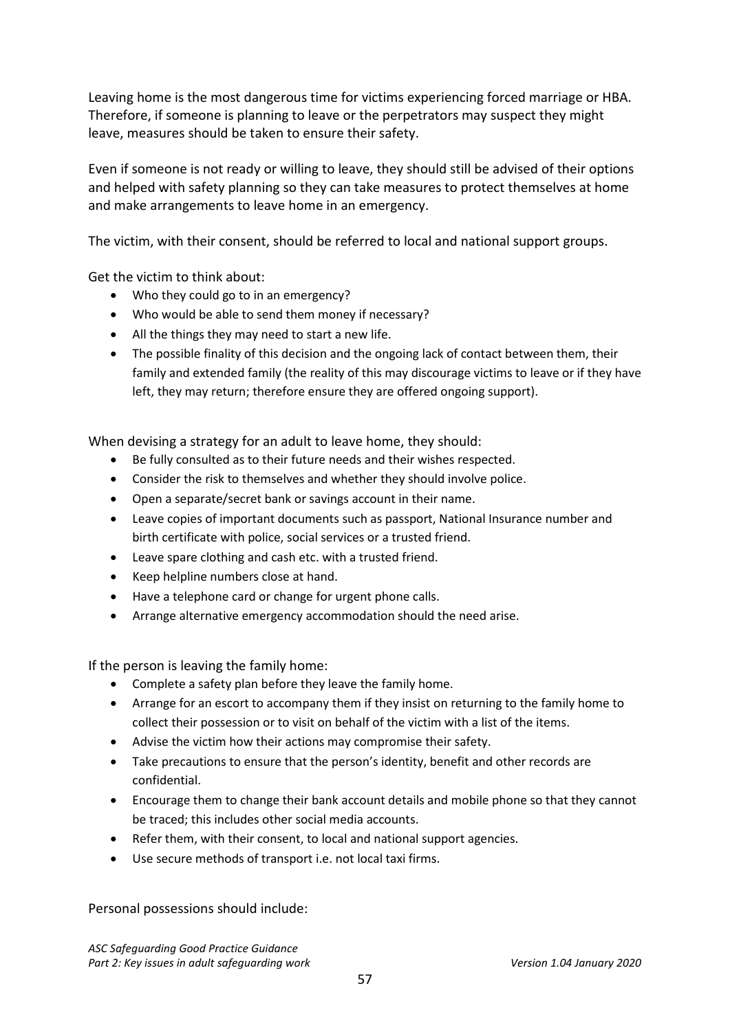Leaving home is the most dangerous time for victims experiencing forced marriage or HBA. Therefore, if someone is planning to leave or the perpetrators may suspect they might leave, measures should be taken to ensure their safety.

Even if someone is not ready or willing to leave, they should still be advised of their options and helped with safety planning so they can take measures to protect themselves at home and make arrangements to leave home in an emergency.

The victim, with their consent, should be referred to local and national support groups.

Get the victim to think about:

- Who they could go to in an emergency?
- Who would be able to send them money if necessary?
- All the things they may need to start a new life.
- The possible finality of this decision and the ongoing lack of contact between them, their family and extended family (the reality of this may discourage victims to leave or if they have left, they may return; therefore ensure they are offered ongoing support).

When devising a strategy for an adult to leave home, they should:

- Be fully consulted as to their future needs and their wishes respected.
- Consider the risk to themselves and whether they should involve police.
- Open a separate/secret bank or savings account in their name.
- Leave copies of important documents such as passport, National Insurance number and birth certificate with police, social services or a trusted friend.
- Leave spare clothing and cash etc. with a trusted friend.
- Keep helpline numbers close at hand.
- Have a telephone card or change for urgent phone calls.
- Arrange alternative emergency accommodation should the need arise.

If the person is leaving the family home:

- Complete a safety plan before they leave the family home.
- Arrange for an escort to accompany them if they insist on returning to the family home to collect their possession or to visit on behalf of the victim with a list of the items.
- Advise the victim how their actions may compromise their safety.
- Take precautions to ensure that the person's identity, benefit and other records are confidential.
- Encourage them to change their bank account details and mobile phone so that they cannot be traced; this includes other social media accounts.
- Refer them, with their consent, to local and national support agencies.
- Use secure methods of transport i.e. not local taxi firms.

Personal possessions should include: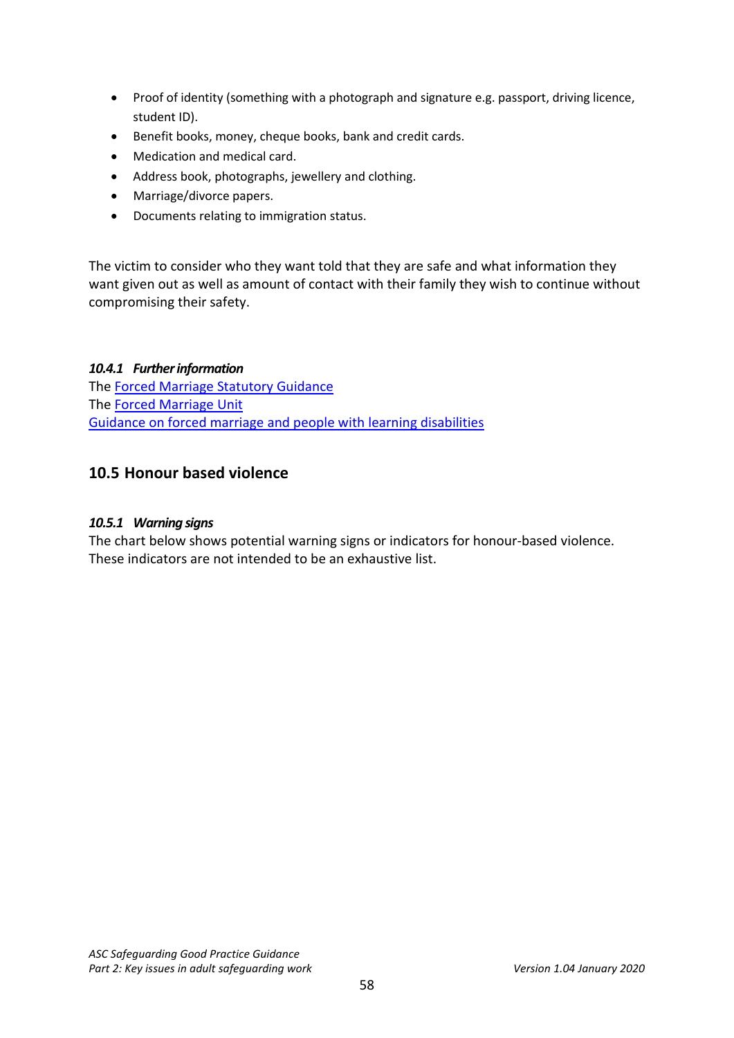- Proof of identity (something with a photograph and signature e.g. passport, driving licence, student ID).
- Benefit books, money, cheque books, bank and credit cards.
- Medication and medical card.
- Address book, photographs, jewellery and clothing.
- Marriage/divorce papers.
- Documents relating to immigration status.

The victim to consider who they want told that they are safe and what information they want given out as well as amount of contact with their family they wish to continue without compromising their safety.

#### *10.4.1 Further information*

The Forced Marriage Statutory Guidance
The Forced Marriage Unit
Guidance on forced marriage and people with learning disabilities

## 10.5 Honour based violence

#### *10.5.1 Warning signs*

The chart below shows potential warning signs or indicators for honour-based violence. These indicators are not intended to be an exhaustive list.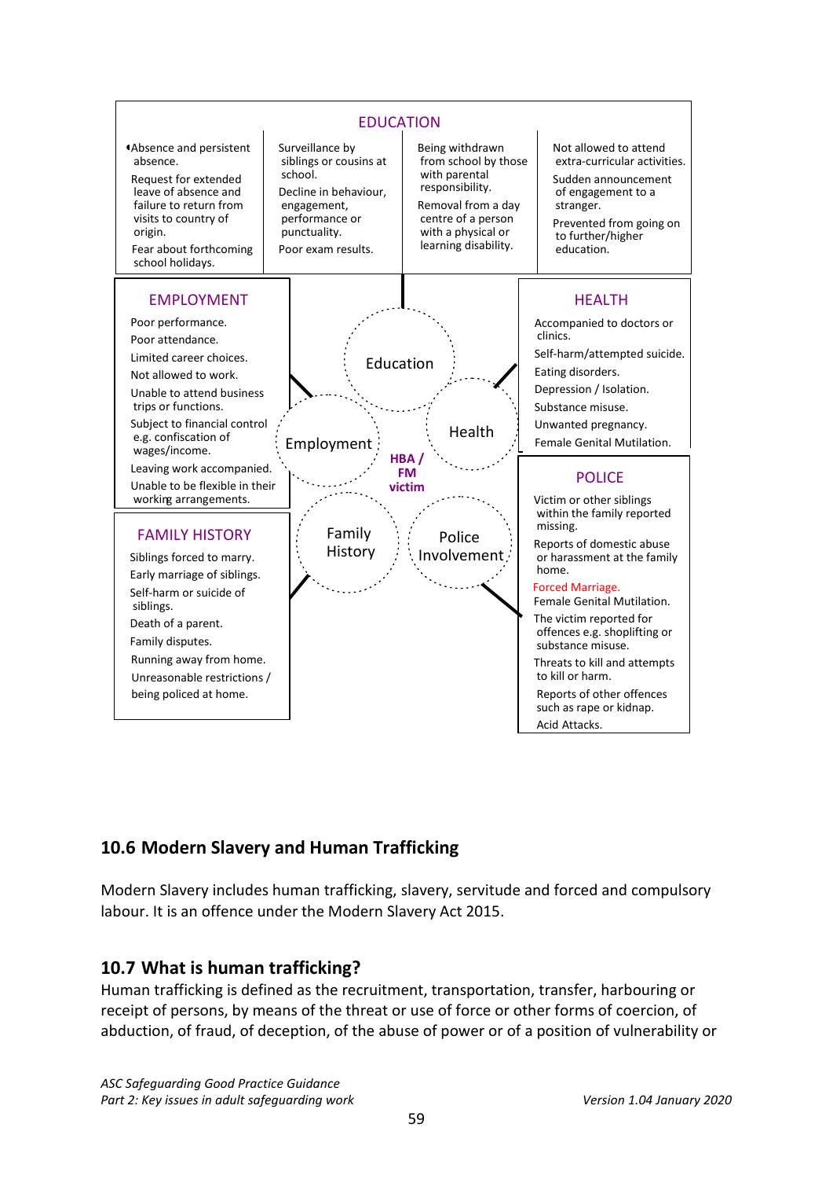### EDUCATION

- Absence and persistent absence.
- Request for extended leave of absence and failure to return from visits to country of origin.
- Fear about forthcoming school holidays.
- Surveillance by siblings or cousins at school.
- Decline in behaviour, engagement, performance or punctuality.
- Poor exam results.
- Being withdrawn from school by those with parental responsibility.
- Removal from a day centre of a person with a physical or learning disability.
- Not allowed to attend extra-curricular activities.
- Sudden announcement of engagement to a stranger.
- Prevented from going on to further/higher education.

### EMPLOYMENT

- Poor performance.
- Poor attendance.
- Limited career choices.
- Not allowed to work.
- Unable to attend business trips or functions.
- Subject to financial control e.g. confiscation of wages/income.
- Leaving work accompanied.
- Unable to be flexible in their working arrangements.

### HEALTH

- Accompanied to doctors or clinics.
- Self-harm/attempted suicide.
- Eating disorders.
- Depression / Isolation.
- Substance misuse.
- Unwanted pregnancy.
- Female Genital Mutilation.

**HBA / FM victim**: Education, Employment, Health, Family History, Police Involvement

### FAMILY HISTORY

- Siblings forced to marry.
- Early marriage of siblings.
- Self-harm or suicide of siblings.
- Death of a parent.
- Family disputes.
- Running away from home.
- Unreasonable restrictions / being policed at home.

### POLICE

- Victim or other siblings within the family reported missing.
- Reports of domestic abuse or harassment at the family home.
- Forced Marriage.
- Female Genital Mutilation.
- The victim reported for offences e.g. shoplifting or substance misuse.
- Threats to kill and attempts to kill or harm.
- Reports of other offences such as rape or kidnap.
- Acid Attacks.

## 10.6 Modern Slavery and Human Trafficking

Modern Slavery includes human trafficking, slavery, servitude and forced and compulsory labour. It is an offence under the Modern Slavery Act 2015.

## 10.7 What is human trafficking?

Human trafficking is defined as the recruitment, transportation, transfer, harbouring or receipt of persons, by means of the threat or use of force or other forms of coercion, of abduction, of fraud, of deception, of the abuse of power or of a position of vulnerability or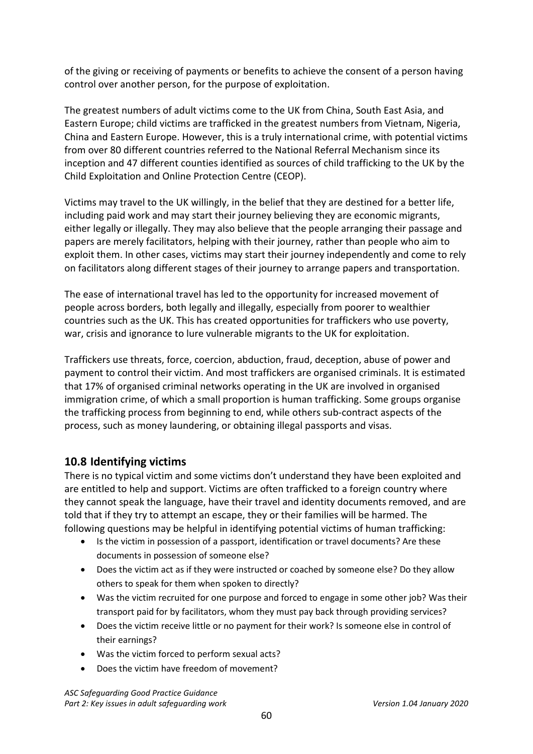of the giving or receiving of payments or benefits to achieve the consent of a person having control over another person, for the purpose of exploitation.

The greatest numbers of adult victims come to the UK from China, South East Asia, and Eastern Europe; child victims are trafficked in the greatest numbers from Vietnam, Nigeria, China and Eastern Europe. However, this is a truly international crime, with potential victims from over 80 different countries referred to the National Referral Mechanism since its inception and 47 different counties identified as sources of child trafficking to the UK by the Child Exploitation and Online Protection Centre (CEOP).

Victims may travel to the UK willingly, in the belief that they are destined for a better life, including paid work and may start their journey believing they are economic migrants, either legally or illegally. They may also believe that the people arranging their passage and papers are merely facilitators, helping with their journey, rather than people who aim to exploit them. In other cases, victims may start their journey independently and come to rely on facilitators along different stages of their journey to arrange papers and transportation.

The ease of international travel has led to the opportunity for increased movement of people across borders, both legally and illegally, especially from poorer to wealthier countries such as the UK. This has created opportunities for traffickers who use poverty, war, crisis and ignorance to lure vulnerable migrants to the UK for exploitation.

Traffickers use threats, force, coercion, abduction, fraud, deception, abuse of power and payment to control their victim. And most traffickers are organised criminals. It is estimated that 17% of organised criminal networks operating in the UK are involved in organised immigration crime, of which a small proportion is human trafficking. Some groups organise the trafficking process from beginning to end, while others sub-contract aspects of the process, such as money laundering, or obtaining illegal passports and visas.

## 10.8 Identifying victims

There is no typical victim and some victims don't understand they have been exploited and are entitled to help and support. Victims are often trafficked to a foreign country where they cannot speak the language, have their travel and identity documents removed, and are told that if they try to attempt an escape, they or their families will be harmed. The following questions may be helpful in identifying potential victims of human trafficking:

- Is the victim in possession of a passport, identification or travel documents? Are these documents in possession of someone else?
- Does the victim act as if they were instructed or coached by someone else? Do they allow others to speak for them when spoken to directly?
- Was the victim recruited for one purpose and forced to engage in some other job? Was their transport paid for by facilitators, whom they must pay back through providing services?
- Does the victim receive little or no payment for their work? Is someone else in control of their earnings?
- Was the victim forced to perform sexual acts?
- Does the victim have freedom of movement?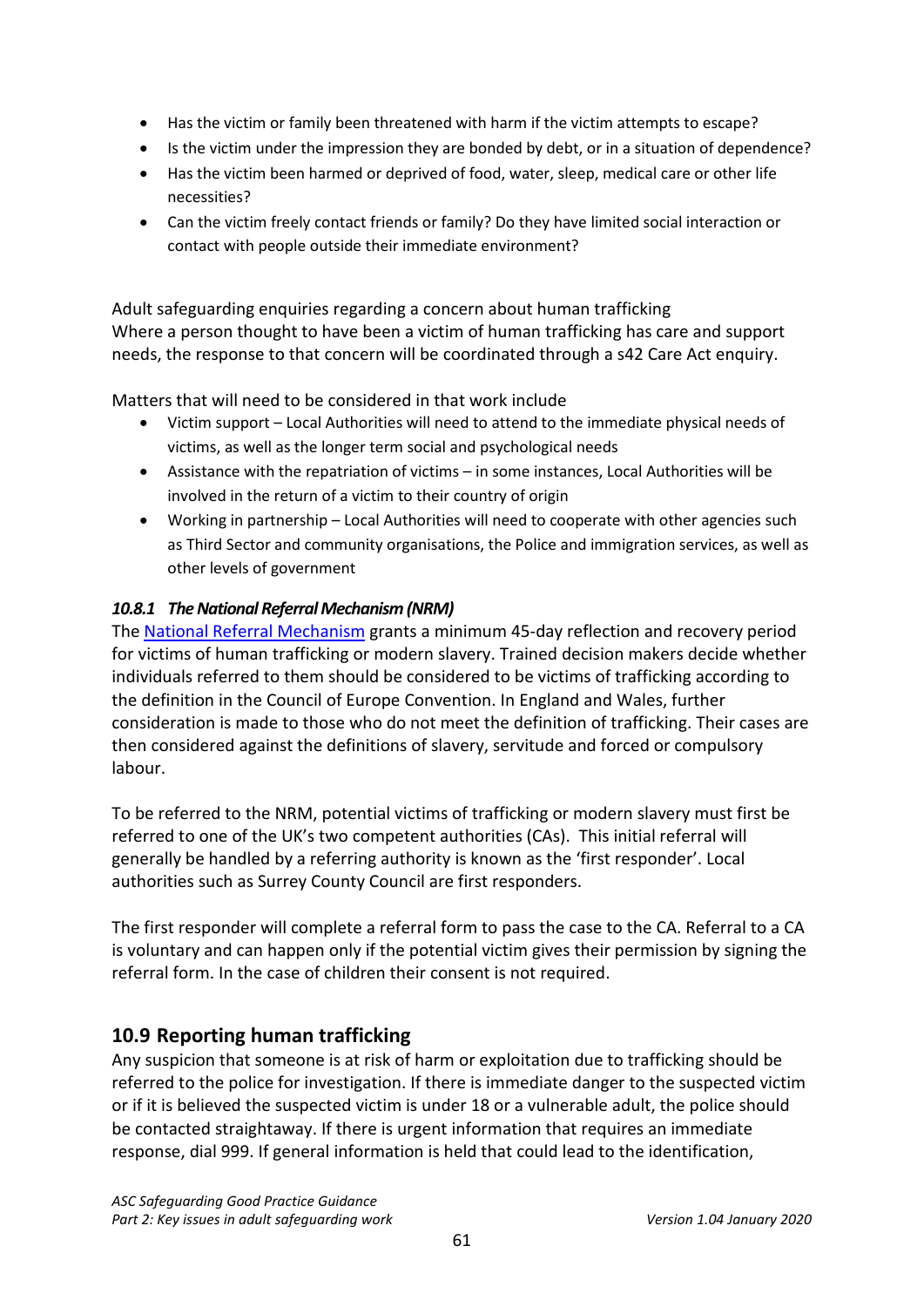- Has the victim or family been threatened with harm if the victim attempts to escape?
- Is the victim under the impression they are bonded by debt, or in a situation of dependence?
- Has the victim been harmed or deprived of food, water, sleep, medical care or other life necessities?
- Can the victim freely contact friends or family? Do they have limited social interaction or contact with people outside their immediate environment?

Adult safeguarding enquiries regarding a concern about human trafficking
Where a person thought to have been a victim of human trafficking has care and support needs, the response to that concern will be coordinated through a s42 Care Act enquiry.

Matters that will need to be considered in that work include

- Victim support – Local Authorities will need to attend to the immediate physical needs of victims, as well as the longer term social and psychological needs
- Assistance with the repatriation of victims – in some instances, Local Authorities will be involved in the return of a victim to their country of origin
- Working in partnership – Local Authorities will need to cooperate with other agencies such as Third Sector and community organisations, the Police and immigration services, as well as other levels of government

#### *10.8.1 The National Referral Mechanism (NRM)*

The National Referral Mechanism grants a minimum 45-day reflection and recovery period for victims of human trafficking or modern slavery. Trained decision makers decide whether individuals referred to them should be considered to be victims of trafficking according to the definition in the Council of Europe Convention. In England and Wales, further consideration is made to those who do not meet the definition of trafficking. Their cases are then considered against the definitions of slavery, servitude and forced or compulsory labour.

To be referred to the NRM, potential victims of trafficking or modern slavery must first be referred to one of the UK's two competent authorities (CAs). This initial referral will generally be handled by a referring authority is known as the 'first responder'. Local authorities such as Surrey County Council are first responders.

The first responder will complete a referral form to pass the case to the CA. Referral to a CA is voluntary and can happen only if the potential victim gives their permission by signing the referral form. In the case of children their consent is not required.

## 10.9 Reporting human trafficking

Any suspicion that someone is at risk of harm or exploitation due to trafficking should be referred to the police for investigation. If there is immediate danger to the suspected victim or if it is believed the suspected victim is under 18 or a vulnerable adult, the police should be contacted straightaway. If there is urgent information that requires an immediate response, dial 999. If general information is held that could lead to the identification,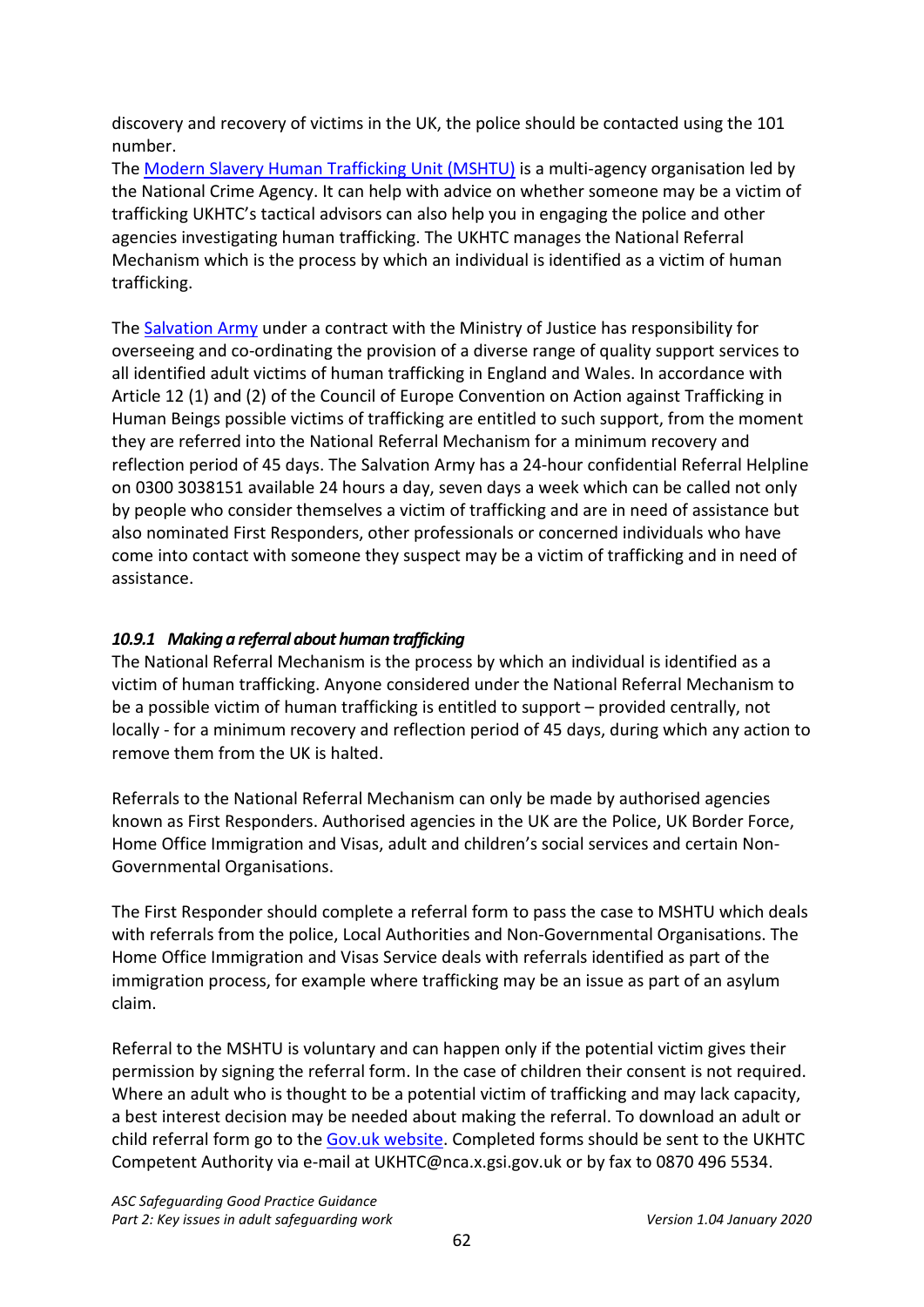discovery and recovery of victims in the UK, the police should be contacted using the 101 number.
The [Modern Slavery Human Trafficking Unit (MSHTU)]() is a multi-agency organisation led by the National Crime Agency. It can help with advice on whether someone may be a victim of trafficking UKHTC's tactical advisors can also help you in engaging the police and other agencies investigating human trafficking. The UKHTC manages the National Referral Mechanism which is the process by which an individual is identified as a victim of human trafficking.

The [Salvation Army]() under a contract with the Ministry of Justice has responsibility for overseeing and co-ordinating the provision of a diverse range of quality support services to all identified adult victims of human trafficking in England and Wales. In accordance with Article 12 (1) and (2) of the Council of Europe Convention on Action against Trafficking in Human Beings possible victims of trafficking are entitled to such support, from the moment they are referred into the National Referral Mechanism for a minimum recovery and reflection period of 45 days. The Salvation Army has a 24-hour confidential Referral Helpline on 0300 3038151 available 24 hours a day, seven days a week which can be called not only by people who consider themselves a victim of trafficking and are in need of assistance but also nominated First Responders, other professionals or concerned individuals who have come into contact with someone they suspect may be a victim of trafficking and in need of assistance.

#### *10.9.1 Making a referral about human trafficking*

The National Referral Mechanism is the process by which an individual is identified as a victim of human trafficking. Anyone considered under the National Referral Mechanism to be a possible victim of human trafficking is entitled to support – provided centrally, not locally - for a minimum recovery and reflection period of 45 days, during which any action to remove them from the UK is halted.

Referrals to the National Referral Mechanism can only be made by authorised agencies known as First Responders. Authorised agencies in the UK are the Police, UK Border Force, Home Office Immigration and Visas, adult and children's social services and certain Non-Governmental Organisations.

The First Responder should complete a referral form to pass the case to MSHTU which deals with referrals from the police, Local Authorities and Non-Governmental Organisations. The Home Office Immigration and Visas Service deals with referrals identified as part of the immigration process, for example where trafficking may be an issue as part of an asylum claim.

Referral to the MSHTU is voluntary and can happen only if the potential victim gives their permission by signing the referral form. In the case of children their consent is not required. Where an adult who is thought to be a potential victim of trafficking and may lack capacity, a best interest decision may be needed about making the referral. To download an adult or child referral form go to the [Gov.uk website](). Completed forms should be sent to the UKHTC Competent Authority via e-mail at UKHTC@nca.x.gsi.gov.uk or by fax to 0870 496 5534.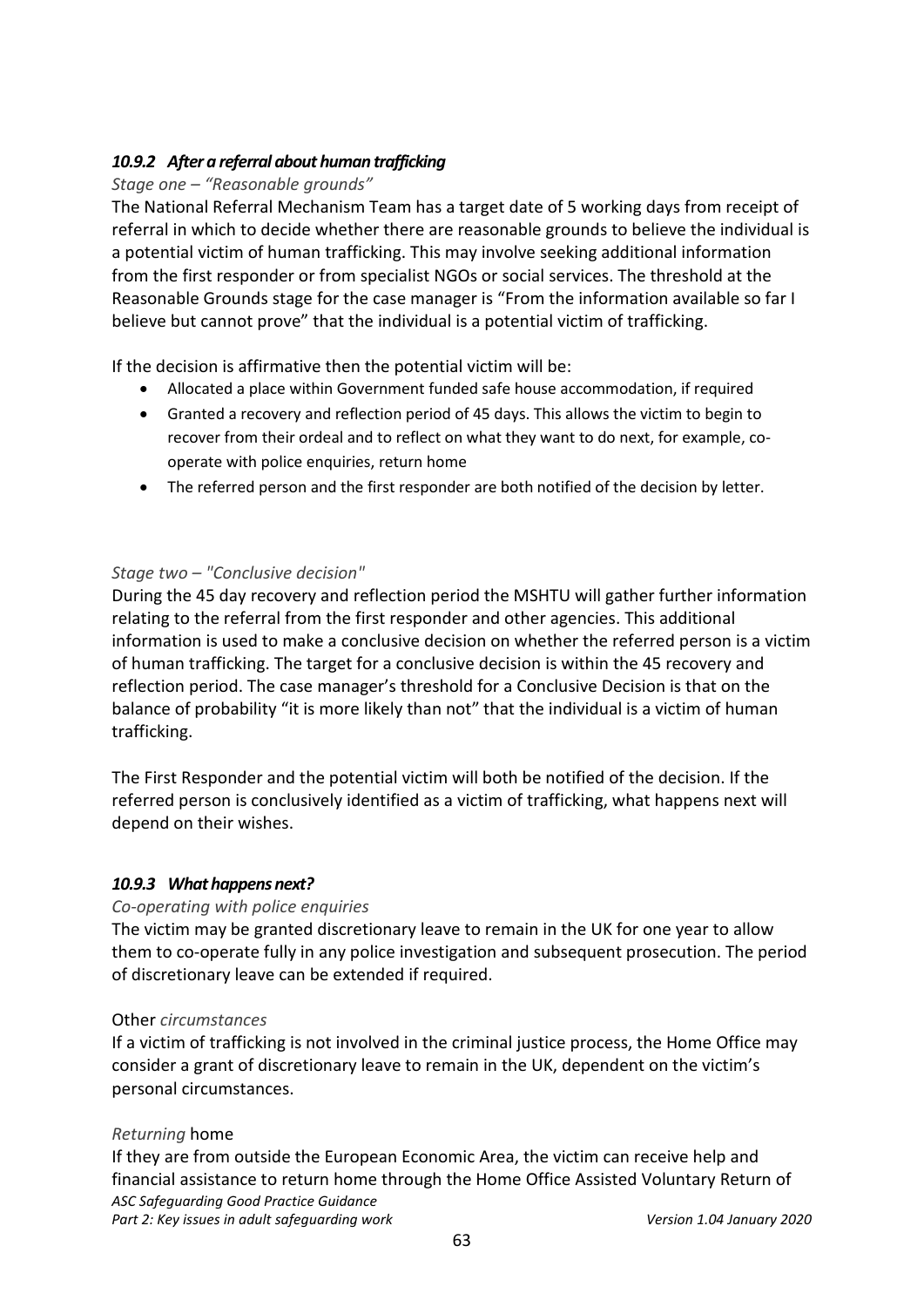### *10.9.2 After a referral about human trafficking*

*Stage one – "Reasonable grounds"*

The National Referral Mechanism Team has a target date of 5 working days from receipt of referral in which to decide whether there are reasonable grounds to believe the individual is a potential victim of human trafficking. This may involve seeking additional information from the first responder or from specialist NGOs or social services. The threshold at the Reasonable Grounds stage for the case manager is "From the information available so far I believe but cannot prove" that the individual is a potential victim of trafficking.

If the decision is affirmative then the potential victim will be:

- Allocated a place within Government funded safe house accommodation, if required
- Granted a recovery and reflection period of 45 days. This allows the victim to begin to recover from their ordeal and to reflect on what they want to do next, for example, co-operate with police enquiries, return home
- The referred person and the first responder are both notified of the decision by letter.

*Stage two – "Conclusive decision"*

During the 45 day recovery and reflection period the MSHTU will gather further information relating to the referral from the first responder and other agencies. This additional information is used to make a conclusive decision on whether the referred person is a victim of human trafficking. The target for a conclusive decision is within the 45 recovery and reflection period. The case manager's threshold for a Conclusive Decision is that on the balance of probability "it is more likely than not" that the individual is a victim of human trafficking.

The First Responder and the potential victim will both be notified of the decision. If the referred person is conclusively identified as a victim of trafficking, what happens next will depend on their wishes.

### *10.9.3 What happens next?*

*Co-operating with police enquiries*

The victim may be granted discretionary leave to remain in the UK for one year to allow them to co-operate fully in any police investigation and subsequent prosecution. The period of discretionary leave can be extended if required.

Other *circumstances*

If a victim of trafficking is not involved in the criminal justice process, the Home Office may consider a grant of discretionary leave to remain in the UK, dependent on the victim's personal circumstances.

*Returning* home

If they are from outside the European Economic Area, the victim can receive help and financial assistance to return home through the Home Office Assisted Voluntary Return of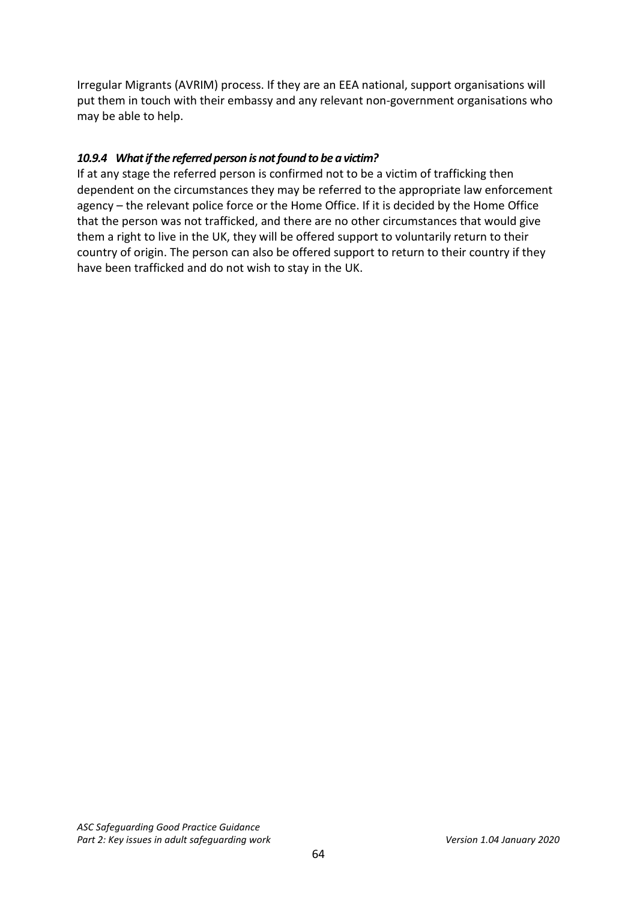Irregular Migrants (AVRIM) process. If they are an EEA national, support organisations will put them in touch with their embassy and any relevant non-government organisations who may be able to help.

#### *10.9.4 What if the referred person is not found to be a victim?*

If at any stage the referred person is confirmed not to be a victim of trafficking then dependent on the circumstances they may be referred to the appropriate law enforcement agency – the relevant police force or the Home Office. If it is decided by the Home Office that the person was not trafficked, and there are no other circumstances that would give them a right to live in the UK, they will be offered support to voluntarily return to their country of origin. The person can also be offered support to return to their country if they have been trafficked and do not wish to stay in the UK.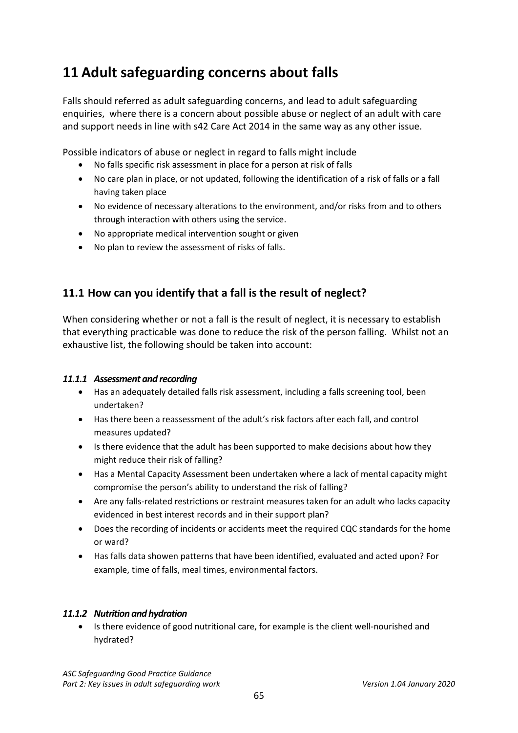# 11 Adult safeguarding concerns about falls

Falls should referred as adult safeguarding concerns, and lead to adult safeguarding enquiries, where there is a concern about possible abuse or neglect of an adult with care and support needs in line with s42 Care Act 2014 in the same way as any other issue.

Possible indicators of abuse or neglect in regard to falls might include

- No falls specific risk assessment in place for a person at risk of falls
- No care plan in place, or not updated, following the identification of a risk of falls or a fall having taken place
- No evidence of necessary alterations to the environment, and/or risks from and to others through interaction with others using the service.
- No appropriate medical intervention sought or given
- No plan to review the assessment of risks of falls.

## 11.1 How can you identify that a fall is the result of neglect?

When considering whether or not a fall is the result of neglect, it is necessary to establish that everything practicable was done to reduce the risk of the person falling. Whilst not an exhaustive list, the following should be taken into account:

### *11.1.1 Assessment and recording*

- Has an adequately detailed falls risk assessment, including a falls screening tool, been undertaken?
- Has there been a reassessment of the adult's risk factors after each fall, and control measures updated?
- Is there evidence that the adult has been supported to make decisions about how they might reduce their risk of falling?
- Has a Mental Capacity Assessment been undertaken where a lack of mental capacity might compromise the person's ability to understand the risk of falling?
- Are any falls-related restrictions or restraint measures taken for an adult who lacks capacity evidenced in best interest records and in their support plan?
- Does the recording of incidents or accidents meet the required CQC standards for the home or ward?
- Has falls data showen patterns that have been identified, evaluated and acted upon? For example, time of falls, meal times, environmental factors.

### *11.1.2 Nutrition and hydration*

- Is there evidence of good nutritional care, for example is the client well-nourished and hydrated?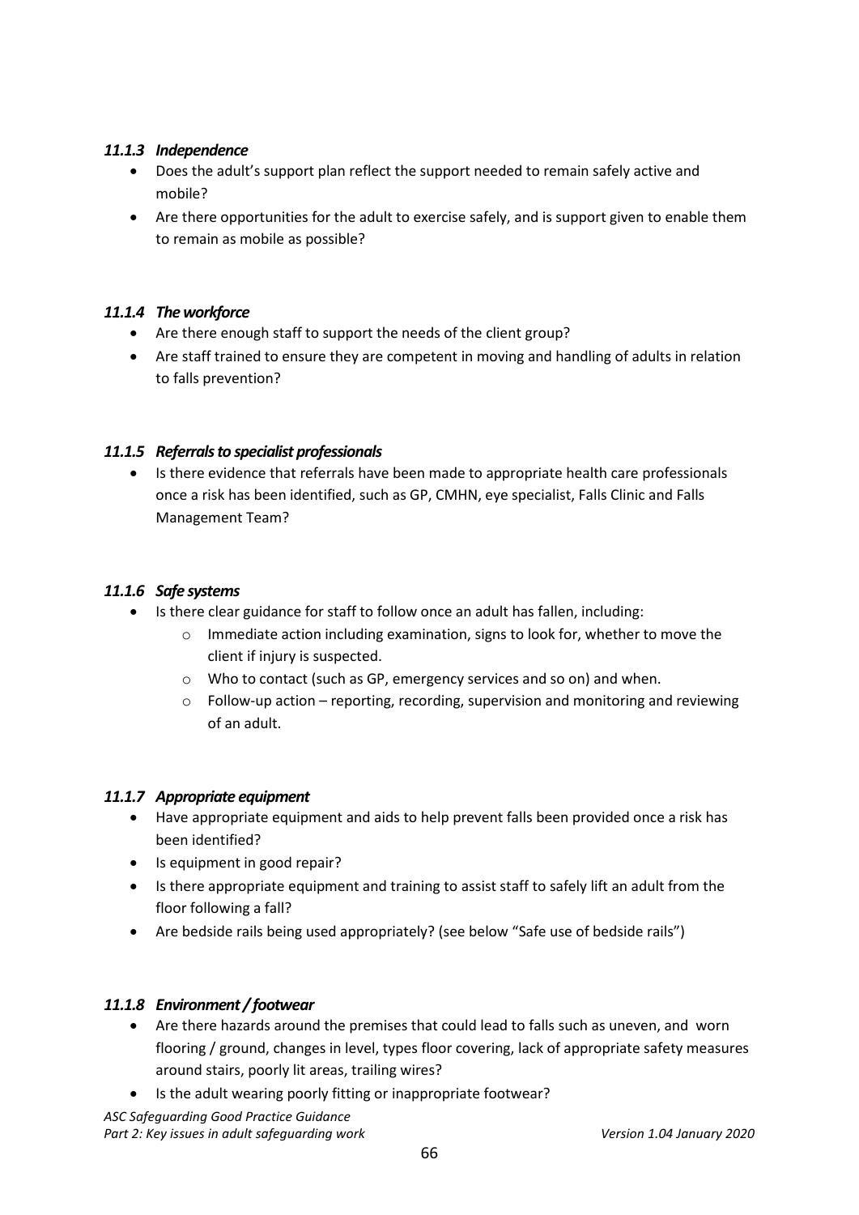#### *11.1.3 Independence*

- Does the adult's support plan reflect the support needed to remain safely active and mobile?
- Are there opportunities for the adult to exercise safely, and is support given to enable them to remain as mobile as possible?

#### *11.1.4 The workforce*

- Are there enough staff to support the needs of the client group?
- Are staff trained to ensure they are competent in moving and handling of adults in relation to falls prevention?

#### *11.1.5 Referrals to specialist professionals*

- Is there evidence that referrals have been made to appropriate health care professionals once a risk has been identified, such as GP, CMHN, eye specialist, Falls Clinic and Falls Management Team?

#### *11.1.6 Safe systems*

- Is there clear guidance for staff to follow once an adult has fallen, including:
  - Immediate action including examination, signs to look for, whether to move the client if injury is suspected.
  - Who to contact (such as GP, emergency services and so on) and when.
  - Follow-up action – reporting, recording, supervision and monitoring and reviewing of an adult.

#### *11.1.7 Appropriate equipment*

- Have appropriate equipment and aids to help prevent falls been provided once a risk has been identified?
- Is equipment in good repair?
- Is there appropriate equipment and training to assist staff to safely lift an adult from the floor following a fall?
- Are bedside rails being used appropriately? (see below "Safe use of bedside rails")

#### *11.1.8 Environment / footwear*

- Are there hazards around the premises that could lead to falls such as uneven, and worn flooring / ground, changes in level, types floor covering, lack of appropriate safety measures around stairs, poorly lit areas, trailing wires?
- Is the adult wearing poorly fitting or inappropriate footwear?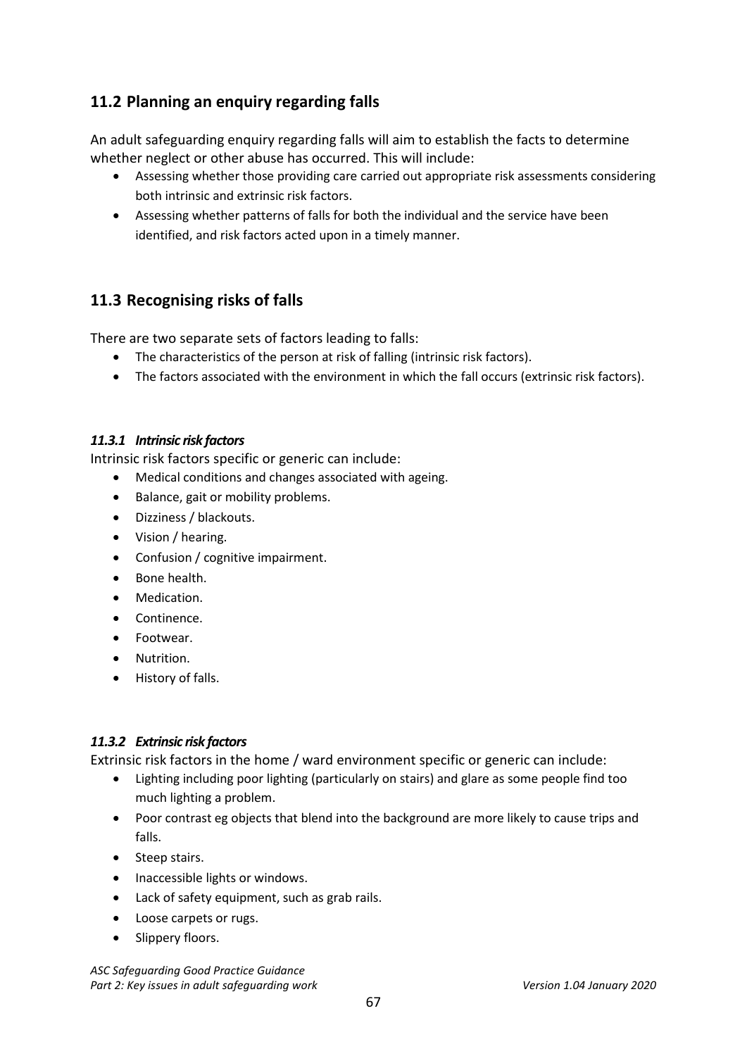## 11.2 Planning an enquiry regarding falls

An adult safeguarding enquiry regarding falls will aim to establish the facts to determine whether neglect or other abuse has occurred. This will include:

- Assessing whether those providing care carried out appropriate risk assessments considering both intrinsic and extrinsic risk factors.
- Assessing whether patterns of falls for both the individual and the service have been identified, and risk factors acted upon in a timely manner.

## 11.3 Recognising risks of falls

There are two separate sets of factors leading to falls:

- The characteristics of the person at risk of falling (intrinsic risk factors).
- The factors associated with the environment in which the fall occurs (extrinsic risk factors).

### *11.3.1 Intrinsic risk factors*

Intrinsic risk factors specific or generic can include:

- Medical conditions and changes associated with ageing.
- Balance, gait or mobility problems.
- Dizziness / blackouts.
- Vision / hearing.
- Confusion / cognitive impairment.
- Bone health.
- Medication.
- Continence.
- Footwear.
- Nutrition.
- History of falls.

### *11.3.2 Extrinsic risk factors*

Extrinsic risk factors in the home / ward environment specific or generic can include:

- Lighting including poor lighting (particularly on stairs) and glare as some people find too much lighting a problem.
- Poor contrast eg objects that blend into the background are more likely to cause trips and falls.
- Steep stairs.
- Inaccessible lights or windows.
- Lack of safety equipment, such as grab rails.
- Loose carpets or rugs.
- Slippery floors.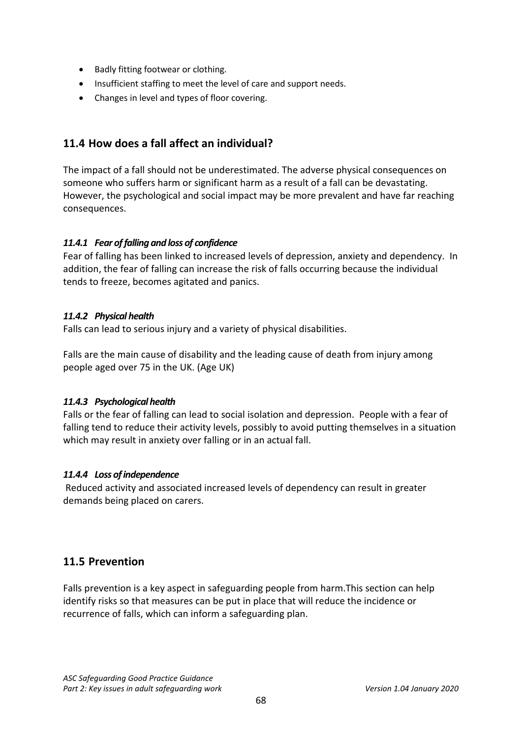- Badly fitting footwear or clothing.
- Insufficient staffing to meet the level of care and support needs.
- Changes in level and types of floor covering.

## 11.4 How does a fall affect an individual?

The impact of a fall should not be underestimated. The adverse physical consequences on someone who suffers harm or significant harm as a result of a fall can be devastating. However, the psychological and social impact may be more prevalent and have far reaching consequences.

### *11.4.1 Fear of falling and loss of confidence*

Fear of falling has been linked to increased levels of depression, anxiety and dependency. In addition, the fear of falling can increase the risk of falls occurring because the individual tends to freeze, becomes agitated and panics.

### *11.4.2 Physical health*

Falls can lead to serious injury and a variety of physical disabilities.

Falls are the main cause of disability and the leading cause of death from injury among people aged over 75 in the UK. (Age UK)

### *11.4.3 Psychological health*

Falls or the fear of falling can lead to social isolation and depression. People with a fear of falling tend to reduce their activity levels, possibly to avoid putting themselves in a situation which may result in anxiety over falling or in an actual fall.

### *11.4.4 Loss of independence*

Reduced activity and associated increased levels of dependency can result in greater demands being placed on carers.

## 11.5 Prevention

Falls prevention is a key aspect in safeguarding people from harm.This section can help identify risks so that measures can be put in place that will reduce the incidence or recurrence of falls, which can inform a safeguarding plan.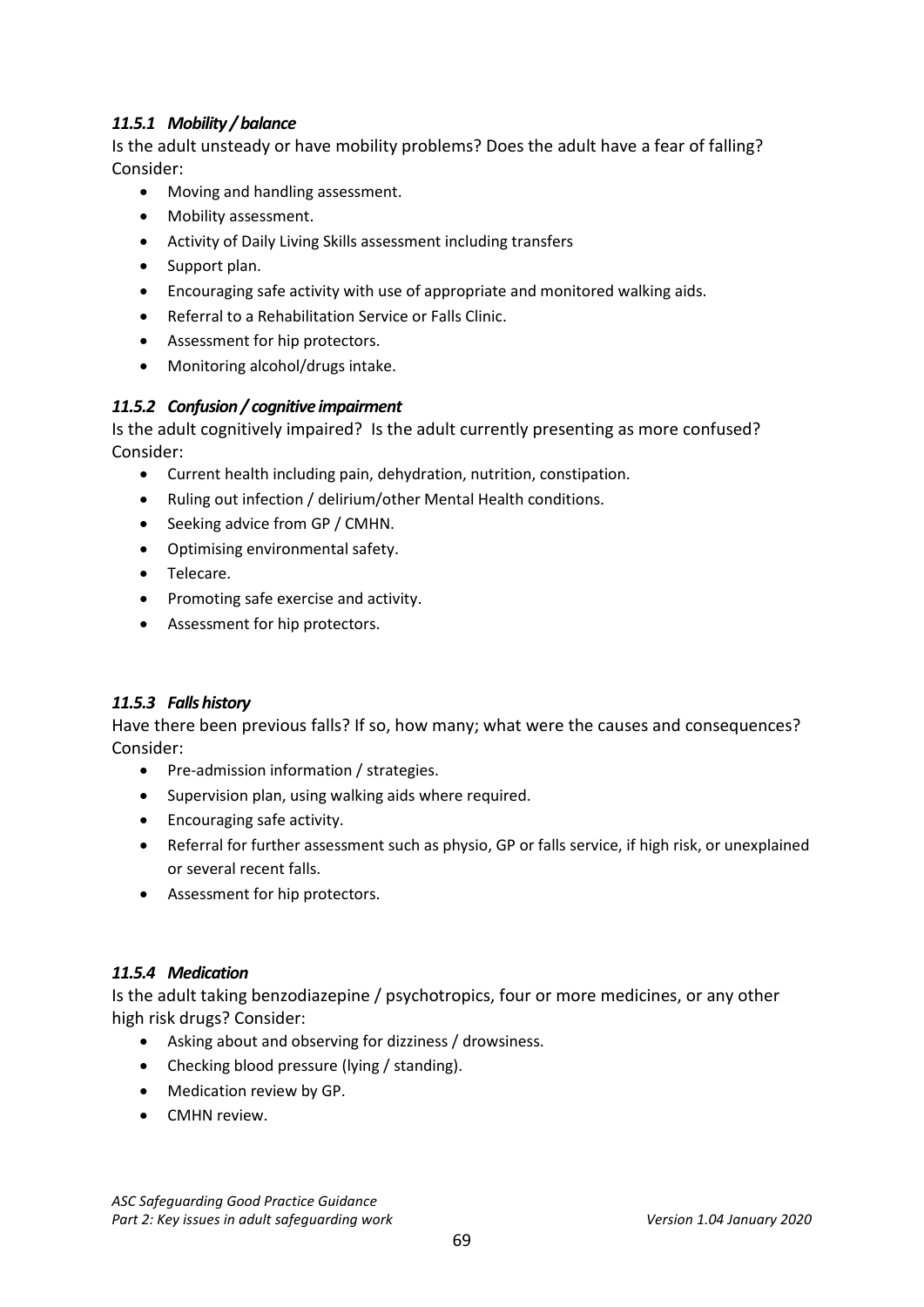#### *11.5.1 Mobility / balance*

Is the adult unsteady or have mobility problems? Does the adult have a fear of falling? Consider:

- Moving and handling assessment.
- Mobility assessment.
- Activity of Daily Living Skills assessment including transfers
- Support plan.
- Encouraging safe activity with use of appropriate and monitored walking aids.
- Referral to a Rehabilitation Service or Falls Clinic.
- Assessment for hip protectors.
- Monitoring alcohol/drugs intake.

#### *11.5.2 Confusion / cognitive impairment*

Is the adult cognitively impaired? Is the adult currently presenting as more confused? Consider:

- Current health including pain, dehydration, nutrition, constipation.
- Ruling out infection / delirium/other Mental Health conditions.
- Seeking advice from GP / CMHN.
- Optimising environmental safety.
- Telecare.
- Promoting safe exercise and activity.
- Assessment for hip protectors.

#### *11.5.3 Falls history*

Have there been previous falls? If so, how many; what were the causes and consequences? Consider:

- Pre-admission information / strategies.
- Supervision plan, using walking aids where required.
- Encouraging safe activity.
- Referral for further assessment such as physio, GP or falls service, if high risk, or unexplained or several recent falls.
- Assessment for hip protectors.

#### *11.5.4 Medication*

Is the adult taking benzodiazepine / psychotropics, four or more medicines, or any other high risk drugs? Consider:

- Asking about and observing for dizziness / drowsiness.
- Checking blood pressure (lying / standing).
- Medication review by GP.
- CMHN review.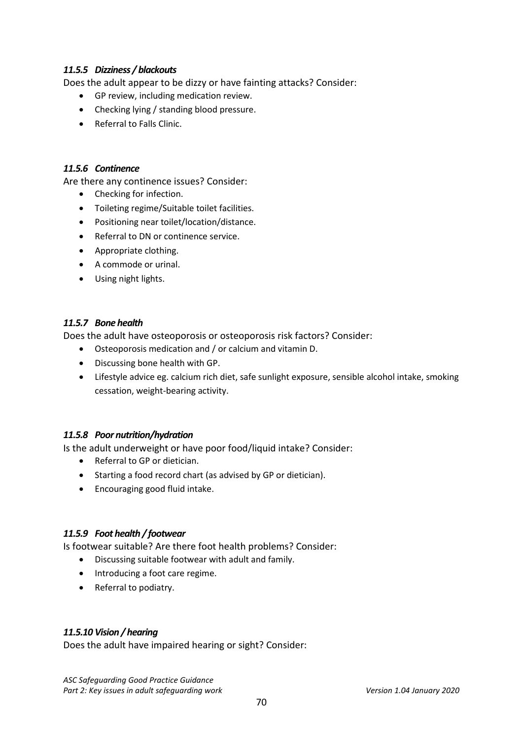#### *11.5.5 Dizziness / blackouts*

Does the adult appear to be dizzy or have fainting attacks? Consider:

- GP review, including medication review.
- Checking lying / standing blood pressure.
- Referral to Falls Clinic.

#### *11.5.6 Continence*

Are there any continence issues? Consider:

- Checking for infection.
- Toileting regime/Suitable toilet facilities.
- Positioning near toilet/location/distance.
- Referral to DN or continence service.
- Appropriate clothing.
- A commode or urinal.
- Using night lights.

#### *11.5.7 Bone health*

Does the adult have osteoporosis or osteoporosis risk factors? Consider:

- Osteoporosis medication and / or calcium and vitamin D.
- Discussing bone health with GP.
- Lifestyle advice eg. calcium rich diet, safe sunlight exposure, sensible alcohol intake, smoking cessation, weight-bearing activity.

#### *11.5.8 Poor nutrition/hydration*

Is the adult underweight or have poor food/liquid intake? Consider:

- Referral to GP or dietician.
- Starting a food record chart (as advised by GP or dietician).
- Encouraging good fluid intake.

#### *11.5.9 Foot health / footwear*

Is footwear suitable? Are there foot health problems? Consider:

- Discussing suitable footwear with adult and family.
- Introducing a foot care regime.
- Referral to podiatry.

#### *11.5.10 Vision / hearing*

Does the adult have impaired hearing or sight? Consider: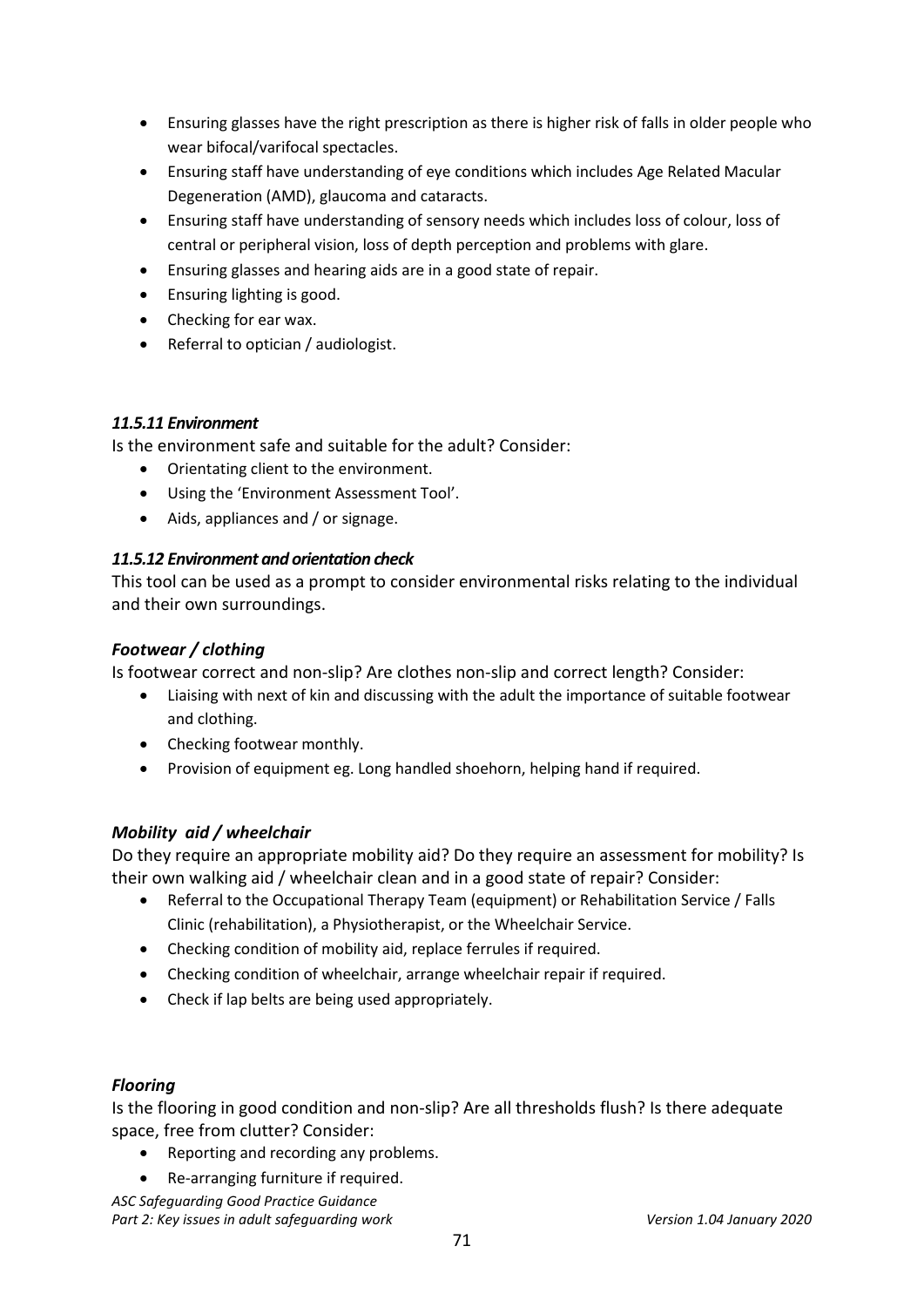- Ensuring glasses have the right prescription as there is higher risk of falls in older people who wear bifocal/varifocal spectacles.
- Ensuring staff have understanding of eye conditions which includes Age Related Macular Degeneration (AMD), glaucoma and cataracts.
- Ensuring staff have understanding of sensory needs which includes loss of colour, loss of central or peripheral vision, loss of depth perception and problems with glare.
- Ensuring glasses and hearing aids are in a good state of repair.
- Ensuring lighting is good.
- Checking for ear wax.
- Referral to optician / audiologist.

#### *11.5.11 Environment*

Is the environment safe and suitable for the adult? Consider:

- Orientating client to the environment.
- Using the 'Environment Assessment Tool'.
- Aids, appliances and / or signage.

#### *11.5.12 Environment and orientation check*

This tool can be used as a prompt to consider environmental risks relating to the individual and their own surroundings.

##### *Footwear / clothing*

Is footwear correct and non-slip? Are clothes non-slip and correct length? Consider:

- Liaising with next of kin and discussing with the adult the importance of suitable footwear and clothing.
- Checking footwear monthly.
- Provision of equipment eg. Long handled shoehorn, helping hand if required.

##### *Mobility aid / wheelchair*

Do they require an appropriate mobility aid? Do they require an assessment for mobility? Is their own walking aid / wheelchair clean and in a good state of repair? Consider:

- Referral to the Occupational Therapy Team (equipment) or Rehabilitation Service / Falls Clinic (rehabilitation), a Physiotherapist, or the Wheelchair Service.
- Checking condition of mobility aid, replace ferrules if required.
- Checking condition of wheelchair, arrange wheelchair repair if required.
- Check if lap belts are being used appropriately.

##### *Flooring*

Is the flooring in good condition and non-slip? Are all thresholds flush? Is there adequate space, free from clutter? Consider:

- Reporting and recording any problems.
- Re-arranging furniture if required.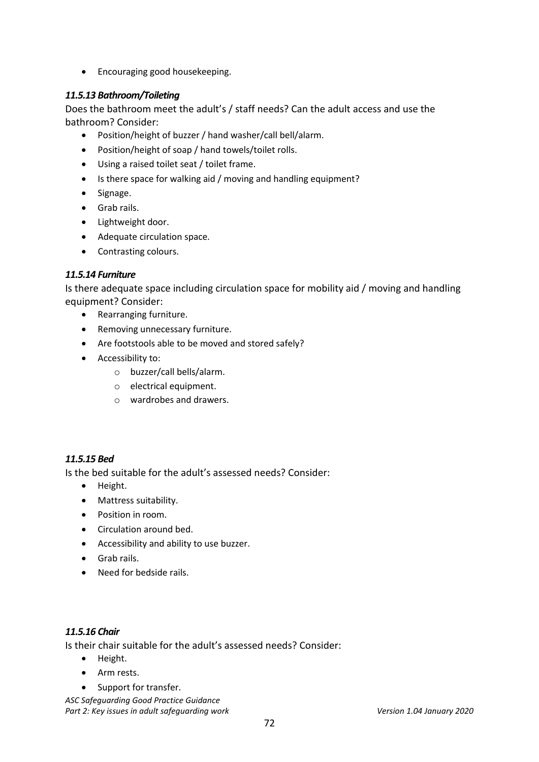- Encouraging good housekeeping.

#### *11.5.13 Bathroom/Toileting*

Does the bathroom meet the adult's / staff needs? Can the adult access and use the bathroom? Consider:

- Position/height of buzzer / hand washer/call bell/alarm.
- Position/height of soap / hand towels/toilet rolls.
- Using a raised toilet seat / toilet frame.
- Is there space for walking aid / moving and handling equipment?
- Signage.
- Grab rails.
- Lightweight door.
- Adequate circulation space.
- Contrasting colours.

#### *11.5.14 Furniture*

Is there adequate space including circulation space for mobility aid / moving and handling equipment? Consider:

- Rearranging furniture.
- Removing unnecessary furniture.
- Are footstools able to be moved and stored safely?
- Accessibility to:
  - buzzer/call bells/alarm.
  - electrical equipment.
  - wardrobes and drawers.

#### *11.5.15 Bed*

Is the bed suitable for the adult's assessed needs? Consider:

- Height.
- Mattress suitability.
- Position in room.
- Circulation around bed.
- Accessibility and ability to use buzzer.
- Grab rails.
- Need for bedside rails.

#### *11.5.16 Chair*

Is their chair suitable for the adult's assessed needs? Consider:

- Height.
- Arm rests.
- Support for transfer.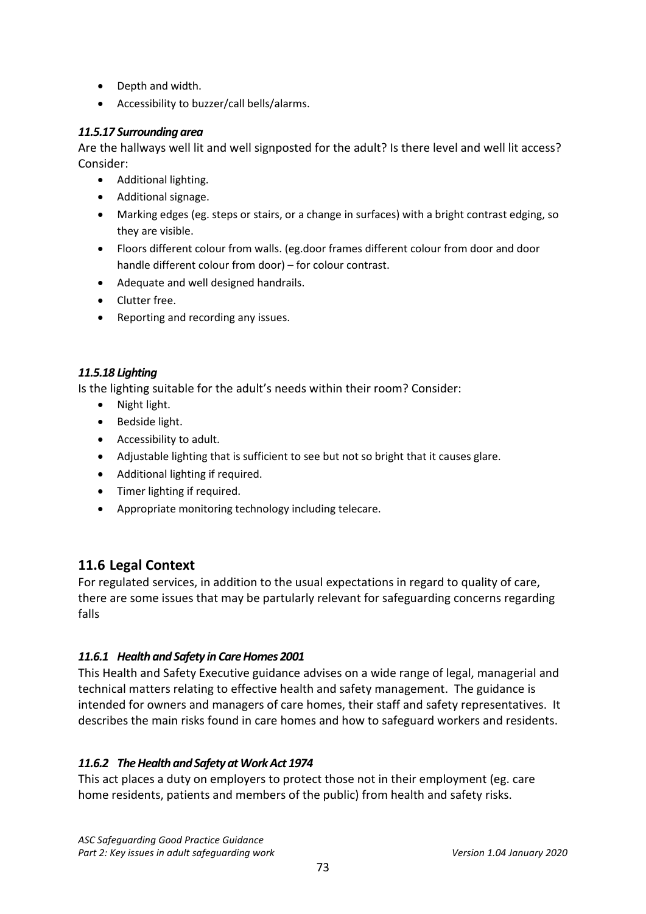- Depth and width.
- Accessibility to buzzer/call bells/alarms.

#### *11.5.17 Surrounding area*

Are the hallways well lit and well signposted for the adult? Is there level and well lit access? Consider:

- Additional lighting.
- Additional signage.
- Marking edges (eg. steps or stairs, or a change in surfaces) with a bright contrast edging, so they are visible.
- Floors different colour from walls. (eg.door frames different colour from door and door handle different colour from door) – for colour contrast.
- Adequate and well designed handrails.
- Clutter free.
- Reporting and recording any issues.

#### *11.5.18 Lighting*

Is the lighting suitable for the adult's needs within their room? Consider:

- Night light.
- Bedside light.
- Accessibility to adult.
- Adjustable lighting that is sufficient to see but not so bright that it causes glare.
- Additional lighting if required.
- Timer lighting if required.
- Appropriate monitoring technology including telecare.

## 11.6 Legal Context

For regulated services, in addition to the usual expectations in regard to quality of care, there are some issues that may be partularly relevant for safeguarding concerns regarding falls

#### *11.6.1 Health and Safety in Care Homes 2001*

This Health and Safety Executive guidance advises on a wide range of legal, managerial and technical matters relating to effective health and safety management. The guidance is intended for owners and managers of care homes, their staff and safety representatives. It describes the main risks found in care homes and how to safeguard workers and residents.

#### *11.6.2 The Health and Safety at Work Act 1974*

This act places a duty on employers to protect those not in their employment (eg. care home residents, patients and members of the public) from health and safety risks.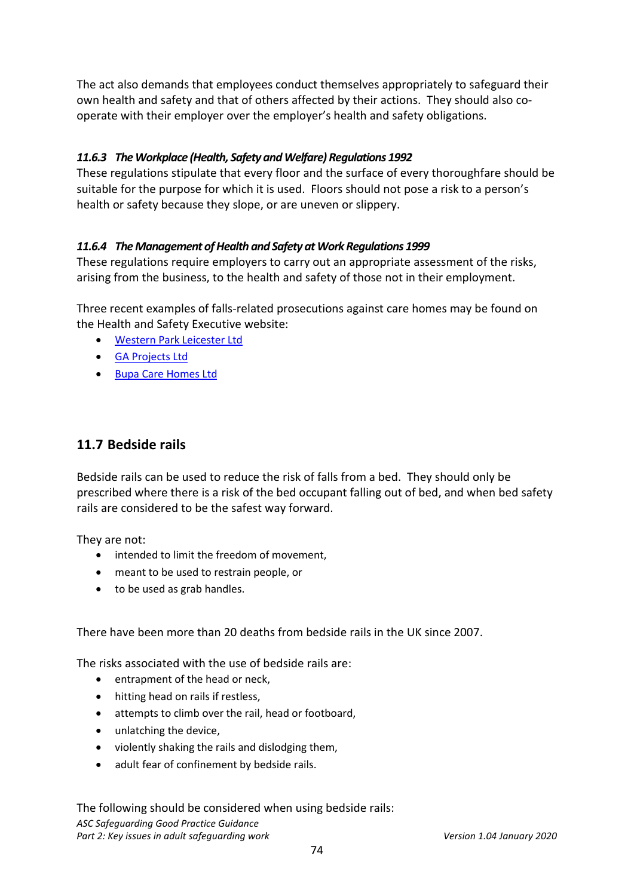The act also demands that employees conduct themselves appropriately to safeguard their own health and safety and that of others affected by their actions. They should also co-operate with their employer over the employer's health and safety obligations.

#### *11.6.3 The Workplace (Health, Safety and Welfare) Regulations 1992*

These regulations stipulate that every floor and the surface of every thoroughfare should be suitable for the purpose for which it is used. Floors should not pose a risk to a person's health or safety because they slope, or are uneven or slippery.

#### *11.6.4 The Management of Health and Safety at Work Regulations 1999*

These regulations require employers to carry out an appropriate assessment of the risks, arising from the business, to the health and safety of those not in their employment.

Three recent examples of falls-related prosecutions against care homes may be found on the Health and Safety Executive website:

- Western Park Leicester Ltd
- GA Projects Ltd
- Bupa Care Homes Ltd

## 11.7 Bedside rails

Bedside rails can be used to reduce the risk of falls from a bed. They should only be prescribed where there is a risk of the bed occupant falling out of bed, and when bed safety rails are considered to be the safest way forward.

They are not:

- intended to limit the freedom of movement,
- meant to be used to restrain people, or
- to be used as grab handles.

There have been more than 20 deaths from bedside rails in the UK since 2007.

The risks associated with the use of bedside rails are:

- entrapment of the head or neck,
- hitting head on rails if restless,
- attempts to climb over the rail, head or footboard,
- unlatching the device,
- violently shaking the rails and dislodging them,
- adult fear of confinement by bedside rails.

The following should be considered when using bedside rails: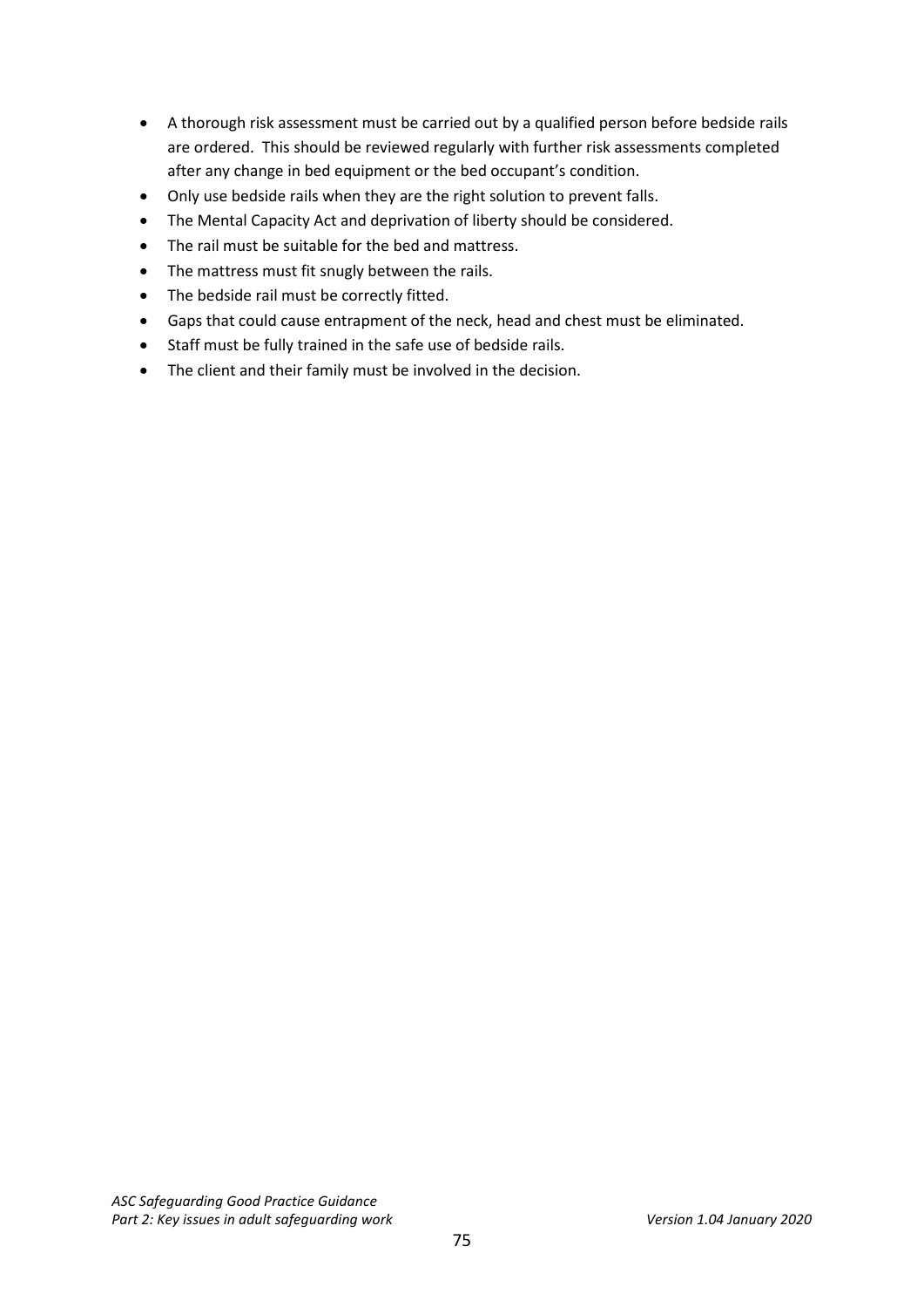- A thorough risk assessment must be carried out by a qualified person before bedside rails are ordered. This should be reviewed regularly with further risk assessments completed after any change in bed equipment or the bed occupant's condition.
- Only use bedside rails when they are the right solution to prevent falls.
- The Mental Capacity Act and deprivation of liberty should be considered.
- The rail must be suitable for the bed and mattress.
- The mattress must fit snugly between the rails.
- The bedside rail must be correctly fitted.
- Gaps that could cause entrapment of the neck, head and chest must be eliminated.
- Staff must be fully trained in the safe use of bedside rails.
- The client and their family must be involved in the decision.